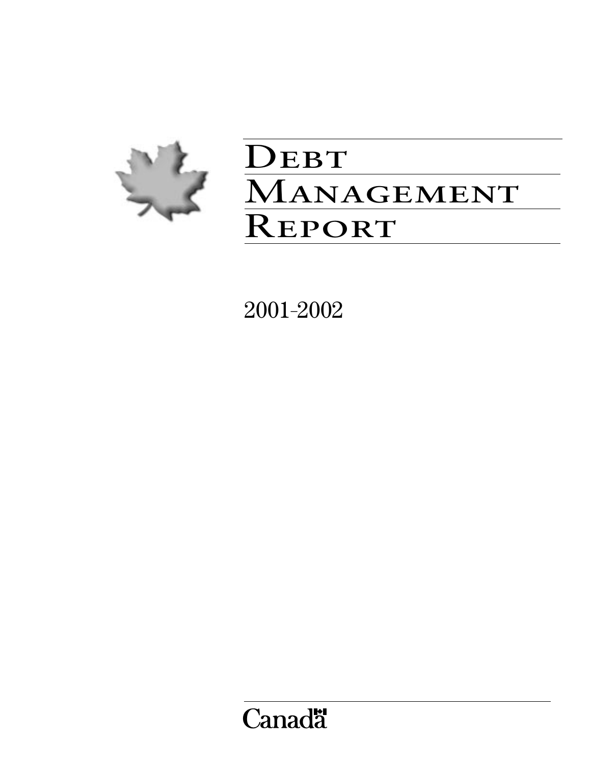# Debt Management Report

2001-2002

Canada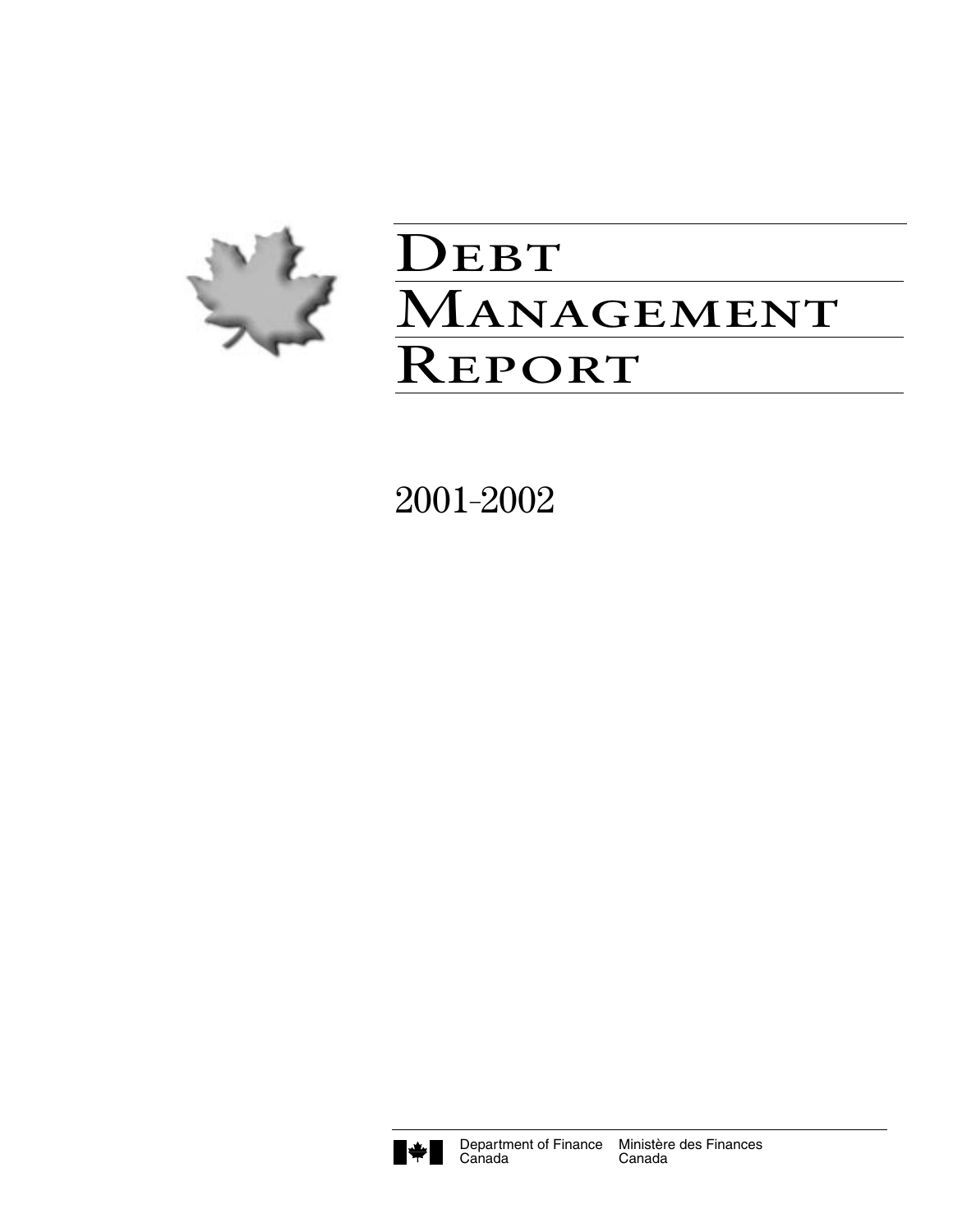# Debt Management Report

## 2001-2002

Department of Finance Canada | Ministère des Finances Canada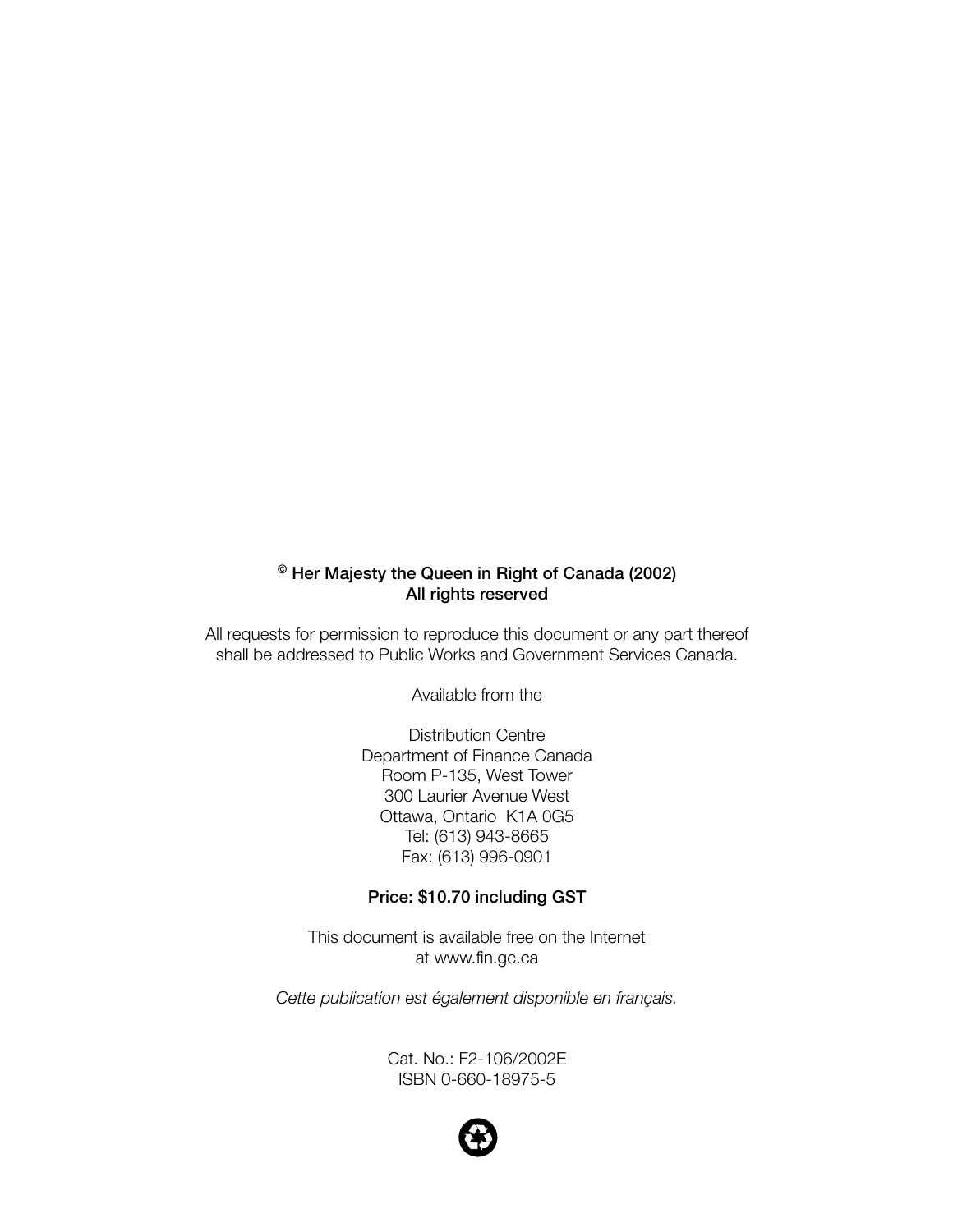**© Her Majesty the Queen in Right of Canada (2002)**
**All rights reserved**

All requests for permission to reproduce this document or any part thereof shall be addressed to Public Works and Government Services Canada.

Available from the

Distribution Centre
Department of Finance Canada
Room P-135, West Tower
300 Laurier Avenue West
Ottawa, Ontario K1A 0G5
Tel: (613) 943-8665
Fax: (613) 996-0901

**Price: $10.70 including GST**

This document is available free on the Internet at www.fin.gc.ca

*Cette publication est également disponible en français.*

Cat. No.: F2-106/2002E
ISBN 0-660-18975-5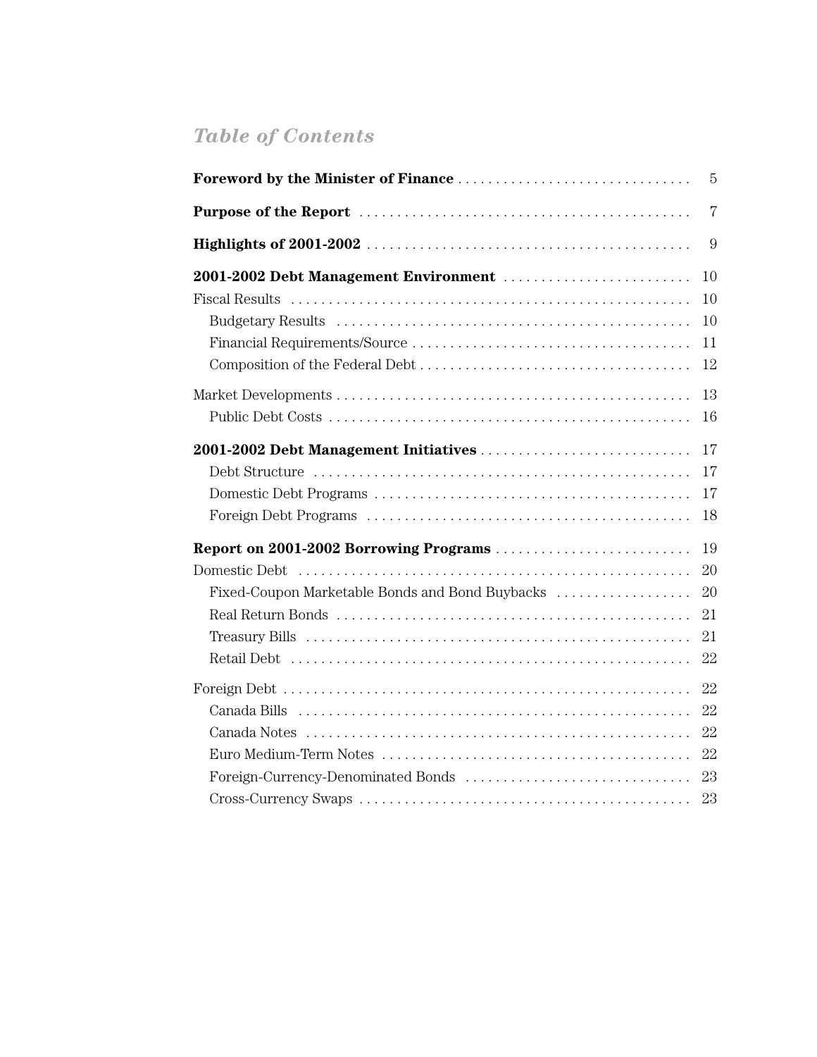# *Table of Contents*

| | |
|---|---|
| **Foreword by the Minister of Finance** | 5 |
| **Purpose of the Report** | 7 |
| **Highlights of 2001-2002** | 9 |
| **2001-2002 Debt Management Environment** | 10 |
| Fiscal Results | 10 |
| Budgetary Results | 10 |
| Financial Requirements/Source | 11 |
| Composition of the Federal Debt | 12 |
| Market Developments | 13 |
| Public Debt Costs | 16 |
| **2001-2002 Debt Management Initiatives** | 17 |
| Debt Structure | 17 |
| Domestic Debt Programs | 17 |
| Foreign Debt Programs | 18 |
| **Report on 2001-2002 Borrowing Programs** | 19 |
| Domestic Debt | 20 |
| Fixed-Coupon Marketable Bonds and Bond Buybacks | 20 |
| Real Return Bonds | 21 |
| Treasury Bills | 21 |
| Retail Debt | 22 |
| Foreign Debt | 22 |
| Canada Bills | 22 |
| Canada Notes | 22 |
| Euro Medium-Term Notes | 22 |
| Foreign-Currency-Denominated Bonds | 23 |
| Cross-Currency Swaps | 23 |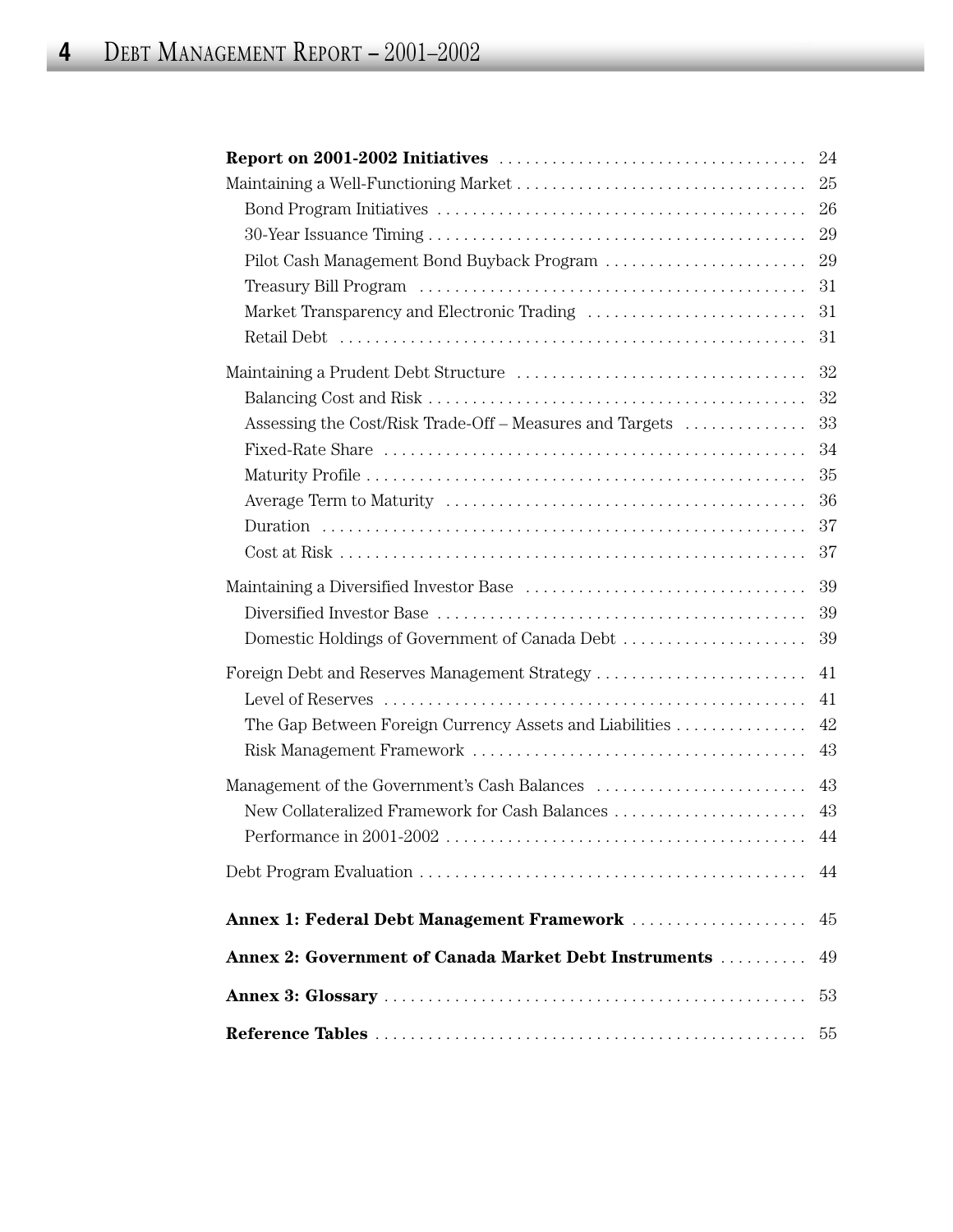| | |
|---|---|
| **Report on 2001-2002 Initiatives** | 24 |
| Maintaining a Well-Functioning Market | 25 |
| Bond Program Initiatives | 26 |
| 30-Year Issuance Timing | 29 |
| Pilot Cash Management Bond Buyback Program | 29 |
| Treasury Bill Program | 31 |
| Market Transparency and Electronic Trading | 31 |
| Retail Debt | 31 |
| Maintaining a Prudent Debt Structure | 32 |
| Balancing Cost and Risk | 32 |
| Assessing the Cost/Risk Trade-Off – Measures and Targets | 33 |
| Fixed-Rate Share | 34 |
| Maturity Profile | 35 |
| Average Term to Maturity | 36 |
| Duration | 37 |
| Cost at Risk | 37 |
| Maintaining a Diversified Investor Base | 39 |
| Diversified Investor Base | 39 |
| Domestic Holdings of Government of Canada Debt | 39 |
| Foreign Debt and Reserves Management Strategy | 41 |
| Level of Reserves | 41 |
| The Gap Between Foreign Currency Assets and Liabilities | 42 |
| Risk Management Framework | 43 |
| Management of the Government's Cash Balances | 43 |
| New Collateralized Framework for Cash Balances | 43 |
| Performance in 2001-2002 | 44 |
| Debt Program Evaluation | 44 |
| **Annex 1: Federal Debt Management Framework** | 45 |
| **Annex 2: Government of Canada Market Debt Instruments** | 49 |
| **Annex 3: Glossary** | 53 |
| **Reference Tables** | 55 |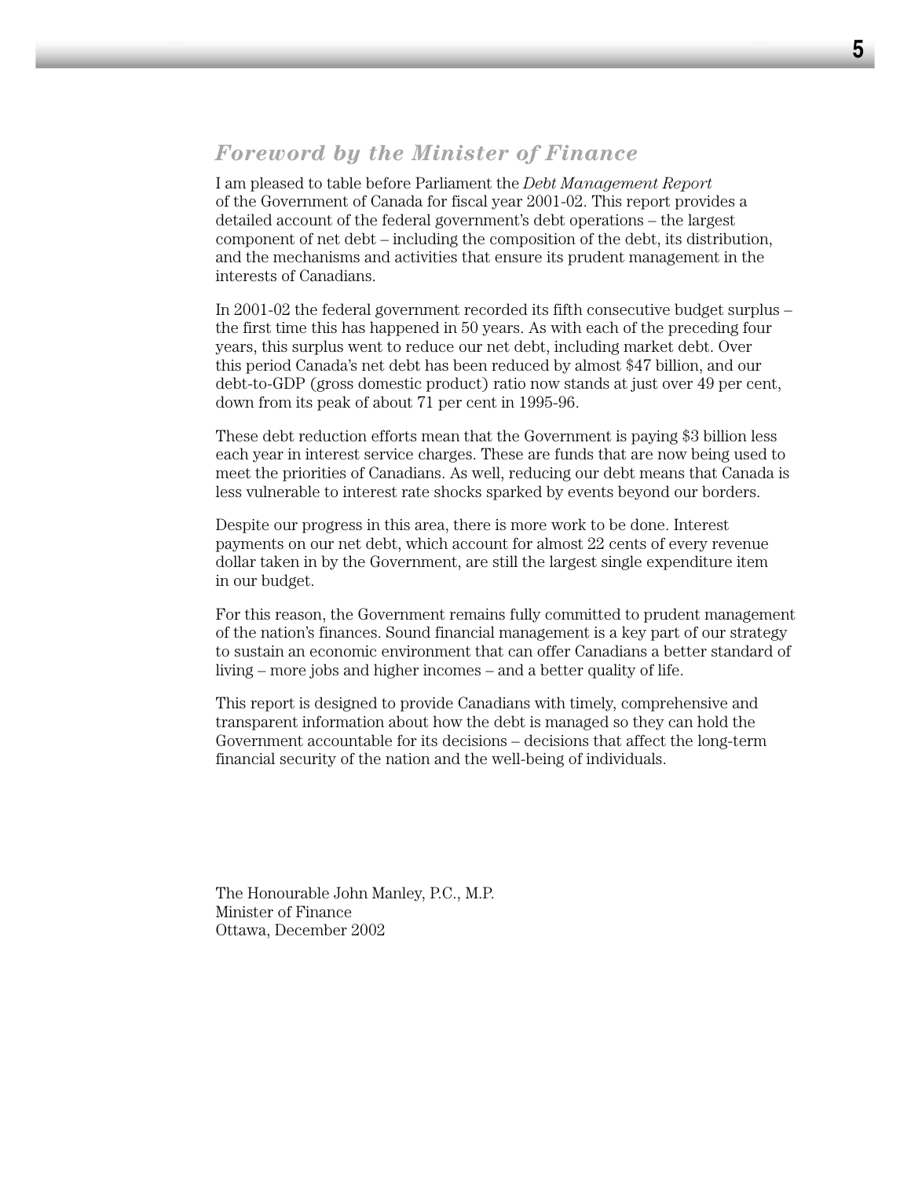## *Foreword by the Minister of Finance*

I am pleased to table before Parliament the *Debt Management Report* of the Government of Canada for fiscal year 2001-02. This report provides a detailed account of the federal government's debt operations – the largest component of net debt – including the composition of the debt, its distribution, and the mechanisms and activities that ensure its prudent management in the interests of Canadians.

In 2001-02 the federal government recorded its fifth consecutive budget surplus – the first time this has happened in 50 years. As with each of the preceding four years, this surplus went to reduce our net debt, including market debt. Over this period Canada's net debt has been reduced by almost $47 billion, and our debt-to-GDP (gross domestic product) ratio now stands at just over 49 per cent, down from its peak of about 71 per cent in 1995-96.

These debt reduction efforts mean that the Government is paying $3 billion less each year in interest service charges. These are funds that are now being used to meet the priorities of Canadians. As well, reducing our debt means that Canada is less vulnerable to interest rate shocks sparked by events beyond our borders.

Despite our progress in this area, there is more work to be done. Interest payments on our net debt, which account for almost 22 cents of every revenue dollar taken in by the Government, are still the largest single expenditure item in our budget.

For this reason, the Government remains fully committed to prudent management of the nation's finances. Sound financial management is a key part of our strategy to sustain an economic environment that can offer Canadians a better standard of living – more jobs and higher incomes – and a better quality of life.

This report is designed to provide Canadians with timely, comprehensive and transparent information about how the debt is managed so they can hold the Government accountable for its decisions – decisions that affect the long-term financial security of the nation and the well-being of individuals.

The Honourable John Manley, P.C., M.P.  
Minister of Finance  
Ottawa, December 2002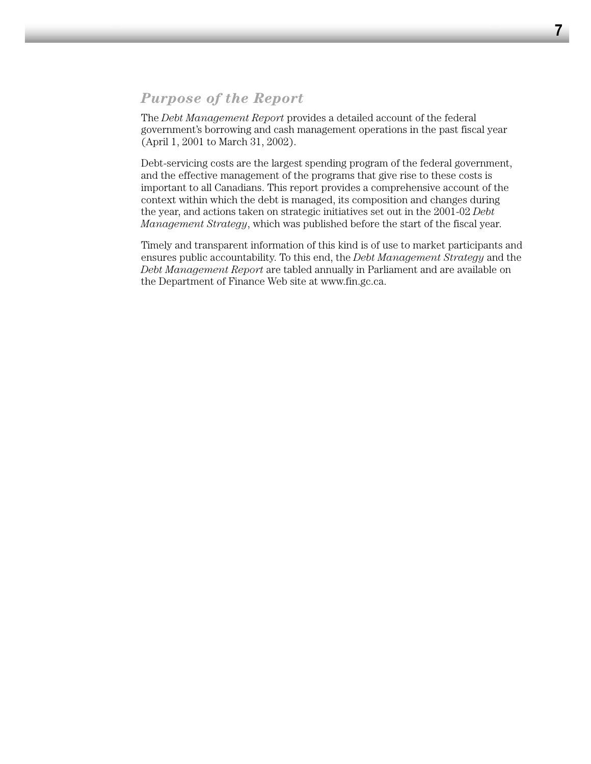## *Purpose of the Report*

The *Debt Management Report* provides a detailed account of the federal government's borrowing and cash management operations in the past fiscal year (April 1, 2001 to March 31, 2002).

Debt-servicing costs are the largest spending program of the federal government, and the effective management of the programs that give rise to these costs is important to all Canadians. This report provides a comprehensive account of the context within which the debt is managed, its composition and changes during the year, and actions taken on strategic initiatives set out in the 2001-02 *Debt Management Strategy*, which was published before the start of the fiscal year.

Timely and transparent information of this kind is of use to market participants and ensures public accountability. To this end, the *Debt Management Strategy* and the *Debt Management Report* are tabled annually in Parliament and are available on the Department of Finance Web site at www.fin.gc.ca.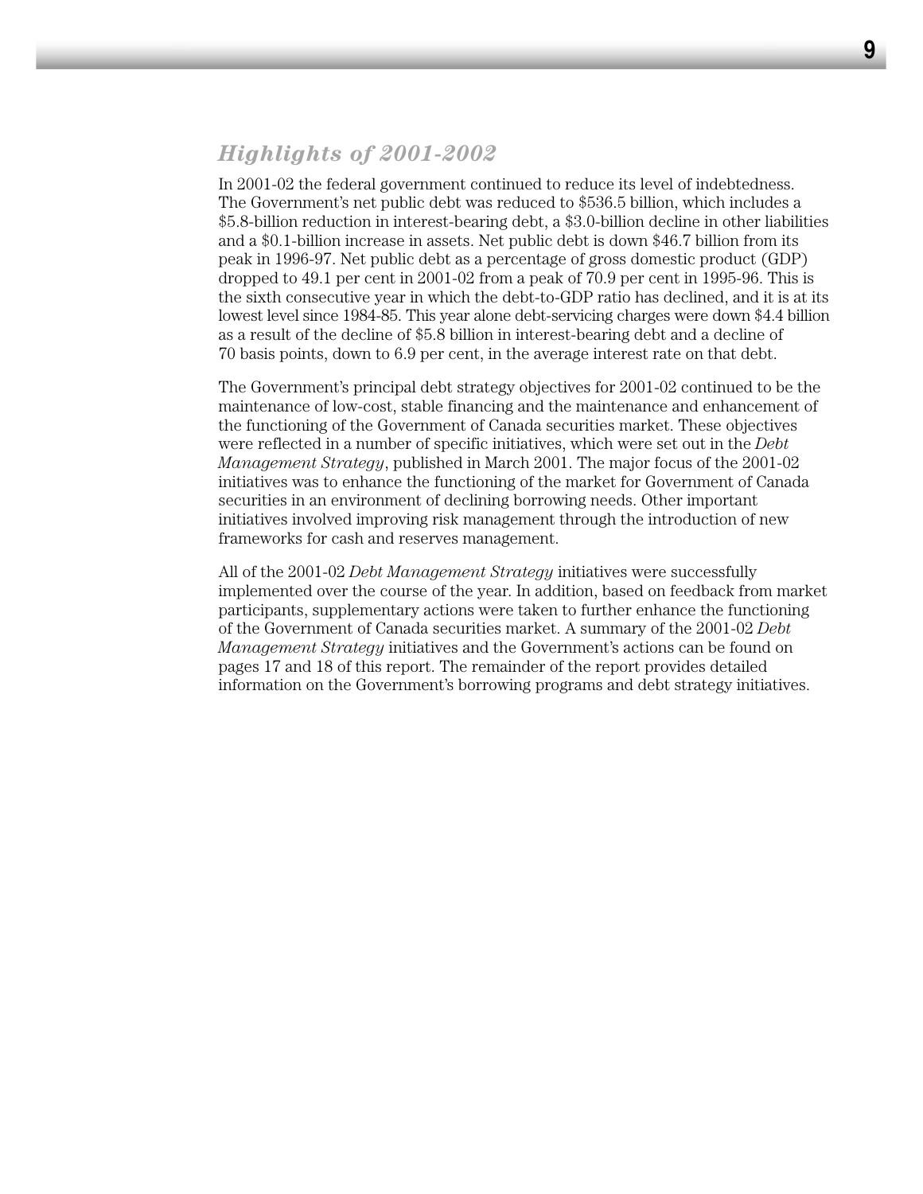## *Highlights of 2001-2002*

In 2001-02 the federal government continued to reduce its level of indebtedness. The Government's net public debt was reduced to $536.5 billion, which includes a $5.8-billion reduction in interest-bearing debt, a $3.0-billion decline in other liabilities and a $0.1-billion increase in assets. Net public debt is down $46.7 billion from its peak in 1996-97. Net public debt as a percentage of gross domestic product (GDP) dropped to 49.1 per cent in 2001-02 from a peak of 70.9 per cent in 1995-96. This is the sixth consecutive year in which the debt-to-GDP ratio has declined, and it is at its lowest level since 1984-85. This year alone debt-servicing charges were down $4.4 billion as a result of the decline of $5.8 billion in interest-bearing debt and a decline of 70 basis points, down to 6.9 per cent, in the average interest rate on that debt.

The Government's principal debt strategy objectives for 2001-02 continued to be the maintenance of low-cost, stable financing and the maintenance and enhancement of the functioning of the Government of Canada securities market. These objectives were reflected in a number of specific initiatives, which were set out in the *Debt Management Strategy*, published in March 2001. The major focus of the 2001-02 initiatives was to enhance the functioning of the market for Government of Canada securities in an environment of declining borrowing needs. Other important initiatives involved improving risk management through the introduction of new frameworks for cash and reserves management.

All of the 2001-02 *Debt Management Strategy* initiatives were successfully implemented over the course of the year. In addition, based on feedback from market participants, supplementary actions were taken to further enhance the functioning of the Government of Canada securities market. A summary of the 2001-02 *Debt Management Strategy* initiatives and the Government's actions can be found on pages 17 and 18 of this report. The remainder of the report provides detailed information on the Government's borrowing programs and debt strategy initiatives.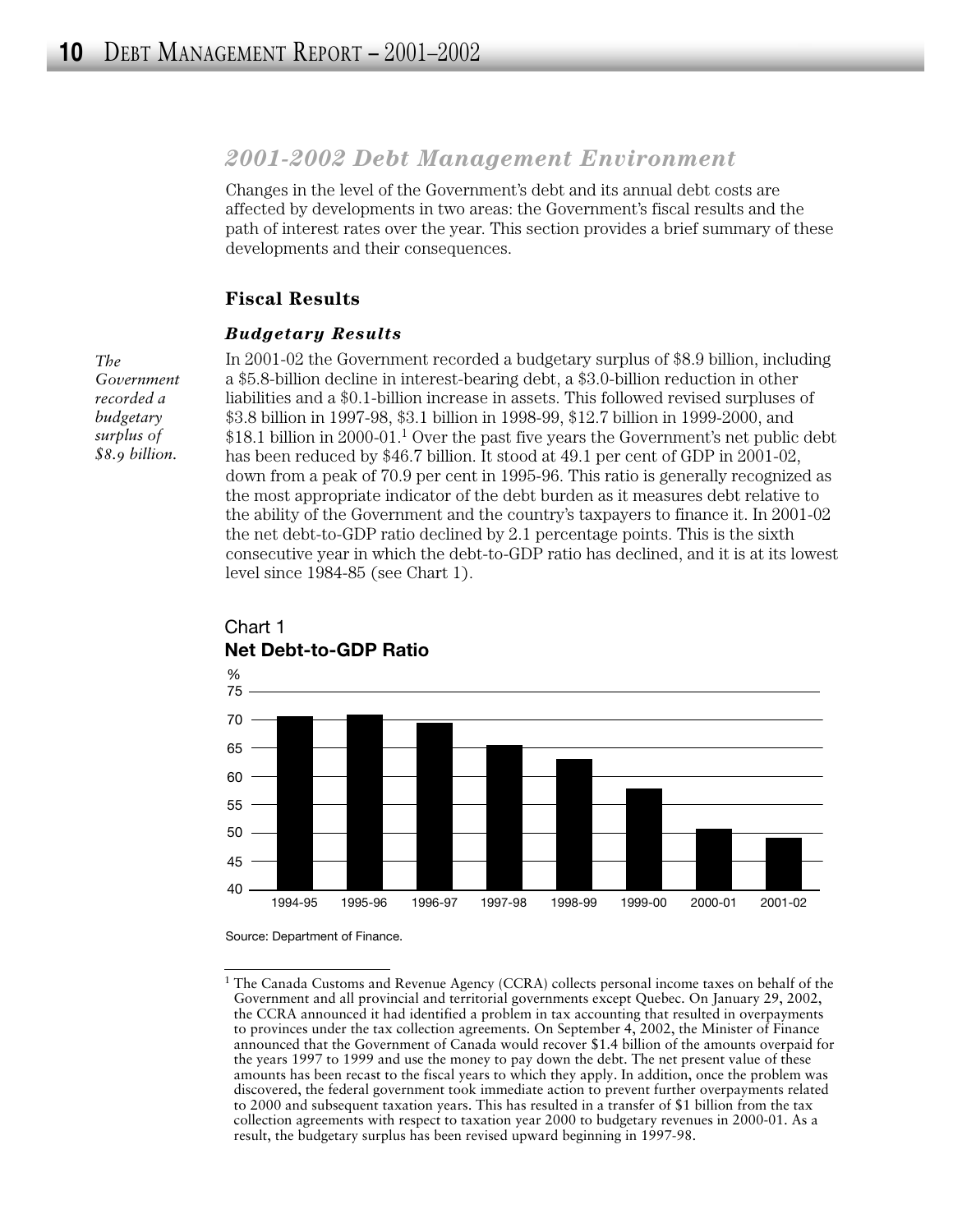## *2001-2002 Debt Management Environment*

Changes in the level of the Government's debt and its annual debt costs are affected by developments in two areas: the Government's fiscal results and the path of interest rates over the year. This section provides a brief summary of these developments and their consequences.

### Fiscal Results

#### *Budgetary Results*

*The Government recorded a budgetary surplus of $8.9 billion.*

In 2001-02 the Government recorded a budgetary surplus of $8.9 billion, including a $5.8-billion decline in interest-bearing debt, a $3.0-billion reduction in other liabilities and a $0.1-billion increase in assets. This followed revised surpluses of $3.8 billion in 1997-98, $3.1 billion in 1998-99, $12.7 billion in 1999-2000, and $18.1 billion in 2000-01.[1] Over the past five years the Government's net public debt has been reduced by $46.7 billion. It stood at 49.1 per cent of GDP in 2001-02, down from a peak of 70.9 per cent in 1995-96. This ratio is generally recognized as the most appropriate indicator of the debt burden as it measures debt relative to the ability of the Government and the country's taxpayers to finance it. In 2001-02 the net debt-to-GDP ratio declined by 2.1 percentage points. This is the sixth consecutive year in which the debt-to-GDP ratio has declined, and it is at its lowest level since 1984-85 (see Chart 1).

Chart 1
**Net Debt-to-GDP Ratio**

Source: Department of Finance.

[1] The Canada Customs and Revenue Agency (CCRA) collects personal income taxes on behalf of the Government and all provincial and territorial governments except Quebec. On January 29, 2002, the CCRA announced it had identified a problem in tax accounting that resulted in overpayments to provinces under the tax collection agreements. On September 4, 2002, the Minister of Finance announced that the Government of Canada would recover $1.4 billion of the amounts overpaid for the years 1997 to 1999 and use the money to pay down the debt. The net present value of these amounts has been recast to the fiscal years to which they apply. In addition, once the problem was discovered, the federal government took immediate action to prevent further overpayments related to 2000 and subsequent taxation years. This has resulted in a transfer of $1 billion from the tax collection agreements with respect to taxation year 2000 to budgetary revenues in 2000-01. As a result, the budgetary surplus has been revised upward beginning in 1997-98.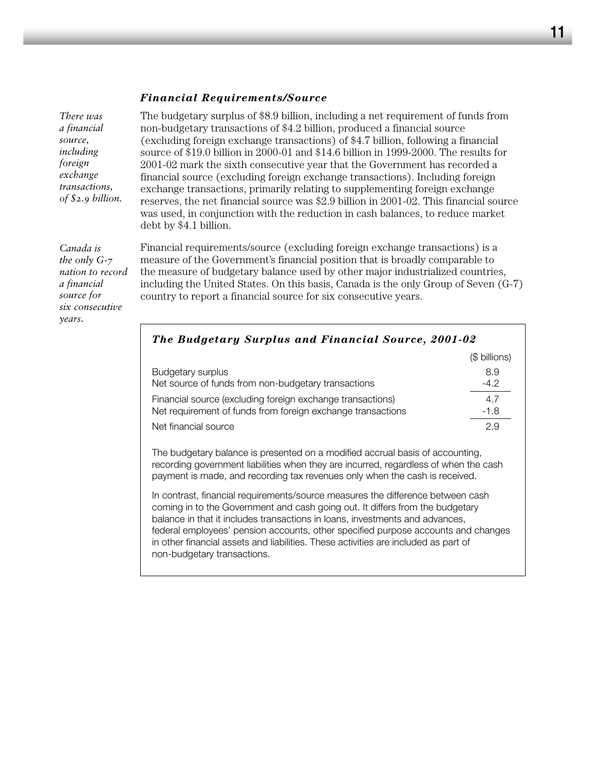### *Financial Requirements/Source*

*There was a financial source, including foreign exchange transactions, of $2.9 billion.*

The budgetary surplus of $8.9 billion, including a net requirement of funds from non-budgetary transactions of $4.2 billion, produced a financial source (excluding foreign exchange transactions) of $4.7 billion, following a financial source of $19.0 billion in 2000-01 and $14.6 billion in 1999-2000. The results for 2001-02 mark the sixth consecutive year that the Government has recorded a financial source (excluding foreign exchange transactions). Including foreign exchange transactions, primarily relating to supplementing foreign exchange reserves, the net financial source was $2.9 billion in 2001-02. This financial source was used, in conjunction with the reduction in cash balances, to reduce market debt by $4.1 billion.

*Canada is the only G-7 nation to record a financial source for six consecutive years.*

Financial requirements/source (excluding foreign exchange transactions) is a measure of the Government's financial position that is broadly comparable to the measure of budgetary balance used by other major industrialized countries, including the United States. On this basis, Canada is the only Group of Seven (G-7) country to report a financial source for six consecutive years.

#### *The Budgetary Surplus and Financial Source, 2001-02*

| | ($ billions) |
|---|---|
| Budgetary surplus | 8.9 |
| Net source of funds from non-budgetary transactions | -4.2 |
| Financial source (excluding foreign exchange transactions) | 4.7 |
| Net requirement of funds from foreign exchange transactions | -1.8 |
| Net financial source | 2.9 |

The budgetary balance is presented on a modified accrual basis of accounting, recording government liabilities when they are incurred, regardless of when the cash payment is made, and recording tax revenues only when the cash is received.

In contrast, financial requirements/source measures the difference between cash coming in to the Government and cash going out. It differs from the budgetary balance in that it includes transactions in loans, investments and advances, federal employees' pension accounts, other specified purpose accounts and changes in other financial assets and liabilities. These activities are included as part of non-budgetary transactions.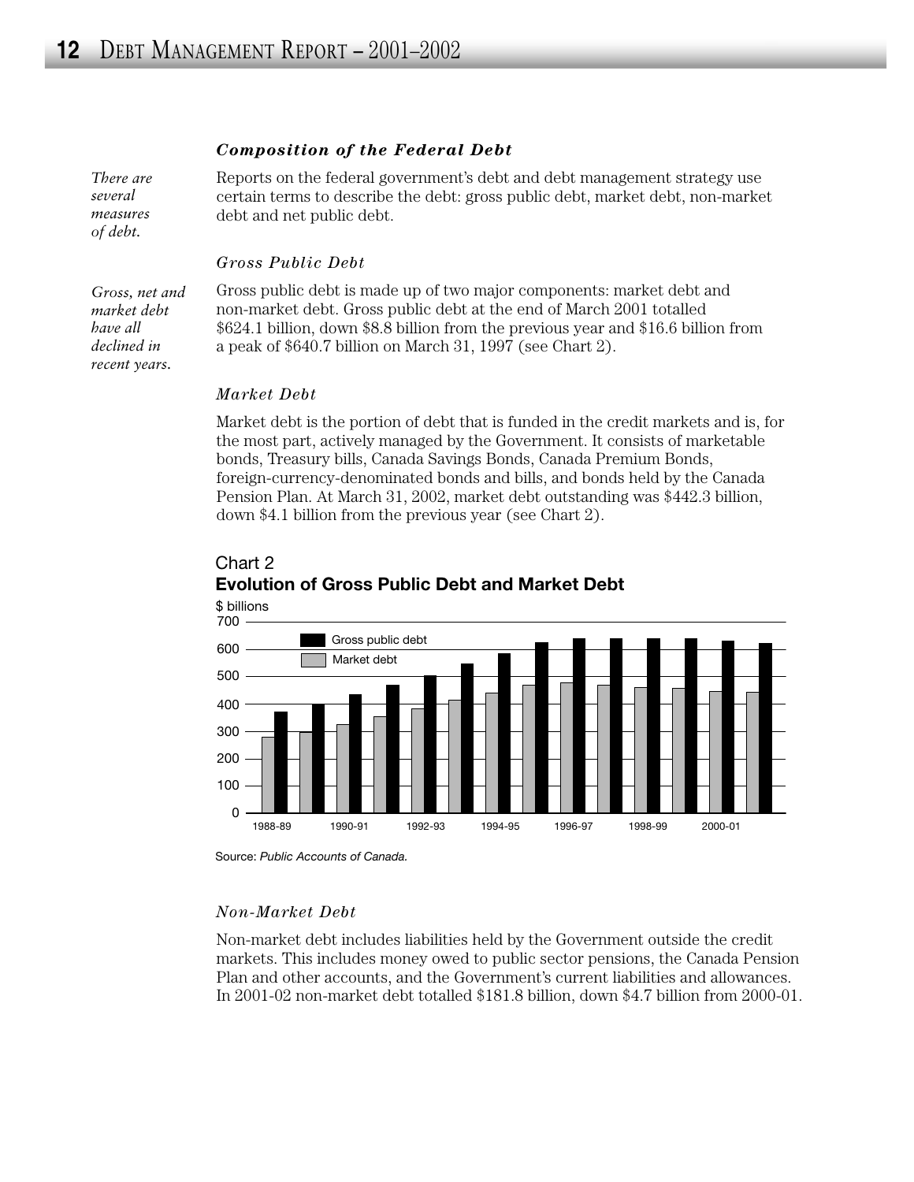### *Composition of the Federal Debt*

*There are several measures of debt.*

Reports on the federal government's debt and debt management strategy use certain terms to describe the debt: gross public debt, market debt, non-market debt and net public debt.

#### *Gross Public Debt*

*Gross, net and market debt have all declined in recent years.*

Gross public debt is made up of two major components: market debt and non-market debt. Gross public debt at the end of March 2001 totalled $624.1 billion, down $8.8 billion from the previous year and $16.6 billion from a peak of $640.7 billion on March 31, 1997 (see Chart 2).

#### *Market Debt*

Market debt is the portion of debt that is funded in the credit markets and is, for the most part, actively managed by the Government. It consists of marketable bonds, Treasury bills, Canada Savings Bonds, Canada Premium Bonds, foreign-currency-denominated bonds and bills, and bonds held by the Canada Pension Plan. At March 31, 2002, market debt outstanding was $442.3 billion, down $4.1 billion from the previous year (see Chart 2).

Chart 2
**Evolution of Gross Public Debt and Market Debt**

$ billions

Legend: Gross public debt; Market debt

Years: 1988-89, 1990-91, 1992-93, 1994-95, 1996-97, 1998-99, 2000-01

Source: *Public Accounts of Canada.*

#### *Non-Market Debt*

Non-market debt includes liabilities held by the Government outside the credit markets. This includes money owed to public sector pensions, the Canada Pension Plan and other accounts, and the Government's current liabilities and allowances. In 2001-02 non-market debt totalled $181.8 billion, down $4.7 billion from 2000-01.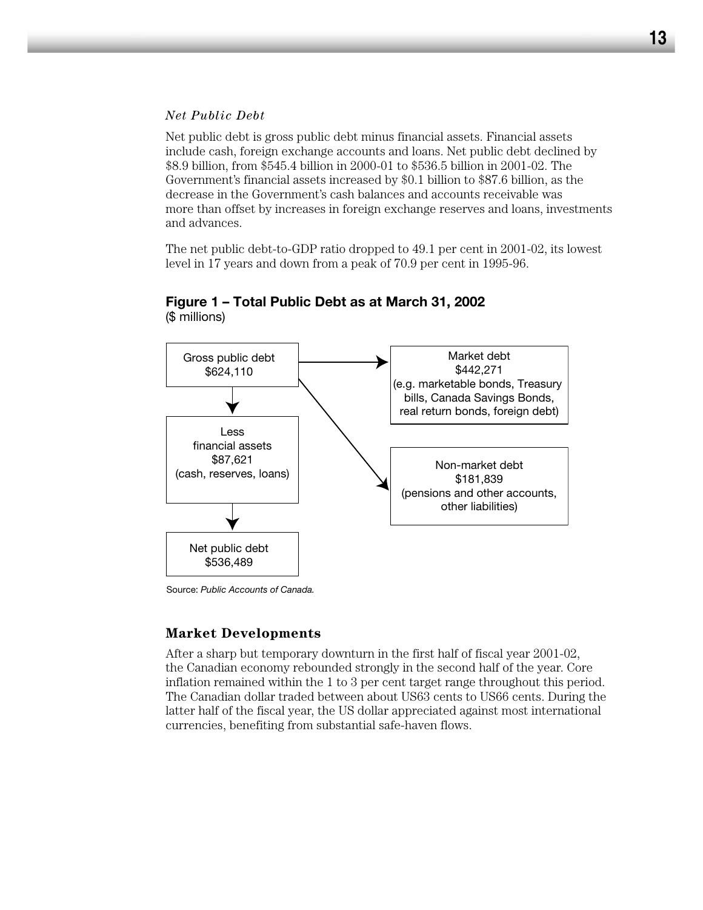*Net Public Debt*

Net public debt is gross public debt minus financial assets. Financial assets include cash, foreign exchange accounts and loans. Net public debt declined by $8.9 billion, from $545.4 billion in 2000-01 to $536.5 billion in 2001-02. The Government's financial assets increased by $0.1 billion to $87.6 billion, as the decrease in the Government's cash balances and accounts receivable was more than offset by increases in foreign exchange reserves and loans, investments and advances.

The net public debt-to-GDP ratio dropped to 49.1 per cent in 2001-02, its lowest level in 17 years and down from a peak of 70.9 per cent in 1995-96.

**Figure 1 – Total Public Debt as at March 31, 2002**
($ millions)

Gross public debt
$624,110

→ Market debt
$442,271
(e.g. marketable bonds, Treasury bills, Canada Savings Bonds, real return bonds, foreign debt)

→ Non-market debt
$181,839
(pensions and other accounts, other liabilities)

Less
financial assets
$87,621
(cash, reserves, loans)

Net public debt
$536,489

Source: *Public Accounts of Canada.*

## Market Developments

After a sharp but temporary downturn in the first half of fiscal year 2001-02, the Canadian economy rebounded strongly in the second half of the year. Core inflation remained within the 1 to 3 per cent target range throughout this period. The Canadian dollar traded between about US63 cents to US66 cents. During the latter half of the fiscal year, the US dollar appreciated against most international currencies, benefiting from substantial safe-haven flows.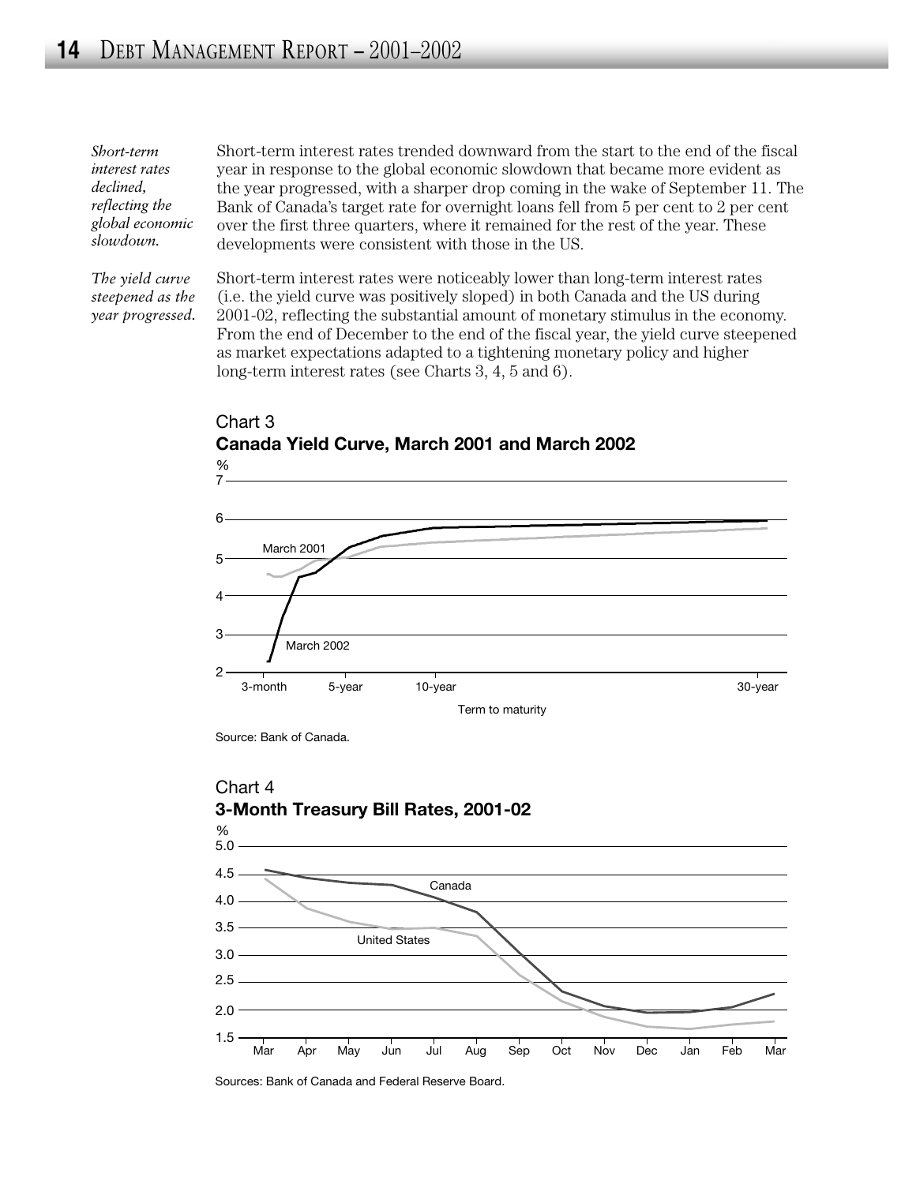*Short-term interest rates declined, reflecting the global economic slowdown.*

Short-term interest rates trended downward from the start to the end of the fiscal year in response to the global economic slowdown that became more evident as the year progressed, with a sharper drop coming in the wake of September 11. The Bank of Canada's target rate for overnight loans fell from 5 per cent to 2 per cent over the first three quarters, where it remained for the rest of the year. These developments were consistent with those in the US.

*The yield curve steepened as the year progressed.*

Short-term interest rates were noticeably lower than long-term interest rates (i.e. the yield curve was positively sloped) in both Canada and the US during 2001-02, reflecting the substantial amount of monetary stimulus in the economy. From the end of December to the end of the fiscal year, the yield curve steepened as market expectations adapted to a tightening monetary policy and higher long-term interest rates (see Charts 3, 4, 5 and 6).

Chart 3

**Canada Yield Curve, March 2001 and March 2002**

Source: Bank of Canada.

Chart 4

**3-Month Treasury Bill Rates, 2001-02**

Sources: Bank of Canada and Federal Reserve Board.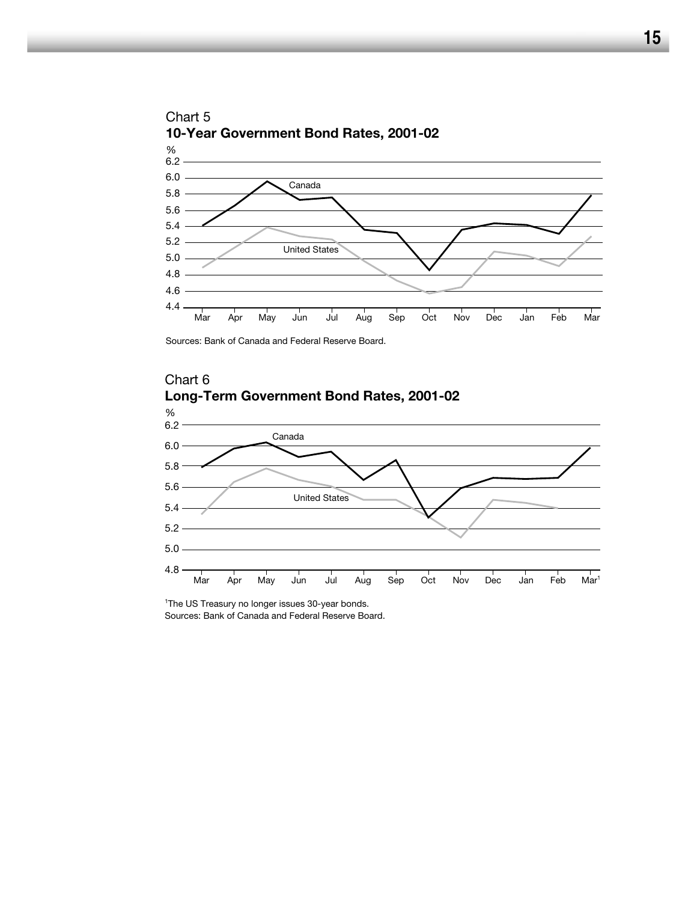Chart 5

**10-Year Government Bond Rates, 2001-02**

Sources: Bank of Canada and Federal Reserve Board.

Chart 6

**Long-Term Government Bond Rates, 2001-02**

[1]The US Treasury no longer issues 30-year bonds.

Sources: Bank of Canada and Federal Reserve Board.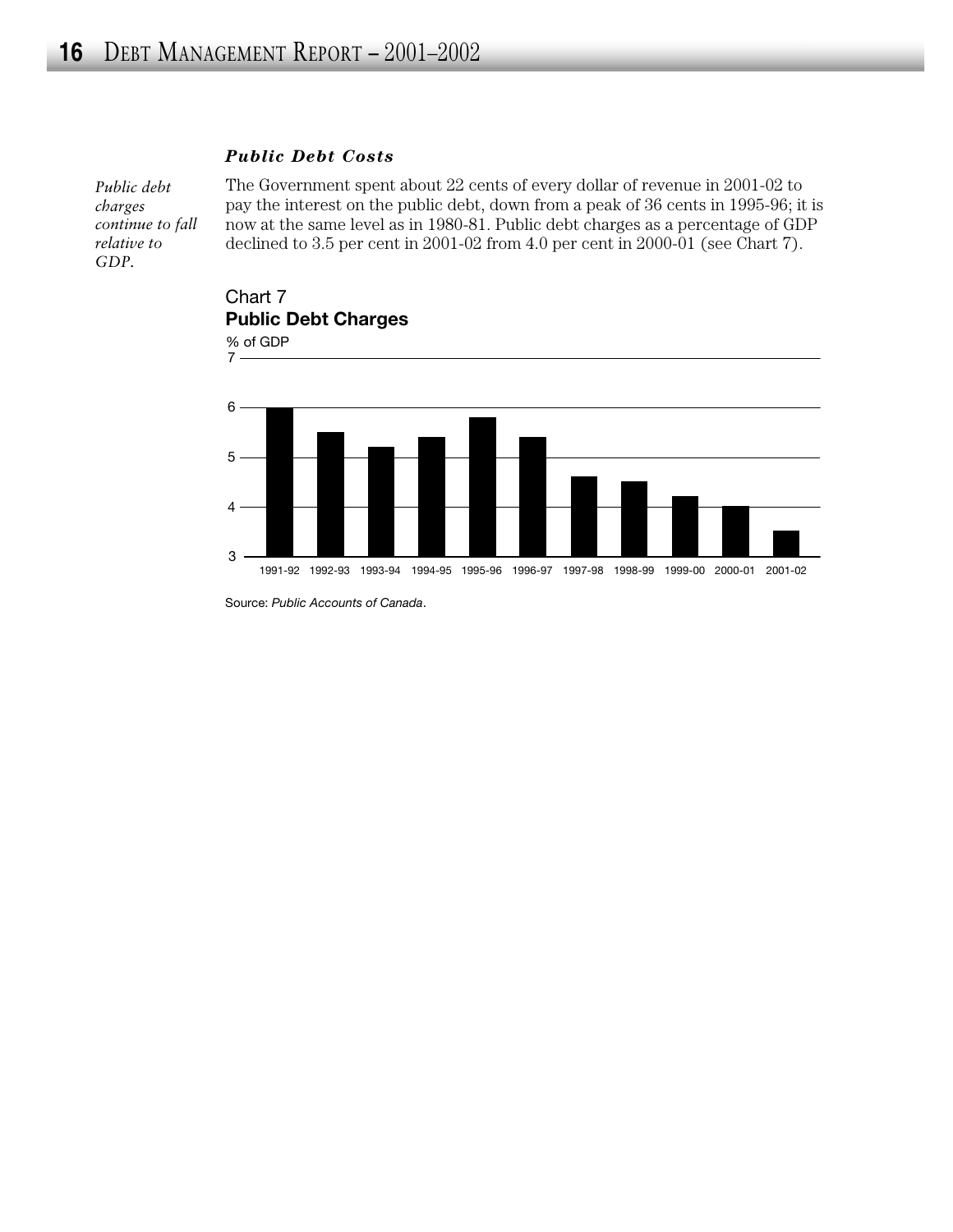### *Public Debt Costs*

*Public debt charges continue to fall relative to GDP.*

The Government spent about 22 cents of every dollar of revenue in 2001-02 to pay the interest on the public debt, down from a peak of 36 cents in 1995-96; it is now at the same level as in 1980-81. Public debt charges as a percentage of GDP declined to 3.5 per cent in 2001-02 from 4.0 per cent in 2000-01 (see Chart 7).

Chart 7
**Public Debt Charges**

% of GDP

7

6

5

4

3

1991-92 1992-93 1993-94 1994-95 1995-96 1996-97 1997-98 1998-99 1999-00 2000-01 2001-02

Source: *Public Accounts of Canada*.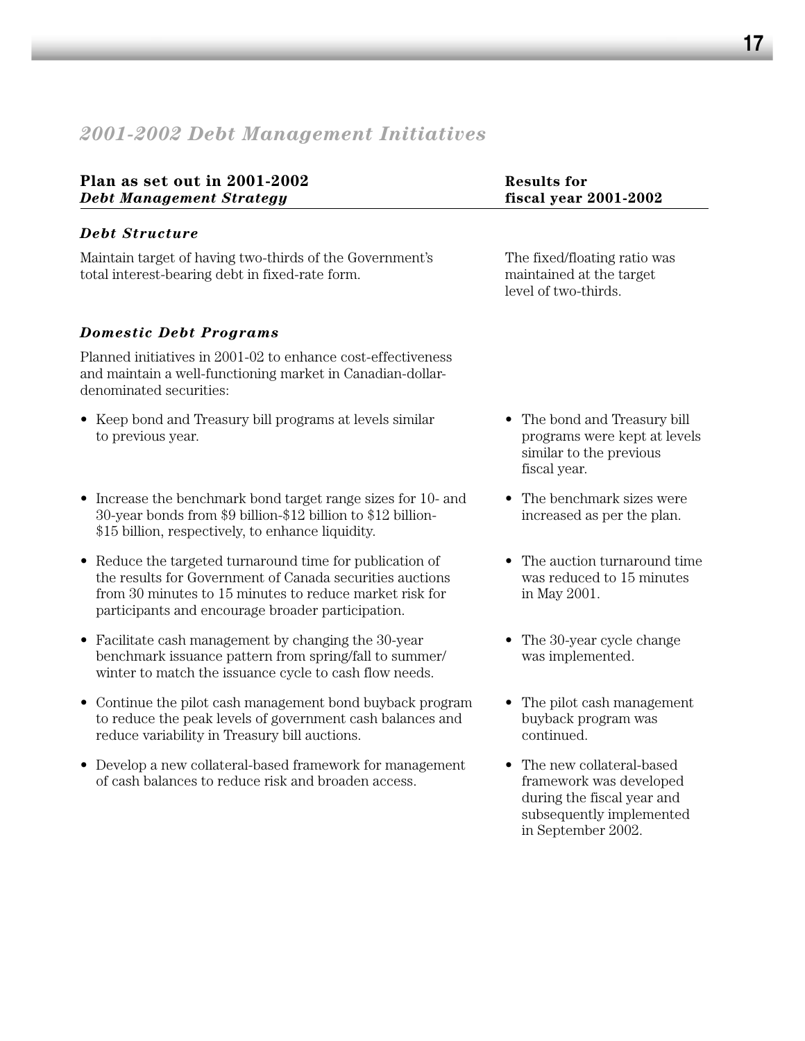## *2001-2002 Debt Management Initiatives*

| **Plan as set out in 2001-2002** ***Debt Management Strategy*** | **Results for fiscal year 2001-2002** |
|---|---|
| ***Debt Structure*** | |
| Maintain target of having two-thirds of the Government's total interest-bearing debt in fixed-rate form. | The fixed/floating ratio was maintained at the target level of two-thirds. |
| ***Domestic Debt Programs*** | |
| Planned initiatives in 2001-02 to enhance cost-effectiveness and maintain a well-functioning market in Canadian-dollar-denominated securities: | |
| • Keep bond and Treasury bill programs at levels similar to previous year. | • The bond and Treasury bill programs were kept at levels similar to the previous fiscal year. |
| • Increase the benchmark bond target range sizes for 10- and 30-year bonds from $9 billion-$12 billion to $12 billion-$15 billion, respectively, to enhance liquidity. | • The benchmark sizes were increased as per the plan. |
| • Reduce the targeted turnaround time for publication of the results for Government of Canada securities auctions from 30 minutes to 15 minutes to reduce market risk for participants and encourage broader participation. | • The auction turnaround time was reduced to 15 minutes in May 2001. |
| • Facilitate cash management by changing the 30-year benchmark issuance pattern from spring/fall to summer/winter to match the issuance cycle to cash flow needs. | • The 30-year cycle change was implemented. |
| • Continue the pilot cash management bond buyback program to reduce the peak levels of government cash balances and reduce variability in Treasury bill auctions. | • The pilot cash management buyback program was continued. |
| • Develop a new collateral-based framework for management of cash balances to reduce risk and broaden access. | • The new collateral-based framework was developed during the fiscal year and subsequently implemented in September 2002. |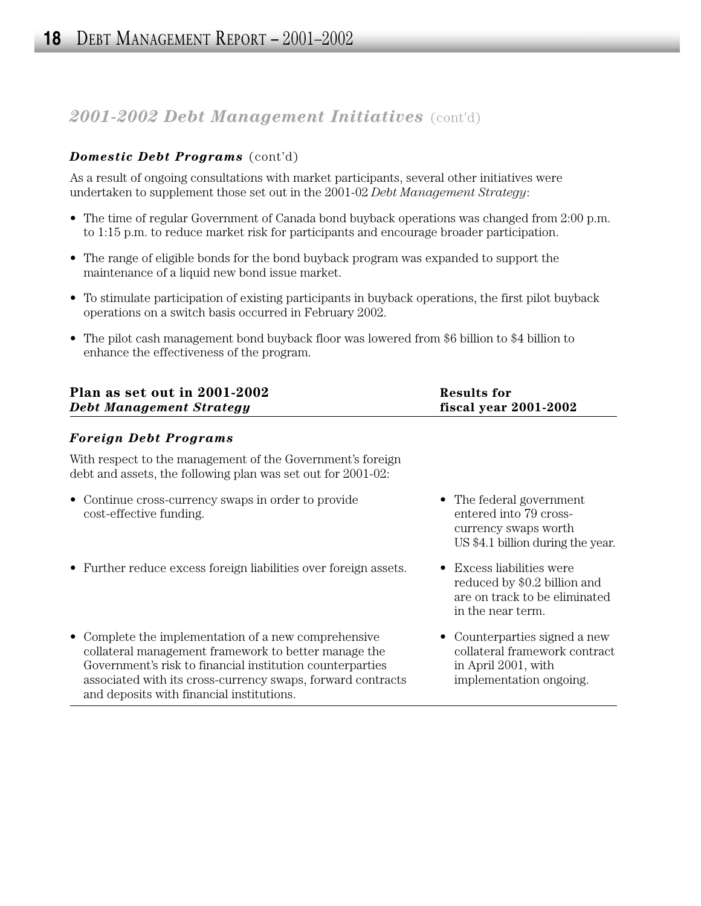## *2001-2002 Debt Management Initiatives* (cont'd)

### *Domestic Debt Programs* (cont'd)

As a result of ongoing consultations with market participants, several other initiatives were undertaken to supplement those set out in the 2001-02 *Debt Management Strategy*:

- The time of regular Government of Canada bond buyback operations was changed from 2:00 p.m. to 1:15 p.m. to reduce market risk for participants and encourage broader participation.
- The range of eligible bonds for the bond buyback program was expanded to support the maintenance of a liquid new bond issue market.
- To stimulate participation of existing participants in buyback operations, the first pilot buyback operations on a switch basis occurred in February 2002.
- The pilot cash management bond buyback floor was lowered from $6 billion to $4 billion to enhance the effectiveness of the program.

| **Plan as set out in 2001-2002 *Debt Management Strategy*** | **Results for fiscal year 2001-2002** |
|---|---|
| ***Foreign Debt Programs*** | |
| With respect to the management of the Government's foreign debt and assets, the following plan was set out for 2001-02: | |
| • Continue cross-currency swaps in order to provide cost-effective funding. | • The federal government entered into 79 cross-currency swaps worth US $4.1 billion during the year. |
| • Further reduce excess foreign liabilities over foreign assets. | • Excess liabilities were reduced by $0.2 billion and are on track to be eliminated in the near term. |
| • Complete the implementation of a new comprehensive collateral management framework to better manage the Government's risk to financial institution counterparties associated with its cross-currency swaps, forward contracts and deposits with financial institutions. | • Counterparties signed a new collateral framework contract in April 2001, with implementation ongoing. |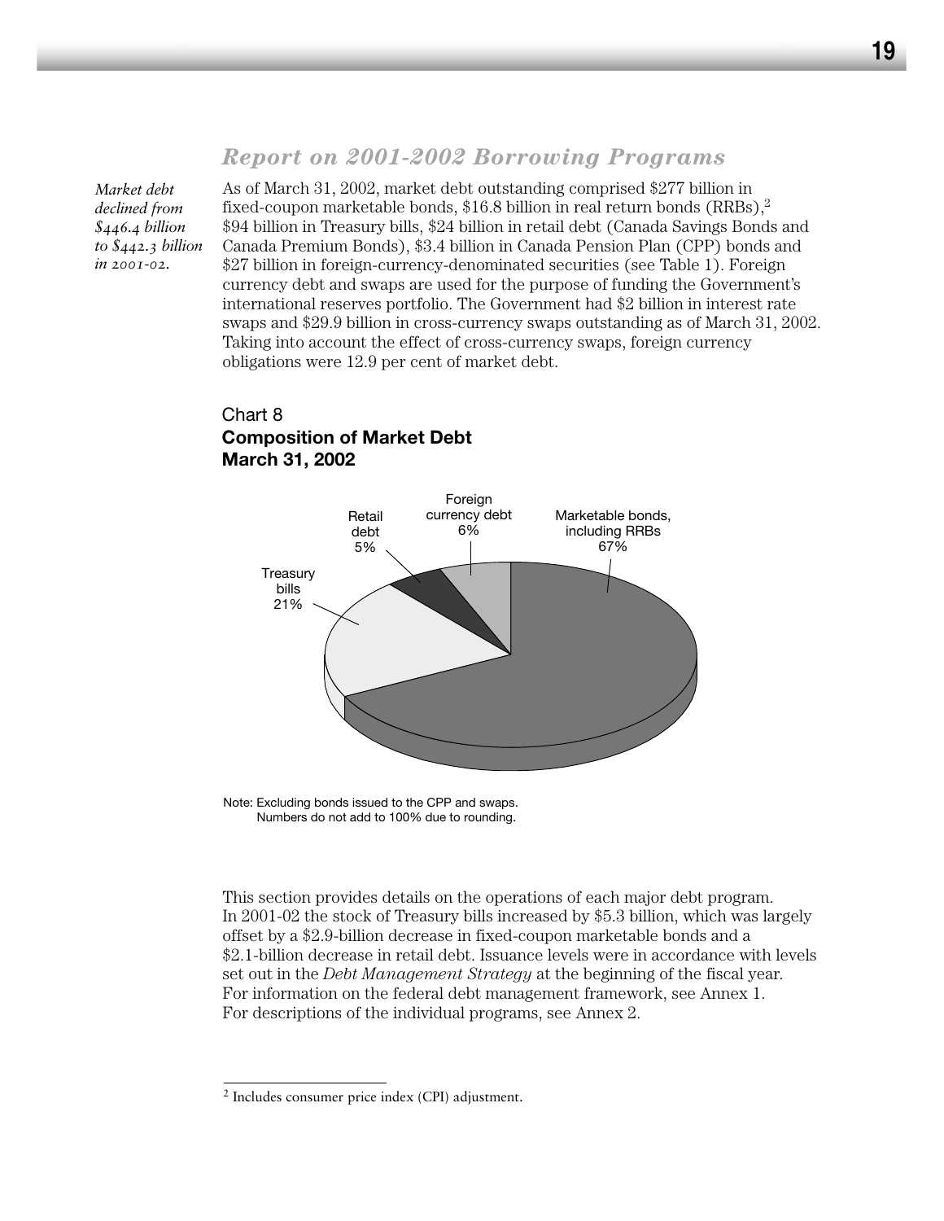## Report on 2001-2002 Borrowing Programs

*Market debt declined from $446.4 billion to $442.3 billion in 2001-02.*

As of March 31, 2002, market debt outstanding comprised $277 billion in fixed-coupon marketable bonds, $16.8 billion in real return bonds (RRBs),[2] $94 billion in Treasury bills, $24 billion in retail debt (Canada Savings Bonds and Canada Premium Bonds), $3.4 billion in Canada Pension Plan (CPP) bonds and $27 billion in foreign-currency-denominated securities (see Table 1). Foreign currency debt and swaps are used for the purpose of funding the Government's international reserves portfolio. The Government had $2 billion in interest rate swaps and $29.9 billion in cross-currency swaps outstanding as of March 31, 2002. Taking into account the effect of cross-currency swaps, foreign currency obligations were 12.9 per cent of market debt.

Chart 8
**Composition of Market Debt**
**March 31, 2002**

| Component | Share |
|---|---|
| Marketable bonds, including RRBs | 67% |
| Treasury bills | 21% |
| Retail debt | 5% |
| Foreign currency debt | 6% |

Note: Excluding bonds issued to the CPP and swaps.
Numbers do not add to 100% due to rounding.

This section provides details on the operations of each major debt program. In 2001-02 the stock of Treasury bills increased by $5.3 billion, which was largely offset by a $2.9-billion decrease in fixed-coupon marketable bonds and a $2.1-billion decrease in retail debt. Issuance levels were in accordance with levels set out in the *Debt Management Strategy* at the beginning of the fiscal year. For information on the federal debt management framework, see Annex 1. For descriptions of the individual programs, see Annex 2.

---

[2] Includes consumer price index (CPI) adjustment.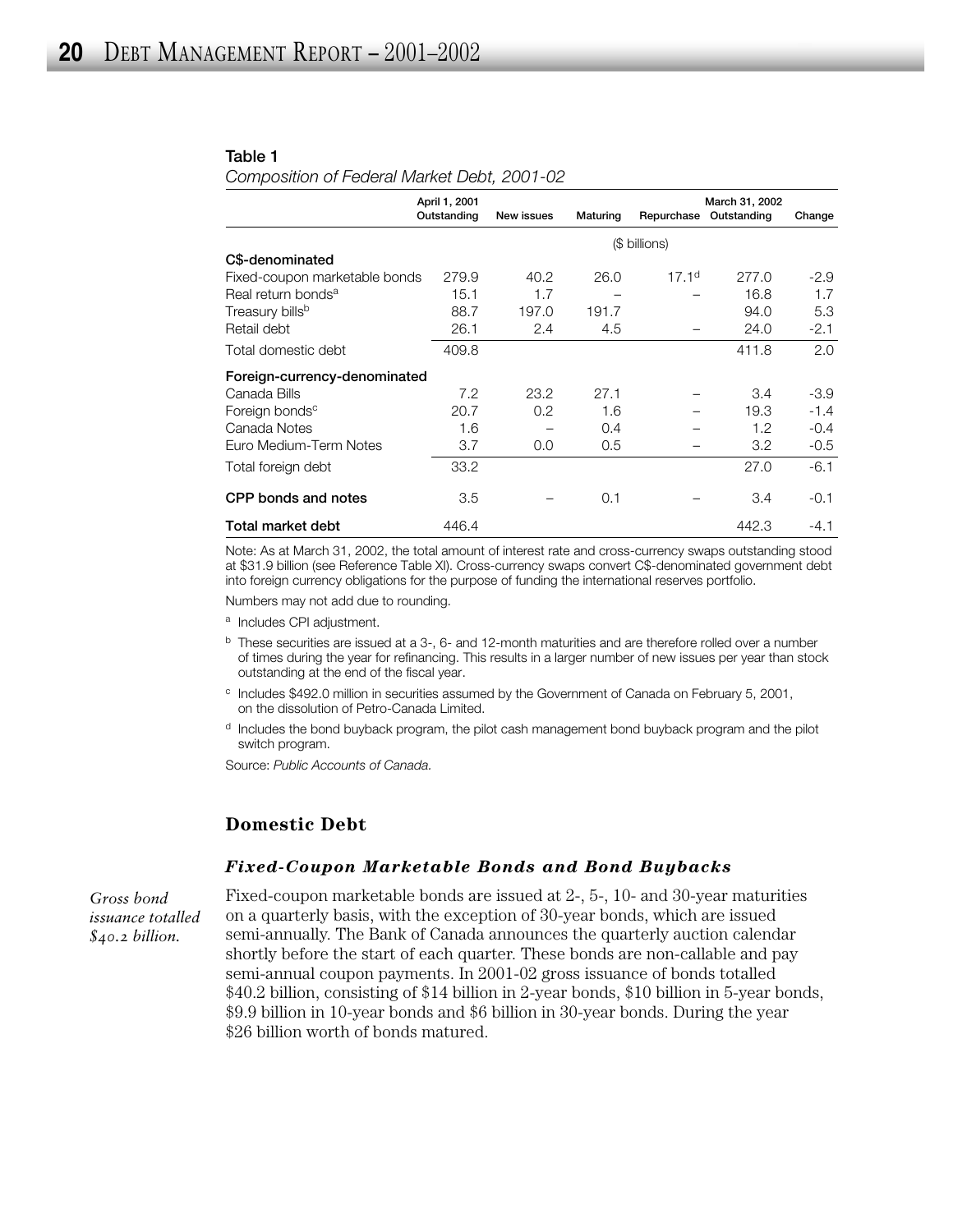**Table 1**

*Composition of Federal Market Debt, 2001-02*

| | April 1, 2001 Outstanding | New issues | Maturing | Repurchase | March 31, 2002 Outstanding | Change |
|---|---|---|---|---|---|---|
| | ($ billions) | | | | | |
| **C$-denominated** | | | | | | |
| Fixed-coupon marketable bonds | 279.9 | 40.2 | 26.0 | 17.1[d] | 277.0 | -2.9 |
| Real return bonds[a] | 15.1 | 1.7 | – | – | 16.8 | 1.7 |
| Treasury bills[b] | 88.7 | 197.0 | 191.7 | | 94.0 | 5.3 |
| Retail debt | 26.1 | 2.4 | 4.5 | – | 24.0 | -2.1 |
| Total domestic debt | 409.8 | | | | 411.8 | 2.0 |
| **Foreign-currency-denominated** | | | | | | |
| Canada Bills | 7.2 | 23.2 | 27.1 | – | 3.4 | -3.9 |
| Foreign bonds[c] | 20.7 | 0.2 | 1.6 | – | 19.3 | -1.4 |
| Canada Notes | 1.6 | – | 0.4 | – | 1.2 | -0.4 |
| Euro Medium-Term Notes | 3.7 | 0.0 | 0.5 | – | 3.2 | -0.5 |
| Total foreign debt | 33.2 | | | | 27.0 | -6.1 |
| **CPP bonds and notes** | 3.5 | – | 0.1 | – | 3.4 | -0.1 |
| **Total market debt** | 446.4 | | | | 442.3 | -4.1 |

Note: As at March 31, 2002, the total amount of interest rate and cross-currency swaps outstanding stood at $31.9 billion (see Reference Table XI). Cross-currency swaps convert C$-denominated government debt into foreign currency obligations for the purpose of funding the international reserves portfolio.

Numbers may not add due to rounding.

[a] Includes CPI adjustment.

[b] These securities are issued at a 3-, 6- and 12-month maturities and are therefore rolled over a number of times during the year for refinancing. This results in a larger number of new issues per year than stock outstanding at the end of the fiscal year.

[c] Includes $492.0 million in securities assumed by the Government of Canada on February 5, 2001, on the dissolution of Petro-Canada Limited.

[d] Includes the bond buyback program, the pilot cash management bond buyback program and the pilot switch program.

Source: *Public Accounts of Canada.*

## Domestic Debt

### *Fixed-Coupon Marketable Bonds and Bond Buybacks*

*Gross bond issuance totalled $40.2 billion.*

Fixed-coupon marketable bonds are issued at 2-, 5-, 10- and 30-year maturities on a quarterly basis, with the exception of 30-year bonds, which are issued semi-annually. The Bank of Canada announces the quarterly auction calendar shortly before the start of each quarter. These bonds are non-callable and pay semi-annual coupon payments. In 2001-02 gross issuance of bonds totalled $40.2 billion, consisting of $14 billion in 2-year bonds, $10 billion in 5-year bonds, $9.9 billion in 10-year bonds and $6 billion in 30-year bonds. During the year $26 billion worth of bonds matured.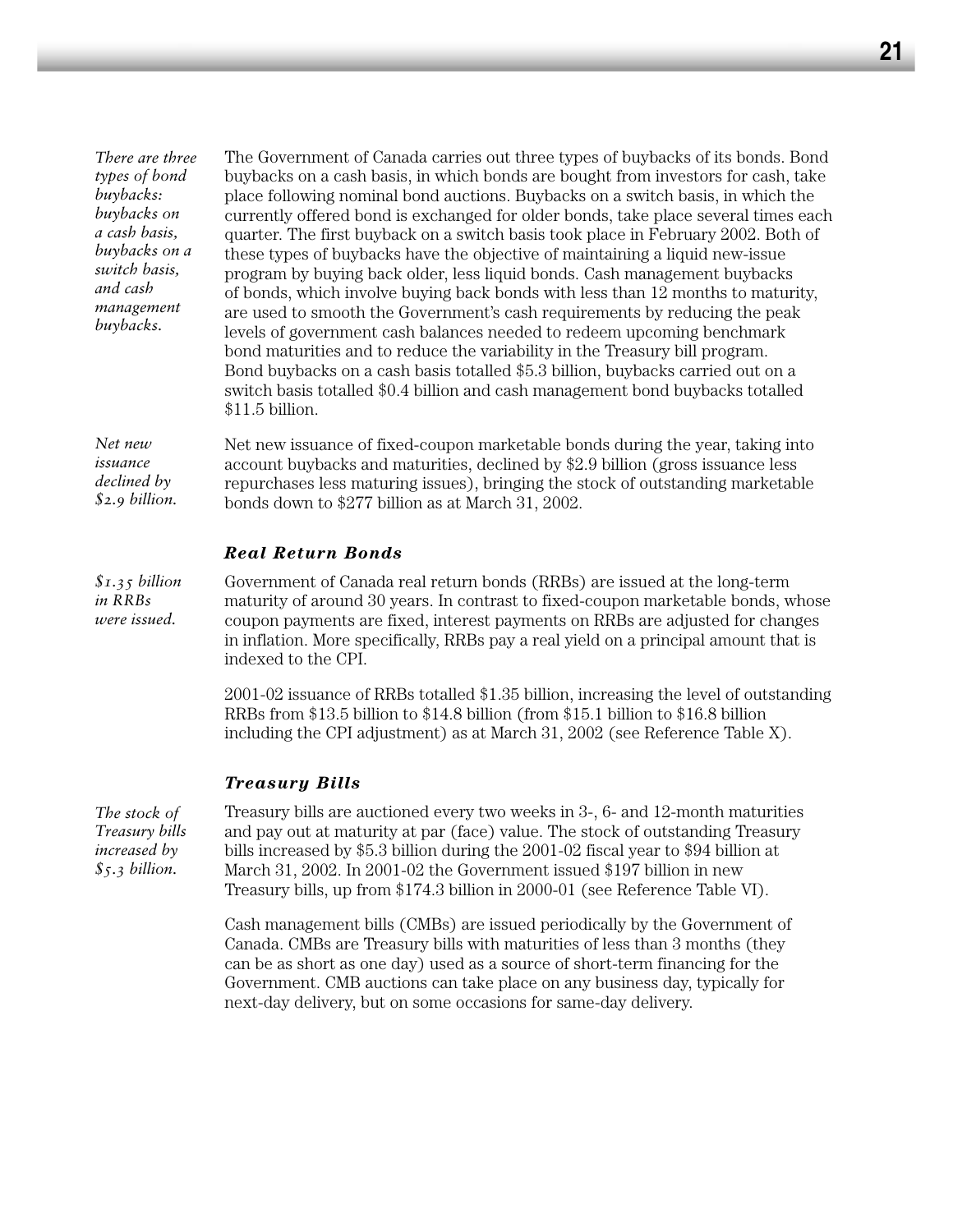*There are three types of bond buybacks: buybacks on a cash basis, buybacks on a switch basis, and cash management buybacks.*

The Government of Canada carries out three types of buybacks of its bonds. Bond buybacks on a cash basis, in which bonds are bought from investors for cash, take place following nominal bond auctions. Buybacks on a switch basis, in which the currently offered bond is exchanged for older bonds, take place several times each quarter. The first buyback on a switch basis took place in February 2002. Both of these types of buybacks have the objective of maintaining a liquid new-issue program by buying back older, less liquid bonds. Cash management buybacks of bonds, which involve buying back bonds with less than 12 months to maturity, are used to smooth the Government's cash requirements by reducing the peak levels of government cash balances needed to redeem upcoming benchmark bond maturities and to reduce the variability in the Treasury bill program. Bond buybacks on a cash basis totalled $5.3 billion, buybacks carried out on a switch basis totalled $0.4 billion and cash management bond buybacks totalled $11.5 billion.

*Net new issuance declined by $2.9 billion.*

Net new issuance of fixed-coupon marketable bonds during the year, taking into account buybacks and maturities, declined by $2.9 billion (gross issuance less repurchases less maturing issues), bringing the stock of outstanding marketable bonds down to $277 billion as at March 31, 2002.

### Real Return Bonds

*$1.35 billion in RRBs were issued.*

Government of Canada real return bonds (RRBs) are issued at the long-term maturity of around 30 years. In contrast to fixed-coupon marketable bonds, whose coupon payments are fixed, interest payments on RRBs are adjusted for changes in inflation. More specifically, RRBs pay a real yield on a principal amount that is indexed to the CPI.

2001-02 issuance of RRBs totalled $1.35 billion, increasing the level of outstanding RRBs from $13.5 billion to $14.8 billion (from $15.1 billion to $16.8 billion including the CPI adjustment) as at March 31, 2002 (see Reference Table X).

### Treasury Bills

*The stock of Treasury bills increased by $5.3 billion.*

Treasury bills are auctioned every two weeks in 3-, 6- and 12-month maturities and pay out at maturity at par (face) value. The stock of outstanding Treasury bills increased by $5.3 billion during the 2001-02 fiscal year to $94 billion at March 31, 2002. In 2001-02 the Government issued $197 billion in new Treasury bills, up from $174.3 billion in 2000-01 (see Reference Table VI).

Cash management bills (CMBs) are issued periodically by the Government of Canada. CMBs are Treasury bills with maturities of less than 3 months (they can be as short as one day) used as a source of short-term financing for the Government. CMB auctions can take place on any business day, typically for next-day delivery, but on some occasions for same-day delivery.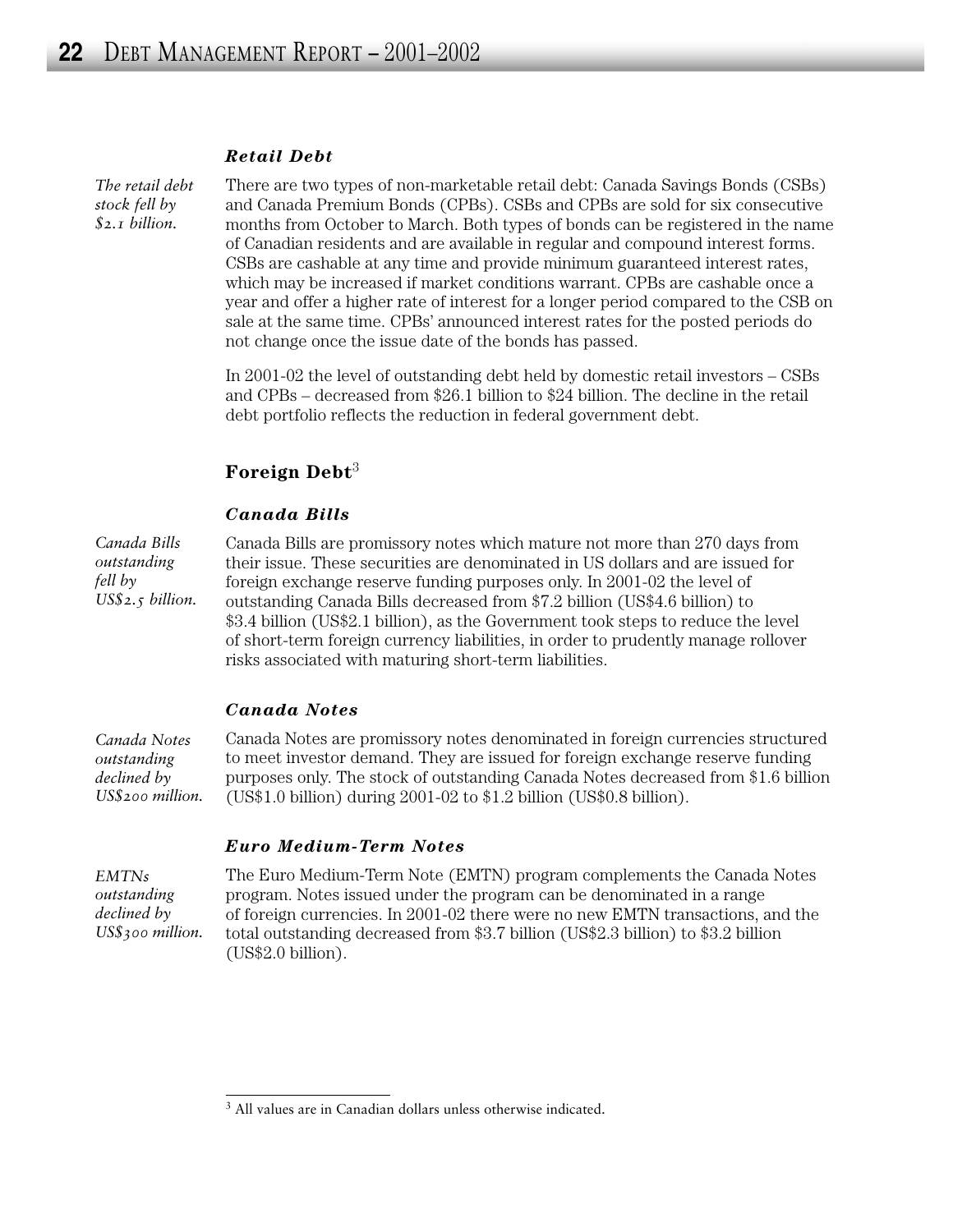### *Retail Debt*

*The retail debt stock fell by $2.1 billion.*

There are two types of non-marketable retail debt: Canada Savings Bonds (CSBs) and Canada Premium Bonds (CPBs). CSBs and CPBs are sold for six consecutive months from October to March. Both types of bonds can be registered in the name of Canadian residents and are available in regular and compound interest forms. CSBs are cashable at any time and provide minimum guaranteed interest rates, which may be increased if market conditions warrant. CPBs are cashable once a year and offer a higher rate of interest for a longer period compared to the CSB on sale at the same time. CPBs' announced interest rates for the posted periods do not change once the issue date of the bonds has passed.

In 2001-02 the level of outstanding debt held by domestic retail investors – CSBs and CPBs – decreased from $26.1 billion to $24 billion. The decline in the retail debt portfolio reflects the reduction in federal government debt.

## Foreign Debt[3]

### *Canada Bills*

*Canada Bills outstanding fell by US$2.5 billion.*

Canada Bills are promissory notes which mature not more than 270 days from their issue. These securities are denominated in US dollars and are issued for foreign exchange reserve funding purposes only. In 2001-02 the level of outstanding Canada Bills decreased from $7.2 billion (US$4.6 billion) to $3.4 billion (US$2.1 billion), as the Government took steps to reduce the level of short-term foreign currency liabilities, in order to prudently manage rollover risks associated with maturing short-term liabilities.

### *Canada Notes*

*Canada Notes outstanding declined by US$200 million.*

Canada Notes are promissory notes denominated in foreign currencies structured to meet investor demand. They are issued for foreign exchange reserve funding purposes only. The stock of outstanding Canada Notes decreased from $1.6 billion (US$1.0 billion) during 2001-02 to $1.2 billion (US$0.8 billion).

### *Euro Medium-Term Notes*

*EMTNs outstanding declined by US$300 million.*

The Euro Medium-Term Note (EMTN) program complements the Canada Notes program. Notes issued under the program can be denominated in a range of foreign currencies. In 2001-02 there were no new EMTN transactions, and the total outstanding decreased from $3.7 billion (US$2.3 billion) to $3.2 billion (US$2.0 billion).

[3] All values are in Canadian dollars unless otherwise indicated.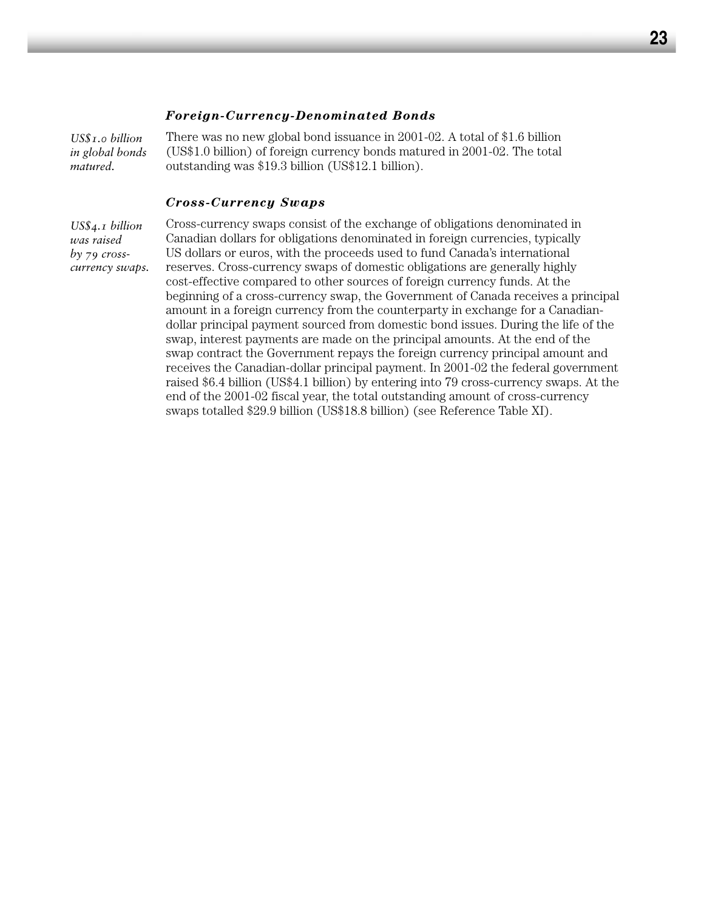### *Foreign-Currency-Denominated Bonds*

*US$1.0 billion in global bonds matured.*

There was no new global bond issuance in 2001-02. A total of $1.6 billion (US$1.0 billion) of foreign currency bonds matured in 2001-02. The total outstanding was $19.3 billion (US$12.1 billion).

### *Cross-Currency Swaps*

*US$4.1 billion was raised by 79 cross-currency swaps.*

Cross-currency swaps consist of the exchange of obligations denominated in Canadian dollars for obligations denominated in foreign currencies, typically US dollars or euros, with the proceeds used to fund Canada's international reserves. Cross-currency swaps of domestic obligations are generally highly cost-effective compared to other sources of foreign currency funds. At the beginning of a cross-currency swap, the Government of Canada receives a principal amount in a foreign currency from the counterparty in exchange for a Canadian-dollar principal payment sourced from domestic bond issues. During the life of the swap, interest payments are made on the principal amounts. At the end of the swap contract the Government repays the foreign currency principal amount and receives the Canadian-dollar principal payment. In 2001-02 the federal government raised $6.4 billion (US$4.1 billion) by entering into 79 cross-currency swaps. At the end of the 2001-02 fiscal year, the total outstanding amount of cross-currency swaps totalled $29.9 billion (US$18.8 billion) (see Reference Table XI).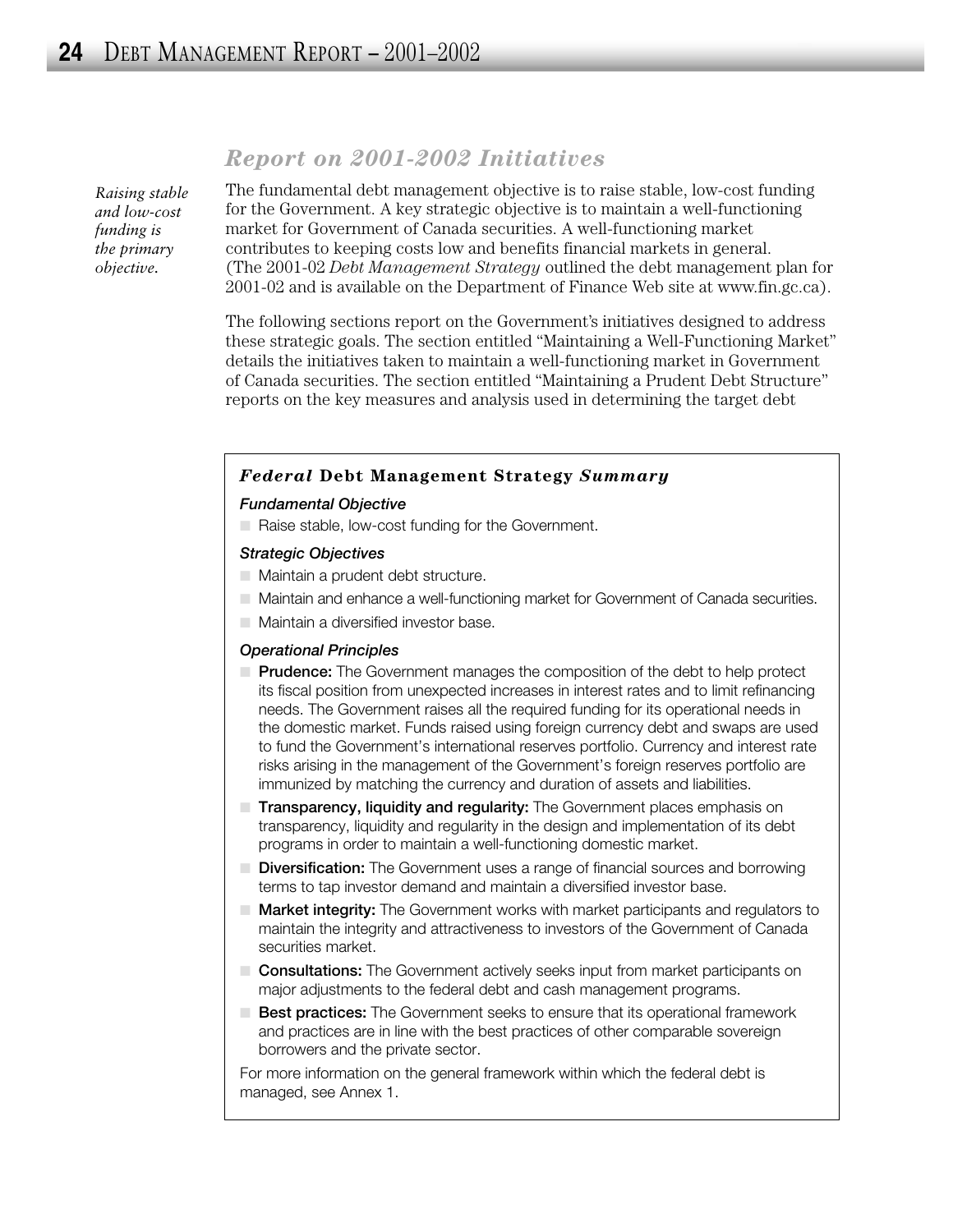## *Report on 2001-2002 Initiatives*

*Raising stable and low-cost funding is the primary objective.*

The fundamental debt management objective is to raise stable, low-cost funding for the Government. A key strategic objective is to maintain a well-functioning market for Government of Canada securities. A well-functioning market contributes to keeping costs low and benefits financial markets in general. (The 2001-02 *Debt Management Strategy* outlined the debt management plan for 2001-02 and is available on the Department of Finance Web site at www.fin.gc.ca).

The following sections report on the Government's initiatives designed to address these strategic goals. The section entitled "Maintaining a Well-Functioning Market" details the initiatives taken to maintain a well-functioning market in Government of Canada securities. The section entitled "Maintaining a Prudent Debt Structure" reports on the key measures and analysis used in determining the target debt

### *Federal* Debt Management Strategy *Summary*

#### *Fundamental Objective*

- Raise stable, low-cost funding for the Government.

#### *Strategic Objectives*

- Maintain a prudent debt structure.
- Maintain and enhance a well-functioning market for Government of Canada securities.
- Maintain a diversified investor base.

#### *Operational Principles*

- **Prudence:** The Government manages the composition of the debt to help protect its fiscal position from unexpected increases in interest rates and to limit refinancing needs. The Government raises all the required funding for its operational needs in the domestic market. Funds raised using foreign currency debt and swaps are used to fund the Government's international reserves portfolio. Currency and interest rate risks arising in the management of the Government's foreign reserves portfolio are immunized by matching the currency and duration of assets and liabilities.
- **Transparency, liquidity and regularity:** The Government places emphasis on transparency, liquidity and regularity in the design and implementation of its debt programs in order to maintain a well-functioning domestic market.
- **Diversification:** The Government uses a range of financial sources and borrowing terms to tap investor demand and maintain a diversified investor base.
- **Market integrity:** The Government works with market participants and regulators to maintain the integrity and attractiveness to investors of the Government of Canada securities market.
- **Consultations:** The Government actively seeks input from market participants on major adjustments to the federal debt and cash management programs.
- **Best practices:** The Government seeks to ensure that its operational framework and practices are in line with the best practices of other comparable sovereign borrowers and the private sector.

For more information on the general framework within which the federal debt is managed, see Annex 1.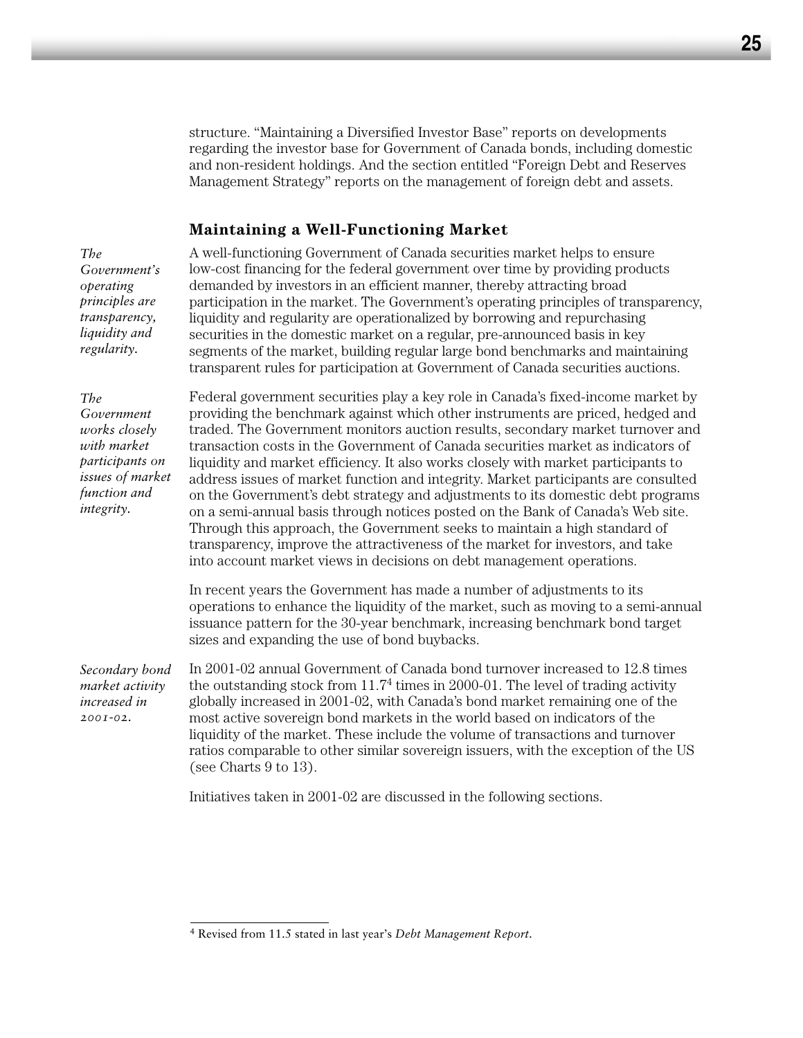structure. "Maintaining a Diversified Investor Base" reports on developments regarding the investor base for Government of Canada bonds, including domestic and non-resident holdings. And the section entitled "Foreign Debt and Reserves Management Strategy" reports on the management of foreign debt and assets.

### Maintaining a Well-Functioning Market

*The Government's operating principles are transparency, liquidity and regularity.*

A well-functioning Government of Canada securities market helps to ensure low-cost financing for the federal government over time by providing products demanded by investors in an efficient manner, thereby attracting broad participation in the market. The Government's operating principles of transparency, liquidity and regularity are operationalized by borrowing and repurchasing securities in the domestic market on a regular, pre-announced basis in key segments of the market, building regular large bond benchmarks and maintaining transparent rules for participation at Government of Canada securities auctions.

*The Government works closely with market participants on issues of market function and integrity.*

Federal government securities play a key role in Canada's fixed-income market by providing the benchmark against which other instruments are priced, hedged and traded. The Government monitors auction results, secondary market turnover and transaction costs in the Government of Canada securities market as indicators of liquidity and market efficiency. It also works closely with market participants to address issues of market function and integrity. Market participants are consulted on the Government's debt strategy and adjustments to its domestic debt programs on a semi-annual basis through notices posted on the Bank of Canada's Web site. Through this approach, the Government seeks to maintain a high standard of transparency, improve the attractiveness of the market for investors, and take into account market views in decisions on debt management operations.

In recent years the Government has made a number of adjustments to its operations to enhance the liquidity of the market, such as moving to a semi-annual issuance pattern for the 30-year benchmark, increasing benchmark bond target sizes and expanding the use of bond buybacks.

*Secondary bond market activity increased in 2001-02.*

In 2001-02 annual Government of Canada bond turnover increased to 12.8 times the outstanding stock from 11.7[4] times in 2000-01. The level of trading activity globally increased in 2001-02, with Canada's bond market remaining one of the most active sovereign bond markets in the world based on indicators of the liquidity of the market. These include the volume of transactions and turnover ratios comparable to other similar sovereign issuers, with the exception of the US (see Charts 9 to 13).

Initiatives taken in 2001-02 are discussed in the following sections.

---

[4] Revised from 11.5 stated in last year's *Debt Management Report*.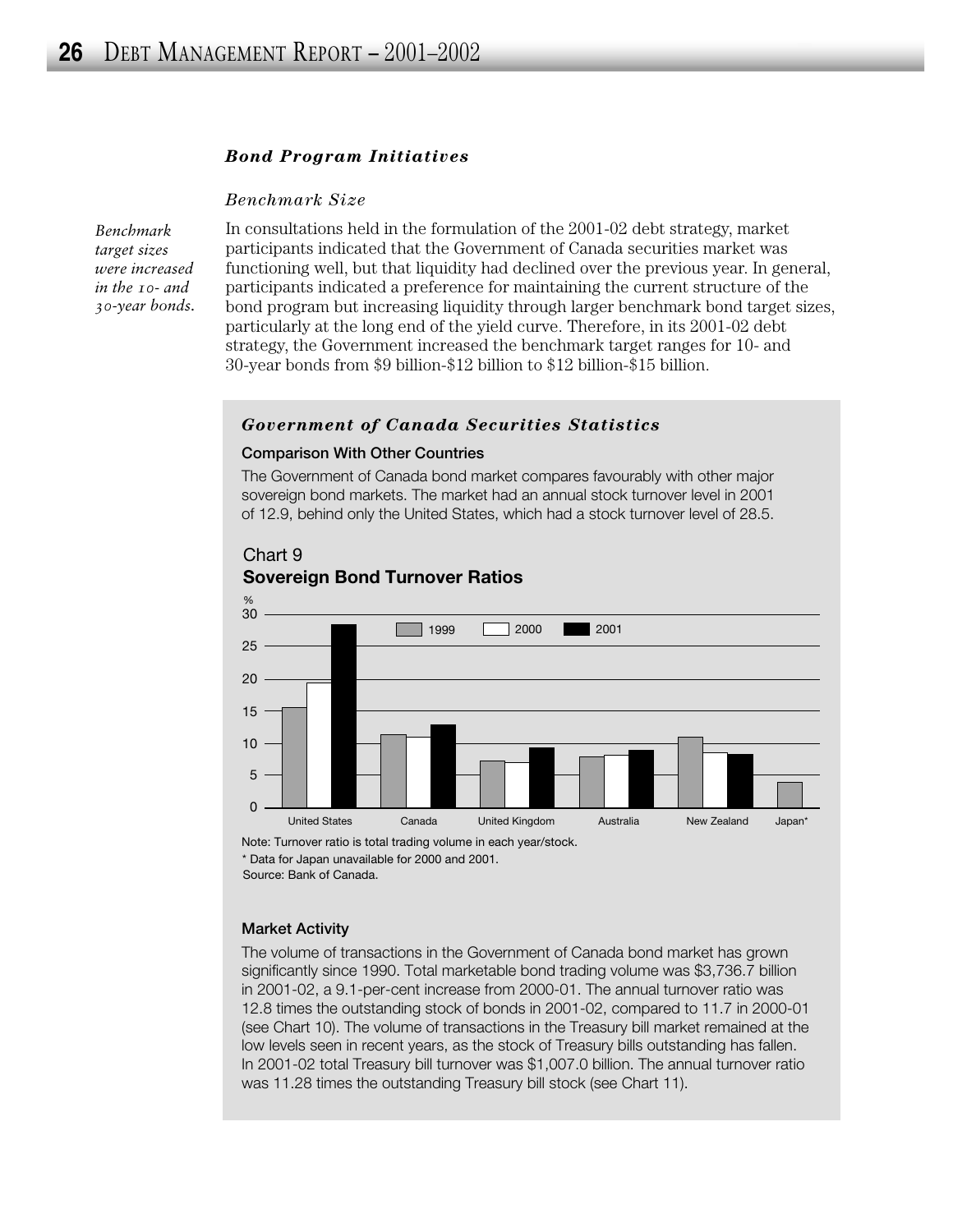### *Bond Program Initiatives*

#### *Benchmark Size*

*Benchmark target sizes were increased in the 10- and 30-year bonds.*

In consultations held in the formulation of the 2001-02 debt strategy, market participants indicated that the Government of Canada securities market was functioning well, but that liquidity had declined over the previous year. In general, participants indicated a preference for maintaining the current structure of the bond program but increasing liquidity through larger benchmark bond target sizes, particularly at the long end of the yield curve. Therefore, in its 2001-02 debt strategy, the Government increased the benchmark target ranges for 10- and 30-year bonds from $9 billion-$12 billion to $12 billion-$15 billion.

### *Government of Canada Securities Statistics*

**Comparison With Other Countries**

The Government of Canada bond market compares favourably with other major sovereign bond markets. The market had an annual stock turnover level in 2001 of 12.9, behind only the United States, which had a stock turnover level of 28.5.

Chart 9
**Sovereign Bond Turnover Ratios**

Note: Turnover ratio is total trading volume in each year/stock.
* Data for Japan unavailable for 2000 and 2001.
Source: Bank of Canada.

**Market Activity**

The volume of transactions in the Government of Canada bond market has grown significantly since 1990. Total marketable bond trading volume was $3,736.7 billion in 2001-02, a 9.1-per-cent increase from 2000-01. The annual turnover ratio was 12.8 times the outstanding stock of bonds in 2001-02, compared to 11.7 in 2000-01 (see Chart 10). The volume of transactions in the Treasury bill market remained at the low levels seen in recent years, as the stock of Treasury bills outstanding has fallen. In 2001-02 total Treasury bill turnover was $1,007.0 billion. The annual turnover ratio was 11.28 times the outstanding Treasury bill stock (see Chart 11).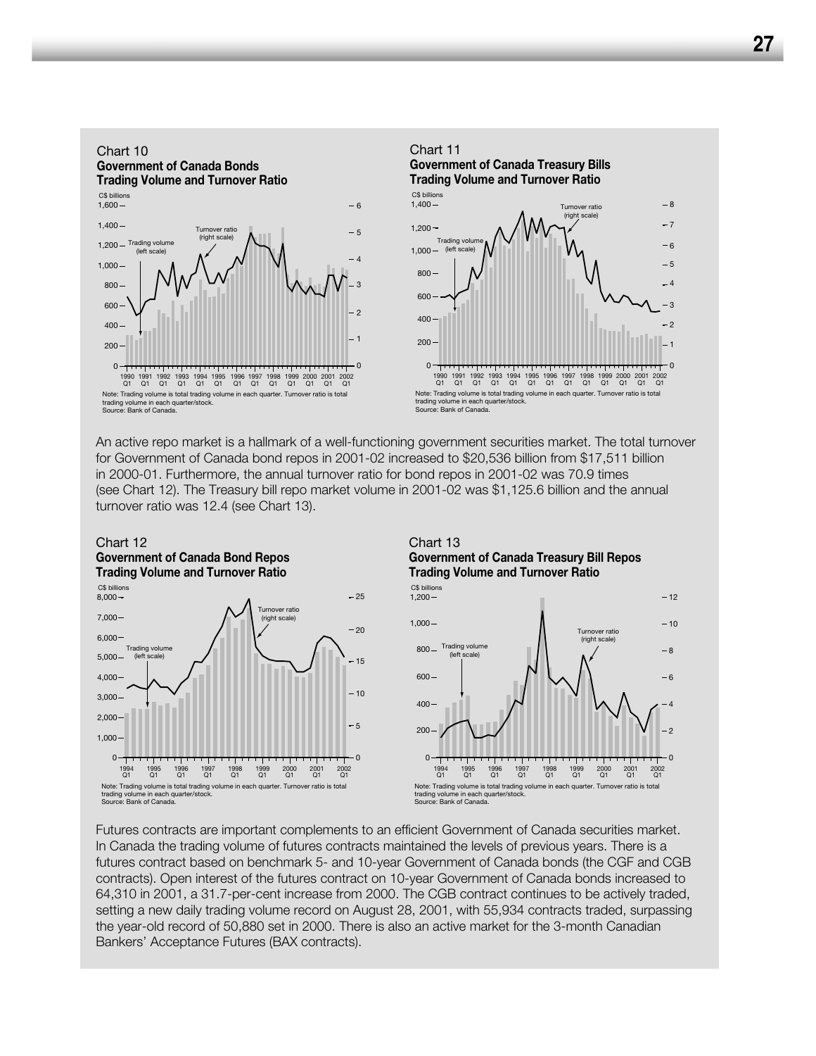Chart 10
**Government of Canada Bonds**
**Trading Volume and Turnover Ratio**

Note: Trading volume is total trading volume in each quarter. Turnover ratio is total trading volume in each quarter/stock.
Source: Bank of Canada.

Chart 11
**Government of Canada Treasury Bills**
**Trading Volume and Turnover Ratio**

Note: Trading volume is total trading volume in each quarter. Turnover ratio is total trading volume in each quarter/stock.
Source: Bank of Canada.

An active repo market is a hallmark of a well-functioning government securities market. The total turnover for Government of Canada bond repos in 2001-02 increased to $20,536 billion from $17,511 billion in 2000-01. Furthermore, the annual turnover ratio for bond repos in 2001-02 was 70.9 times (see Chart 12). The Treasury bill repo market volume in 2001-02 was $1,125.6 billion and the annual turnover ratio was 12.4 (see Chart 13).

Chart 12
**Government of Canada Bond Repos**
**Trading Volume and Turnover Ratio**

Note: Trading volume is total trading volume in each quarter. Turnover ratio is total trading volume in each quarter/stock.
Source: Bank of Canada.

Chart 13
**Government of Canada Treasury Bill Repos**
**Trading Volume and Turnover Ratio**

Note: Trading volume is total trading volume in each quarter. Turnover ratio is total trading volume in each quarter/stock.
Source: Bank of Canada.

Futures contracts are important complements to an efficient Government of Canada securities market. In Canada the trading volume of futures contracts maintained the levels of previous years. There is a futures contract based on benchmark 5- and 10-year Government of Canada bonds (the CGF and CGB contracts). Open interest of the futures contract on 10-year Government of Canada bonds increased to 64,310 in 2001, a 31.7-per-cent increase from 2000. The CGB contract continues to be actively traded, setting a new daily trading volume record on August 28, 2001, with 55,934 contracts traded, surpassing the year-old record of 50,880 set in 2000. There is also an active market for the 3-month Canadian Bankers' Acceptance Futures (BAX contracts).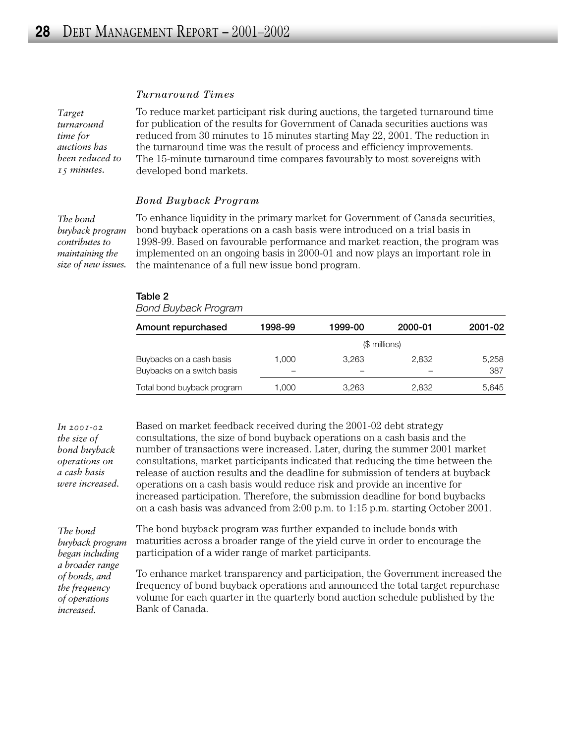### *Turnaround Times*

*Target turnaround time for auctions has been reduced to 15 minutes.*

To reduce market participant risk during auctions, the targeted turnaround time for publication of the results for Government of Canada securities auctions was reduced from 30 minutes to 15 minutes starting May 22, 2001. The reduction in the turnaround time was the result of process and efficiency improvements. The 15-minute turnaround time compares favourably to most sovereigns with developed bond markets.

### *Bond Buyback Program*

*The bond buyback program contributes to maintaining the size of new issues.*

To enhance liquidity in the primary market for Government of Canada securities, bond buyback operations on a cash basis were introduced on a trial basis in 1998-99. Based on favourable performance and market reaction, the program was implemented on an ongoing basis in 2000-01 and now plays an important role in the maintenance of a full new issue bond program.

**Table 2**
*Bond Buyback Program*

| Amount repurchased | 1998-99 | 1999-00 | 2000-01 | 2001-02 |
|---|---|---|---|---|
| | ($ millions) | | | |
| Buybacks on a cash basis | 1,000 | 3,263 | 2,832 | 5,258 |
| Buybacks on a switch basis | – | – | – | 387 |
| Total bond buyback program | 1,000 | 3,263 | 2,832 | 5,645 |

*In 2001-02 the size of bond buyback operations on a cash basis were increased.*

Based on market feedback received during the 2001-02 debt strategy consultations, the size of bond buyback operations on a cash basis and the number of transactions were increased. Later, during the summer 2001 market consultations, market participants indicated that reducing the time between the release of auction results and the deadline for submission of tenders at buyback operations on a cash basis would reduce risk and provide an incentive for increased participation. Therefore, the submission deadline for bond buybacks on a cash basis was advanced from 2:00 p.m. to 1:15 p.m. starting October 2001.

*The bond buyback program began including a broader range of bonds, and the frequency of operations increased.*

The bond buyback program was further expanded to include bonds with maturities across a broader range of the yield curve in order to encourage the participation of a wider range of market participants.

To enhance market transparency and participation, the Government increased the frequency of bond buyback operations and announced the total target repurchase volume for each quarter in the quarterly bond auction schedule published by the Bank of Canada.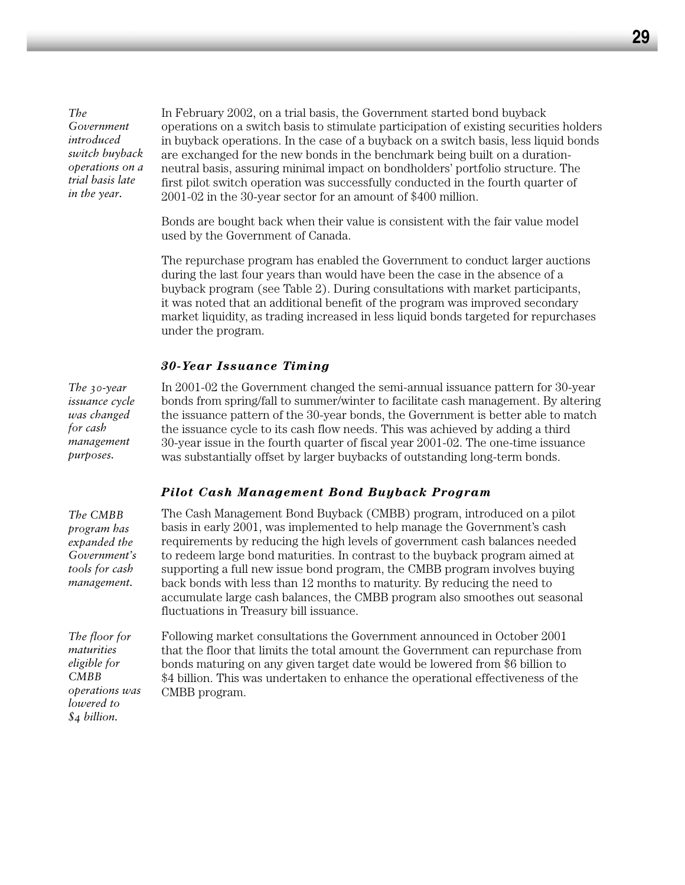*The Government introduced switch buyback operations on a trial basis late in the year.*

In February 2002, on a trial basis, the Government started bond buyback operations on a switch basis to stimulate participation of existing securities holders in buyback operations. In the case of a buyback on a switch basis, less liquid bonds are exchanged for the new bonds in the benchmark being built on a duration-neutral basis, assuring minimal impact on bondholders' portfolio structure. The first pilot switch operation was successfully conducted in the fourth quarter of 2001-02 in the 30-year sector for an amount of $400 million.

Bonds are bought back when their value is consistent with the fair value model used by the Government of Canada.

The repurchase program has enabled the Government to conduct larger auctions during the last four years than would have been the case in the absence of a buyback program (see Table 2). During consultations with market participants, it was noted that an additional benefit of the program was improved secondary market liquidity, as trading increased in less liquid bonds targeted for repurchases under the program.

### 30-Year Issuance Timing

*The 30-year issuance cycle was changed for cash management purposes.*

In 2001-02 the Government changed the semi-annual issuance pattern for 30-year bonds from spring/fall to summer/winter to facilitate cash management. By altering the issuance pattern of the 30-year bonds, the Government is better able to match the issuance cycle to its cash flow needs. This was achieved by adding a third 30-year issue in the fourth quarter of fiscal year 2001-02. The one-time issuance was substantially offset by larger buybacks of outstanding long-term bonds.

### Pilot Cash Management Bond Buyback Program

*The CMBB program has expanded the Government's tools for cash management.*

The Cash Management Bond Buyback (CMBB) program, introduced on a pilot basis in early 2001, was implemented to help manage the Government's cash requirements by reducing the high levels of government cash balances needed to redeem large bond maturities. In contrast to the buyback program aimed at supporting a full new issue bond program, the CMBB program involves buying back bonds with less than 12 months to maturity. By reducing the need to accumulate large cash balances, the CMBB program also smoothes out seasonal fluctuations in Treasury bill issuance.

*The floor for maturities eligible for CMBB operations was lowered to $4 billion.*

Following market consultations the Government announced in October 2001 that the floor that limits the total amount the Government can repurchase from bonds maturing on any given target date would be lowered from $6 billion to $4 billion. This was undertaken to enhance the operational effectiveness of the CMBB program.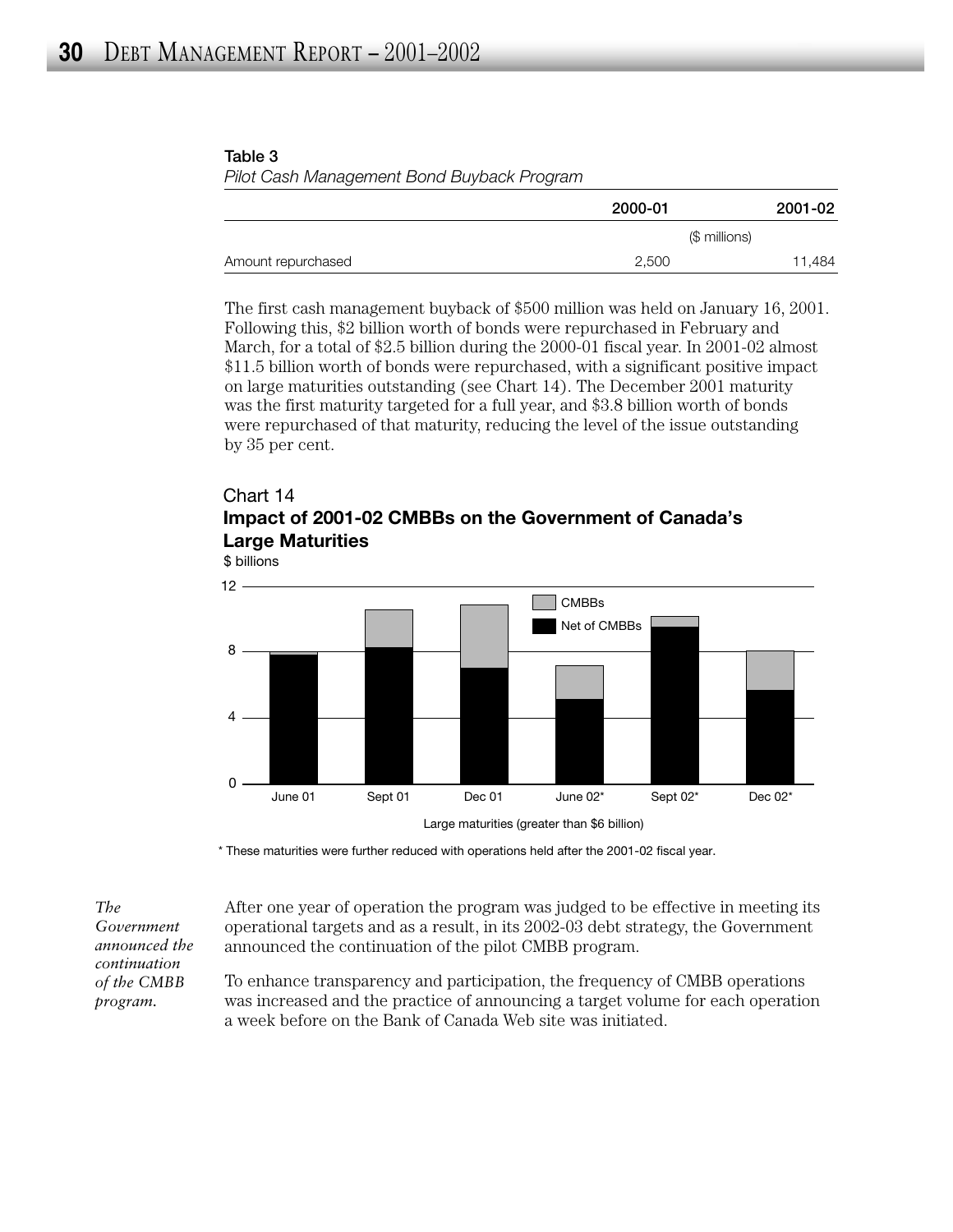**Table 3**
*Pilot Cash Management Bond Buyback Program*

| | 2000-01 | 2001-02 |
|---|---|---|
| | ($ millions) | |
| Amount repurchased | 2,500 | 11,484 |

The first cash management buyback of $500 million was held on January 16, 2001. Following this, $2 billion worth of bonds were repurchased in February and March, for a total of $2.5 billion during the 2000-01 fiscal year. In 2001-02 almost $11.5 billion worth of bonds were repurchased, with a significant positive impact on large maturities outstanding (see Chart 14). The December 2001 maturity was the first maturity targeted for a full year, and $3.8 billion worth of bonds were repurchased of that maturity, reducing the level of the issue outstanding by 35 per cent.

Chart 14
**Impact of 2001-02 CMBBs on the Government of Canada's Large Maturities**
$ billions

Legend: CMBBs; Net of CMBBs

June 01, Sept 01, Dec 01, June 02*, Sept 02*, Dec 02*

Large maturities (greater than $6 billion)

\* These maturities were further reduced with operations held after the 2001-02 fiscal year.

*The Government announced the continuation of the CMBB program.*

After one year of operation the program was judged to be effective in meeting its operational targets and as a result, in its 2002-03 debt strategy, the Government announced the continuation of the pilot CMBB program.

To enhance transparency and participation, the frequency of CMBB operations was increased and the practice of announcing a target volume for each operation a week before on the Bank of Canada Web site was initiated.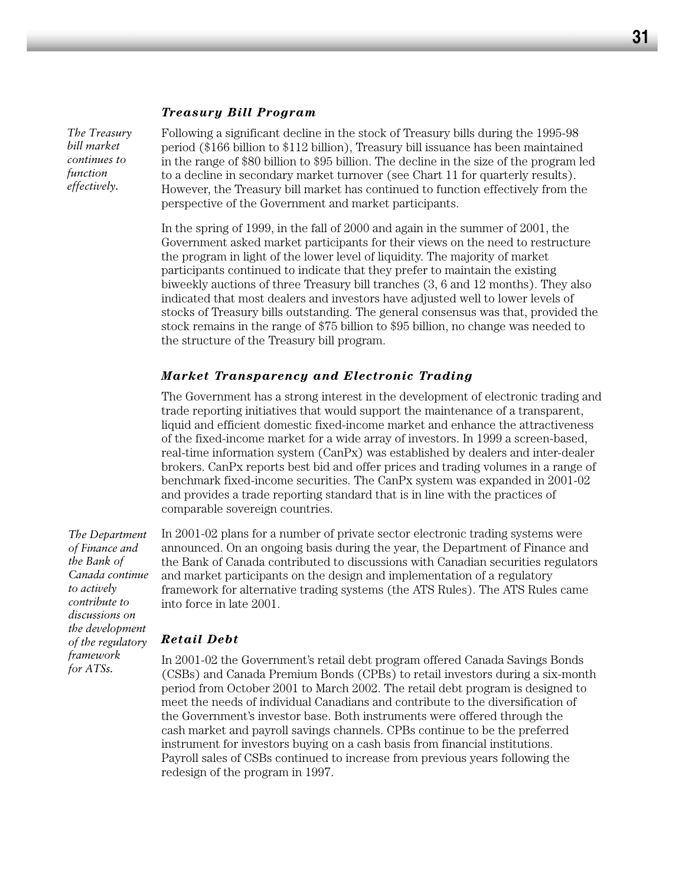### *Treasury Bill Program*

*The Treasury bill market continues to function effectively.*

Following a significant decline in the stock of Treasury bills during the 1995-98 period ($166 billion to $112 billion), Treasury bill issuance has been maintained in the range of $80 billion to $95 billion. The decline in the size of the program led to a decline in secondary market turnover (see Chart 11 for quarterly results). However, the Treasury bill market has continued to function effectively from the perspective of the Government and market participants.

In the spring of 1999, in the fall of 2000 and again in the summer of 2001, the Government asked market participants for their views on the need to restructure the program in light of the lower level of liquidity. The majority of market participants continued to indicate that they prefer to maintain the existing biweekly auctions of three Treasury bill tranches (3, 6 and 12 months). They also indicated that most dealers and investors have adjusted well to lower levels of stocks of Treasury bills outstanding. The general consensus was that, provided the stock remains in the range of $75 billion to $95 billion, no change was needed to the structure of the Treasury bill program.

### *Market Transparency and Electronic Trading*

The Government has a strong interest in the development of electronic trading and trade reporting initiatives that would support the maintenance of a transparent, liquid and efficient domestic fixed-income market and enhance the attractiveness of the fixed-income market for a wide array of investors. In 1999 a screen-based, real-time information system (CanPx) was established by dealers and inter-dealer brokers. CanPx reports best bid and offer prices and trading volumes in a range of benchmark fixed-income securities. The CanPx system was expanded in 2001-02 and provides a trade reporting standard that is in line with the practices of comparable sovereign countries.

*The Department of Finance and the Bank of Canada continue to actively contribute to discussions on the development of the regulatory framework for ATSs.*

In 2001-02 plans for a number of private sector electronic trading systems were announced. On an ongoing basis during the year, the Department of Finance and the Bank of Canada contributed to discussions with Canadian securities regulators and market participants on the design and implementation of a regulatory framework for alternative trading systems (the ATS Rules). The ATS Rules came into force in late 2001.

### *Retail Debt*

In 2001-02 the Government's retail debt program offered Canada Savings Bonds (CSBs) and Canada Premium Bonds (CPBs) to retail investors during a six-month period from October 2001 to March 2002. The retail debt program is designed to meet the needs of individual Canadians and contribute to the diversification of the Government's investor base. Both instruments were offered through the cash market and payroll savings channels. CPBs continue to be the preferred instrument for investors buying on a cash basis from financial institutions. Payroll sales of CSBs continued to increase from previous years following the redesign of the program in 1997.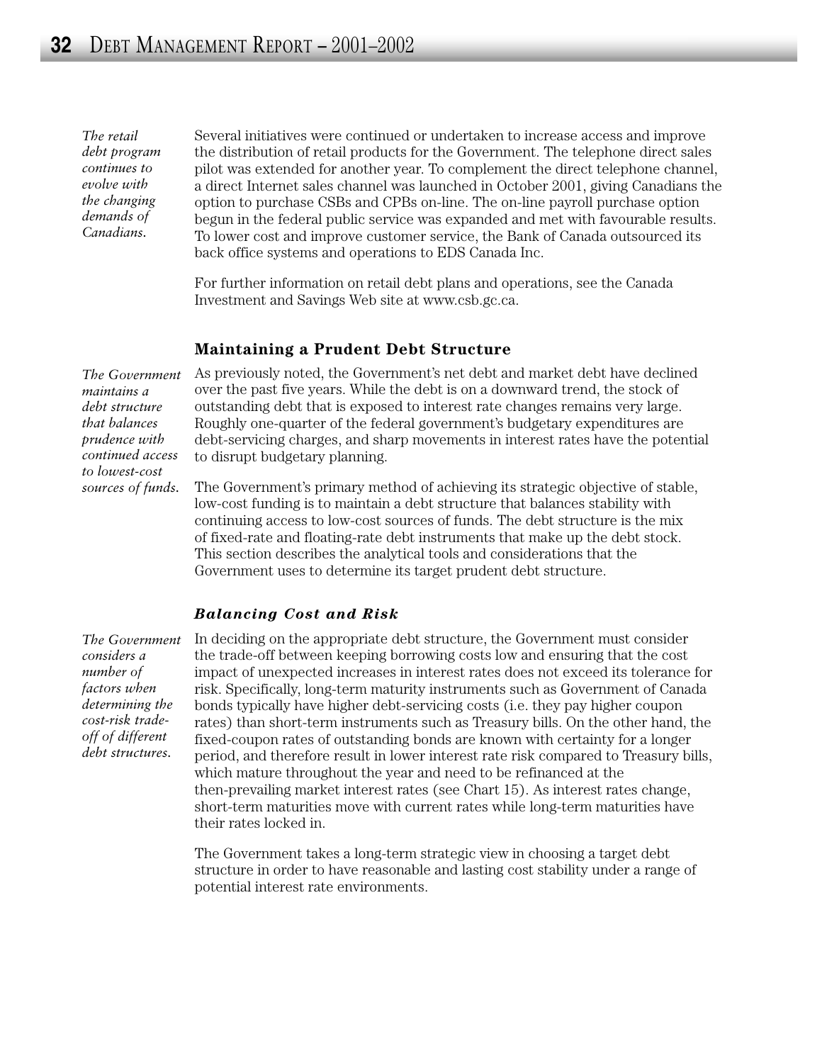*The retail debt program continues to evolve with the changing demands of Canadians.*

Several initiatives were continued or undertaken to increase access and improve the distribution of retail products for the Government. The telephone direct sales pilot was extended for another year. To complement the direct telephone channel, a direct Internet sales channel was launched in October 2001, giving Canadians the option to purchase CSBs and CPBs on-line. The on-line payroll purchase option begun in the federal public service was expanded and met with favourable results. To lower cost and improve customer service, the Bank of Canada outsourced its back office systems and operations to EDS Canada Inc.

For further information on retail debt plans and operations, see the Canada Investment and Savings Web site at www.csb.gc.ca.

## Maintaining a Prudent Debt Structure

*The Government maintains a debt structure that balances prudence with continued access to lowest-cost sources of funds.*

As previously noted, the Government's net debt and market debt have declined over the past five years. While the debt is on a downward trend, the stock of outstanding debt that is exposed to interest rate changes remains very large. Roughly one-quarter of the federal government's budgetary expenditures are debt-servicing charges, and sharp movements in interest rates have the potential to disrupt budgetary planning.

The Government's primary method of achieving its strategic objective of stable, low-cost funding is to maintain a debt structure that balances stability with continuing access to low-cost sources of funds. The debt structure is the mix of fixed-rate and floating-rate debt instruments that make up the debt stock. This section describes the analytical tools and considerations that the Government uses to determine its target prudent debt structure.

### *Balancing Cost and Risk*

*The Government considers a number of factors when determining the cost-risk trade-off of different debt structures.*

In deciding on the appropriate debt structure, the Government must consider the trade-off between keeping borrowing costs low and ensuring that the cost impact of unexpected increases in interest rates does not exceed its tolerance for risk. Specifically, long-term maturity instruments such as Government of Canada bonds typically have higher debt-servicing costs (i.e. they pay higher coupon rates) than short-term instruments such as Treasury bills. On the other hand, the fixed-coupon rates of outstanding bonds are known with certainty for a longer period, and therefore result in lower interest rate risk compared to Treasury bills, which mature throughout the year and need to be refinanced at the then-prevailing market interest rates (see Chart 15). As interest rates change, short-term maturities move with current rates while long-term maturities have their rates locked in.

The Government takes a long-term strategic view in choosing a target debt structure in order to have reasonable and lasting cost stability under a range of potential interest rate environments.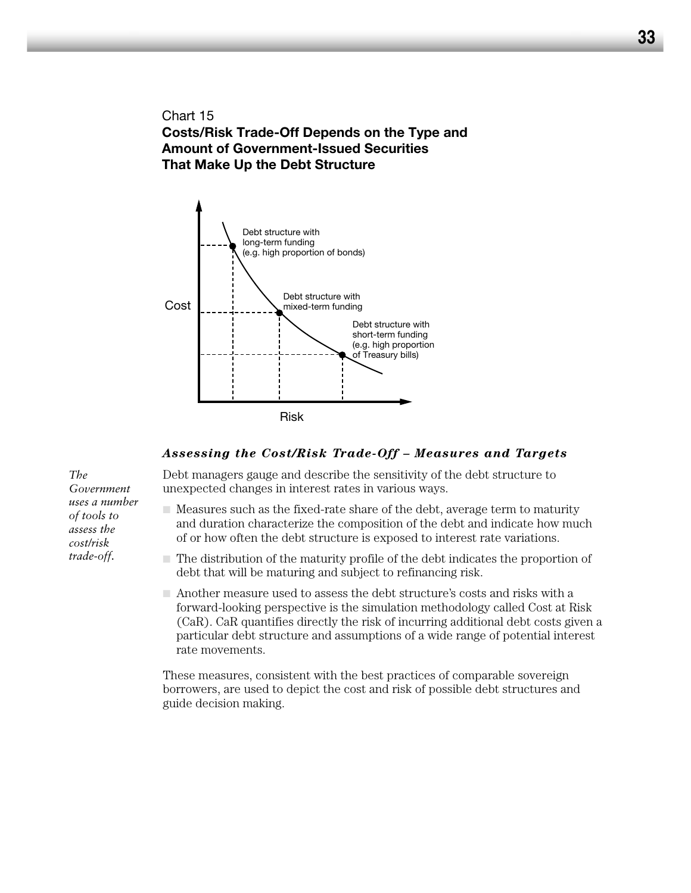Chart 15

**Costs/Risk Trade-Off Depends on the Type and Amount of Government-Issued Securities That Make Up the Debt Structure**

Debt structure with long-term funding (e.g. high proportion of bonds)

Debt structure with mixed-term funding

Debt structure with short-term funding (e.g. high proportion of Treasury bills)

Cost

Risk

### *Assessing the Cost/Risk Trade-Off – Measures and Targets*

*The Government uses a number of tools to assess the cost/risk trade-off.*

Debt managers gauge and describe the sensitivity of the debt structure to unexpected changes in interest rates in various ways.

- Measures such as the fixed-rate share of the debt, average term to maturity and duration characterize the composition of the debt and indicate how much of or how often the debt structure is exposed to interest rate variations.
- The distribution of the maturity profile of the debt indicates the proportion of debt that will be maturing and subject to refinancing risk.
- Another measure used to assess the debt structure's costs and risks with a forward-looking perspective is the simulation methodology called Cost at Risk (CaR). CaR quantifies directly the risk of incurring additional debt costs given a particular debt structure and assumptions of a wide range of potential interest rate movements.

These measures, consistent with the best practices of comparable sovereign borrowers, are used to depict the cost and risk of possible debt structures and guide decision making.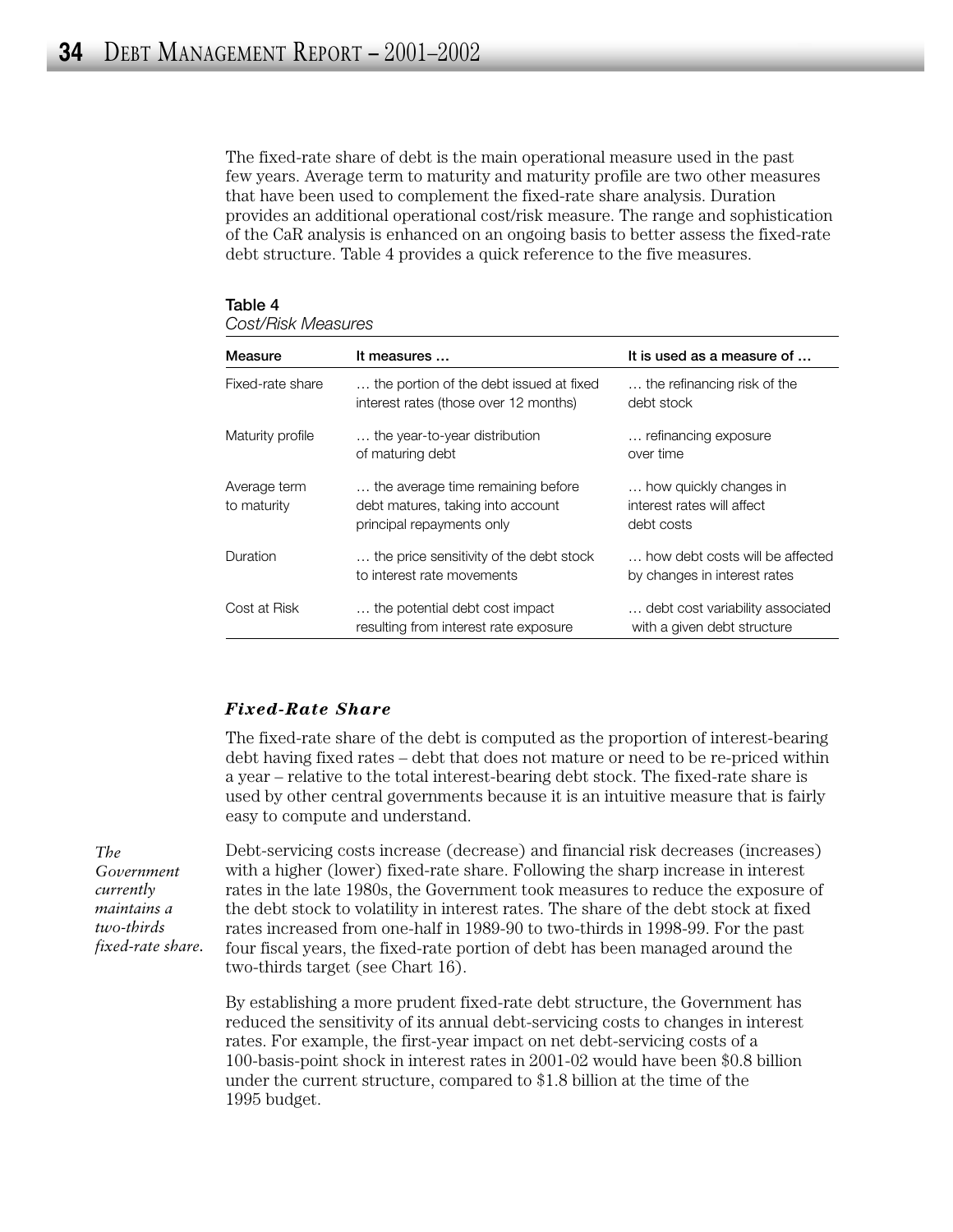The fixed-rate share of debt is the main operational measure used in the past few years. Average term to maturity and maturity profile are two other measures that have been used to complement the fixed-rate share analysis. Duration provides an additional operational cost/risk measure. The range and sophistication of the CaR analysis is enhanced on an ongoing basis to better assess the fixed-rate debt structure. Table 4 provides a quick reference to the five measures.

**Table 4**
*Cost/Risk Measures*

| Measure | It measures … | It is used as a measure of … |
|---|---|---|
| Fixed-rate share | … the portion of the debt issued at fixed interest rates (those over 12 months) | … the refinancing risk of the debt stock |
| Maturity profile | … the year-to-year distribution of maturing debt | … refinancing exposure over time |
| Average term to maturity | … the average time remaining before debt matures, taking into account principal repayments only | … how quickly changes in interest rates will affect debt costs |
| Duration | … the price sensitivity of the debt stock to interest rate movements | … how debt costs will be affected by changes in interest rates |
| Cost at Risk | … the potential debt cost impact resulting from interest rate exposure | … debt cost variability associated with a given debt structure |

### *Fixed-Rate Share*

The fixed-rate share of the debt is computed as the proportion of interest-bearing debt having fixed rates – debt that does not mature or need to be re-priced within a year – relative to the total interest-bearing debt stock. The fixed-rate share is used by other central governments because it is an intuitive measure that is fairly easy to compute and understand.

*The Government currently maintains a two-thirds fixed-rate share.*

Debt-servicing costs increase (decrease) and financial risk decreases (increases) with a higher (lower) fixed-rate share. Following the sharp increase in interest rates in the late 1980s, the Government took measures to reduce the exposure of the debt stock to volatility in interest rates. The share of the debt stock at fixed rates increased from one-half in 1989-90 to two-thirds in 1998-99. For the past four fiscal years, the fixed-rate portion of debt has been managed around the two-thirds target (see Chart 16).

By establishing a more prudent fixed-rate debt structure, the Government has reduced the sensitivity of its annual debt-servicing costs to changes in interest rates. For example, the first-year impact on net debt-servicing costs of a 100-basis-point shock in interest rates in 2001-02 would have been $0.8 billion under the current structure, compared to $1.8 billion at the time of the 1995 budget.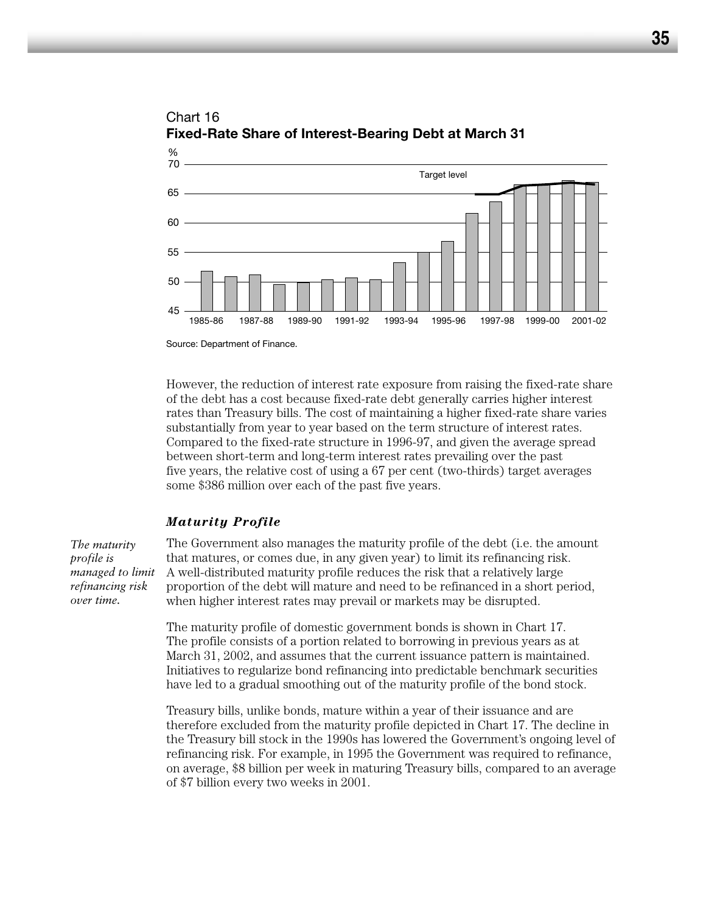Chart 16
**Fixed-Rate Share of Interest-Bearing Debt at March 31**

Source: Department of Finance.

However, the reduction of interest rate exposure from raising the fixed-rate share of the debt has a cost because fixed-rate debt generally carries higher interest rates than Treasury bills. The cost of maintaining a higher fixed-rate share varies substantially from year to year based on the term structure of interest rates. Compared to the fixed-rate structure in 1996-97, and given the average spread between short-term and long-term interest rates prevailing over the past five years, the relative cost of using a 67 per cent (two-thirds) target averages some $386 million over each of the past five years.

### *Maturity Profile*

*The maturity profile is managed to limit refinancing risk over time.*

The Government also manages the maturity profile of the debt (i.e. the amount that matures, or comes due, in any given year) to limit its refinancing risk. A well-distributed maturity profile reduces the risk that a relatively large proportion of the debt will mature and need to be refinanced in a short period, when higher interest rates may prevail or markets may be disrupted.

The maturity profile of domestic government bonds is shown in Chart 17. The profile consists of a portion related to borrowing in previous years as at March 31, 2002, and assumes that the current issuance pattern is maintained. Initiatives to regularize bond refinancing into predictable benchmark securities have led to a gradual smoothing out of the maturity profile of the bond stock.

Treasury bills, unlike bonds, mature within a year of their issuance and are therefore excluded from the maturity profile depicted in Chart 17. The decline in the Treasury bill stock in the 1990s has lowered the Government's ongoing level of refinancing risk. For example, in 1995 the Government was required to refinance, on average, $8 billion per week in maturing Treasury bills, compared to an average of $7 billion every two weeks in 2001.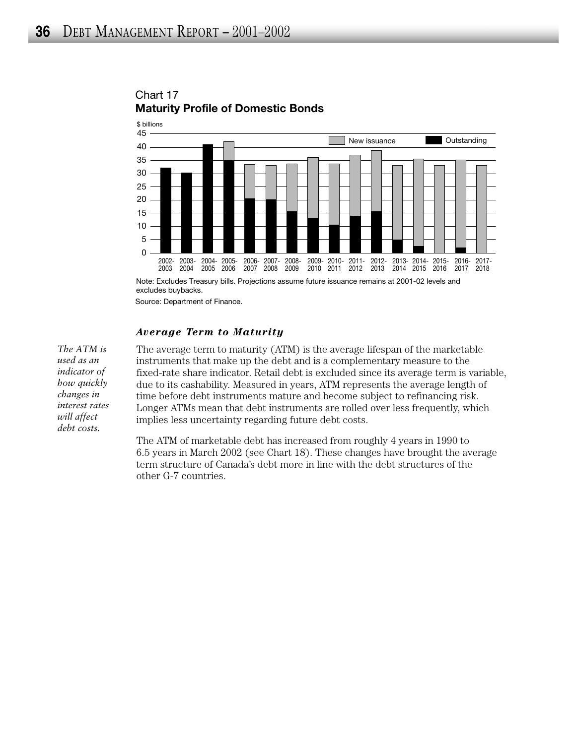Chart 17
**Maturity Profile of Domestic Bonds**

$ billions

| | 2002-2003 | 2003-2004 | 2004-2005 | 2005-2006 | 2006-2007 | 2007-2008 | 2008-2009 | 2009-2010 | 2010-2011 | 2011-2012 | 2012-2013 | 2013-2014 | 2014-2015 | 2015-2016 | 2016-2017 | 2017-2018 |
|---|---|---|---|---|---|---|---|---|---|---|---|---|---|---|---|---|
| Outstanding | 32 | 30 | 41 | 35 | 20.5 | 20 | 15.5 | 13 | 10.5 | 14 | 15.5 | 5 | 2.5 | 0 | 2 | 0 |
| New issuance | 0 | 0 | 0 | 7 | 13 | 13 | 18 | 23 | 23 | 23 | 23 | 28 | 33 | 33 | 33 | 33 |

Note: Excludes Treasury bills. Projections assume future issuance remains at 2001-02 levels and excludes buybacks.

Source: Department of Finance.

### *Average Term to Maturity*

*The ATM is used as an indicator of how quickly changes in interest rates will affect debt costs.*

The average term to maturity (ATM) is the average lifespan of the marketable instruments that make up the debt and is a complementary measure to the fixed-rate share indicator. Retail debt is excluded since its average term is variable, due to its cashability. Measured in years, ATM represents the average length of time before debt instruments mature and become subject to refinancing risk. Longer ATMs mean that debt instruments are rolled over less frequently, which implies less uncertainty regarding future debt costs.

The ATM of marketable debt has increased from roughly 4 years in 1990 to 6.5 years in March 2002 (see Chart 18). These changes have brought the average term structure of Canada's debt more in line with the debt structures of the other G-7 countries.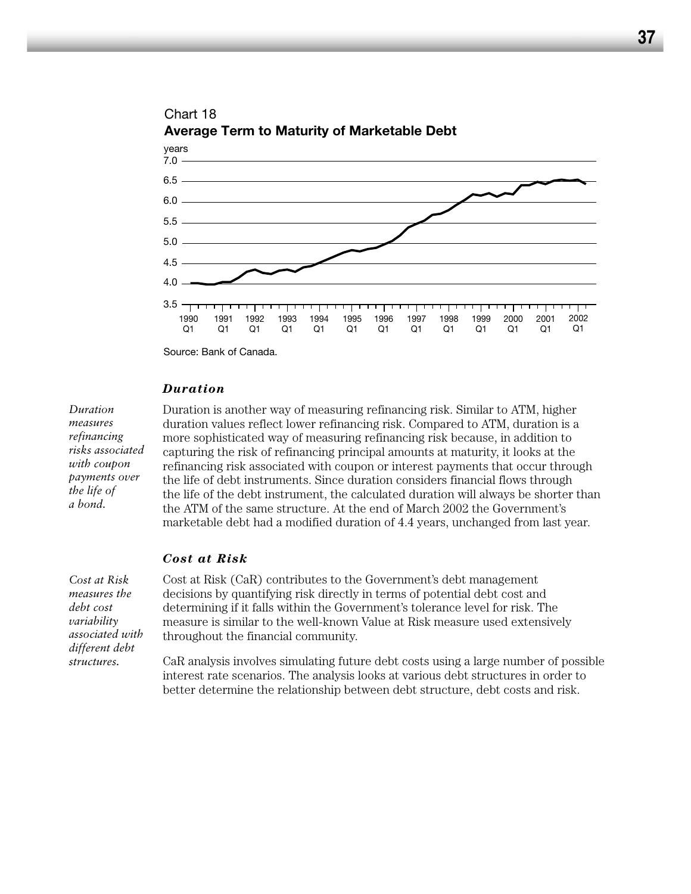Chart 18
**Average Term to Maturity of Marketable Debt**

Source: Bank of Canada.

### *Duration*

*Duration measures refinancing risks associated with coupon payments over the life of a bond.*

Duration is another way of measuring refinancing risk. Similar to ATM, higher duration values reflect lower refinancing risk. Compared to ATM, duration is a more sophisticated way of measuring refinancing risk because, in addition to capturing the risk of refinancing principal amounts at maturity, it looks at the refinancing risk associated with coupon or interest payments that occur through the life of debt instruments. Since duration considers financial flows through the life of the debt instrument, the calculated duration will always be shorter than the ATM of the same structure. At the end of March 2002 the Government's marketable debt had a modified duration of 4.4 years, unchanged from last year.

### *Cost at Risk*

*Cost at Risk measures the debt cost variability associated with different debt structures.*

Cost at Risk (CaR) contributes to the Government's debt management decisions by quantifying risk directly in terms of potential debt cost and determining if it falls within the Government's tolerance level for risk. The measure is similar to the well-known Value at Risk measure used extensively throughout the financial community.

CaR analysis involves simulating future debt costs using a large number of possible interest rate scenarios. The analysis looks at various debt structures in order to better determine the relationship between debt structure, debt costs and risk.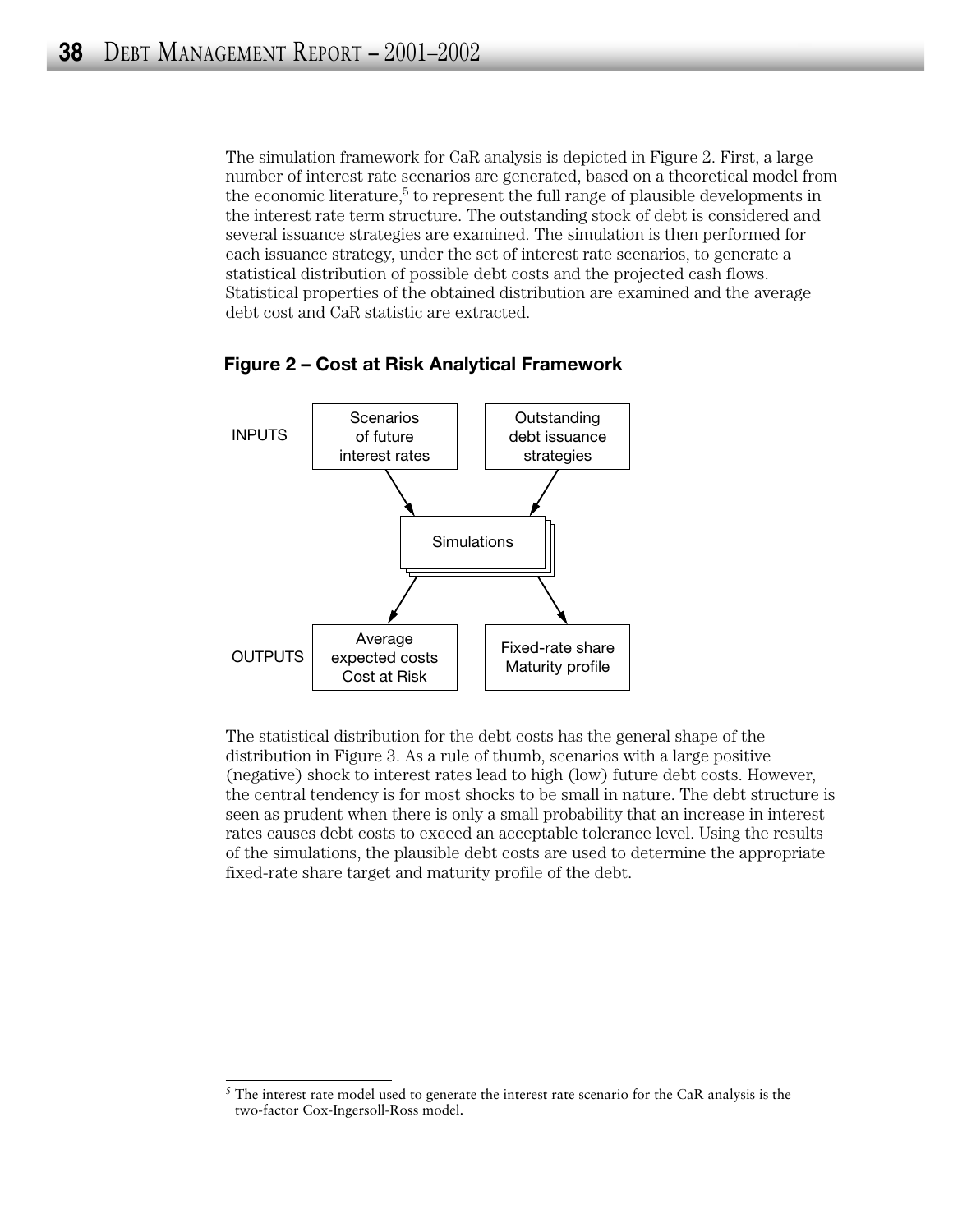The simulation framework for CaR analysis is depicted in Figure 2. First, a large number of interest rate scenarios are generated, based on a theoretical model from the economic literature,[5] to represent the full range of plausible developments in the interest rate term structure. The outstanding stock of debt is considered and several issuance strategies are examined. The simulation is then performed for each issuance strategy, under the set of interest rate scenarios, to generate a statistical distribution of possible debt costs and the projected cash flows. Statistical properties of the obtained distribution are examined and the average debt cost and CaR statistic are extracted.

**Figure 2 – Cost at Risk Analytical Framework**

INPUTS: Scenarios of future interest rates; Outstanding debt issuance strategies

Simulations

OUTPUTS: Average expected costs, Cost at Risk; Fixed-rate share, Maturity profile

The statistical distribution for the debt costs has the general shape of the distribution in Figure 3. As a rule of thumb, scenarios with a large positive (negative) shock to interest rates lead to high (low) future debt costs. However, the central tendency is for most shocks to be small in nature. The debt structure is seen as prudent when there is only a small probability that an increase in interest rates causes debt costs to exceed an acceptable tolerance level. Using the results of the simulations, the plausible debt costs are used to determine the appropriate fixed-rate share target and maturity profile of the debt.

---

[5] The interest rate model used to generate the interest rate scenario for the CaR analysis is the two-factor Cox-Ingersoll-Ross model.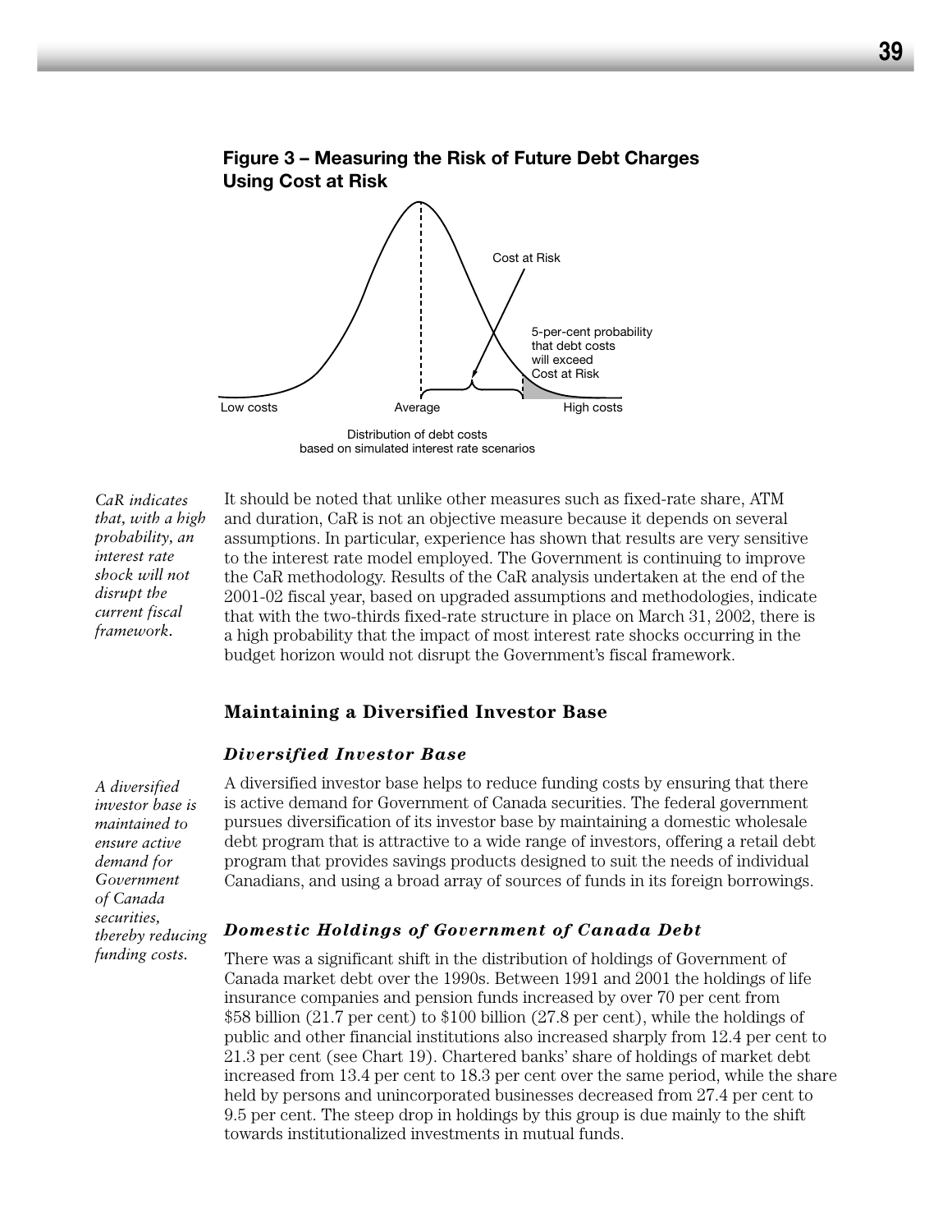**Figure 3 – Measuring the Risk of Future Debt Charges Using Cost at Risk**

Cost at Risk

5-per-cent probability that debt costs will exceed Cost at Risk

Low costs | Average | High costs

Distribution of debt costs based on simulated interest rate scenarios

*CaR indicates that, with a high probability, an interest rate shock will not disrupt the current fiscal framework.*

It should be noted that unlike other measures such as fixed-rate share, ATM and duration, CaR is not an objective measure because it depends on several assumptions. In particular, experience has shown that results are very sensitive to the interest rate model employed. The Government is continuing to improve the CaR methodology. Results of the CaR analysis undertaken at the end of the 2001-02 fiscal year, based on upgraded assumptions and methodologies, indicate that with the two-thirds fixed-rate structure in place on March 31, 2002, there is a high probability that the impact of most interest rate shocks occurring in the budget horizon would not disrupt the Government's fiscal framework.

## Maintaining a Diversified Investor Base

### *Diversified Investor Base*

*A diversified investor base is maintained to ensure active demand for Government of Canada securities, thereby reducing funding costs.*

A diversified investor base helps to reduce funding costs by ensuring that there is active demand for Government of Canada securities. The federal government pursues diversification of its investor base by maintaining a domestic wholesale debt program that is attractive to a wide range of investors, offering a retail debt program that provides savings products designed to suit the needs of individual Canadians, and using a broad array of sources of funds in its foreign borrowings.

### *Domestic Holdings of Government of Canada Debt*

There was a significant shift in the distribution of holdings of Government of Canada market debt over the 1990s. Between 1991 and 2001 the holdings of life insurance companies and pension funds increased by over 70 per cent from $58 billion (21.7 per cent) to $100 billion (27.8 per cent), while the holdings of public and other financial institutions also increased sharply from 12.4 per cent to 21.3 per cent (see Chart 19). Chartered banks' share of holdings of market debt increased from 13.4 per cent to 18.3 per cent over the same period, while the share held by persons and unincorporated businesses decreased from 27.4 per cent to 9.5 per cent. The steep drop in holdings by this group is due mainly to the shift towards institutionalized investments in mutual funds.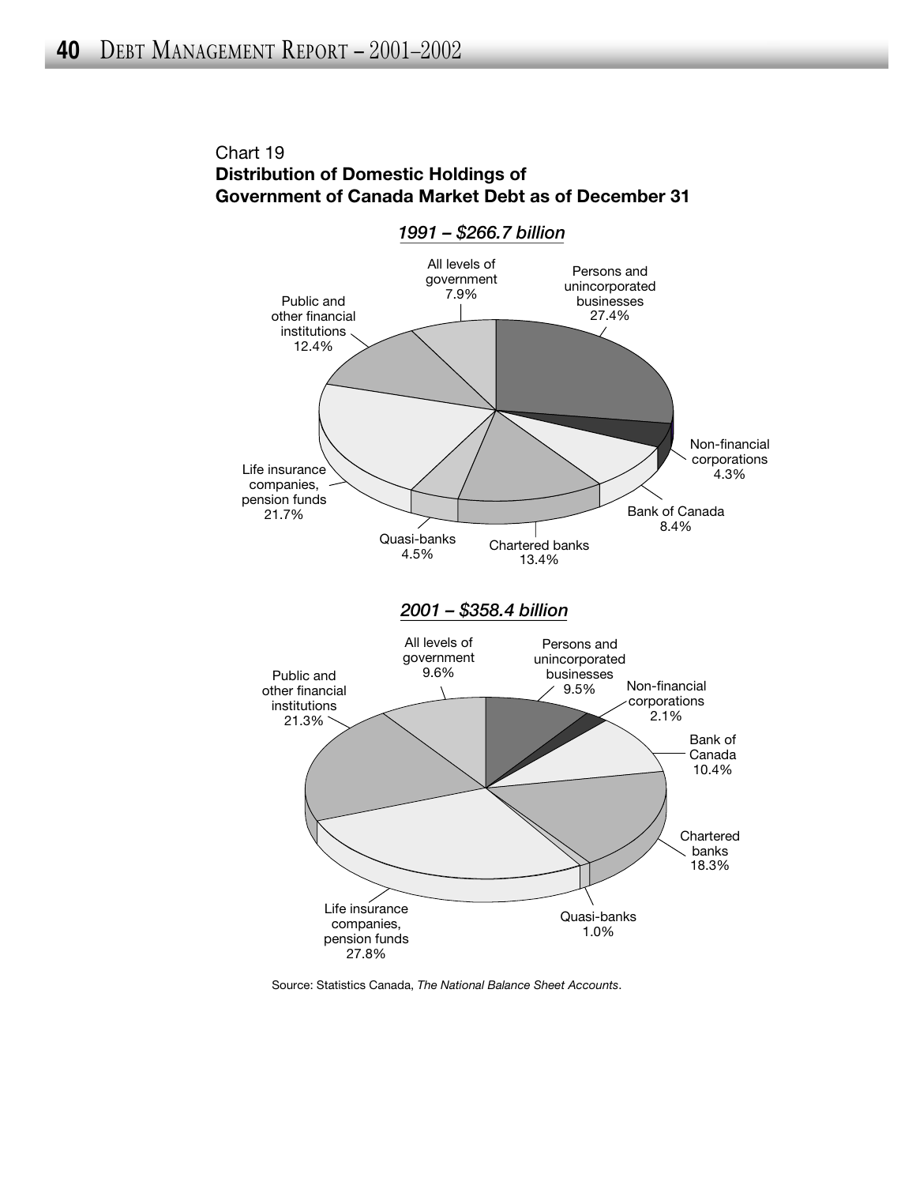Chart 19
**Distribution of Domestic Holdings of Government of Canada Market Debt as of December 31**

*1991 – $266.7 billion*

| Holder | Share |
|---|---|
| Persons and unincorporated businesses | 27.4% |
| Non-financial corporations | 4.3% |
| Bank of Canada | 8.4% |
| Chartered banks | 13.4% |
| Quasi-banks | 4.5% |
| Life insurance companies, pension funds | 21.7% |
| Public and other financial institutions | 12.4% |
| All levels of government | 7.9% |

*2001 – $358.4 billion*

| Holder | Share |
|---|---|
| Persons and unincorporated businesses | 9.5% |
| Non-financial corporations | 2.1% |
| Bank of Canada | 10.4% |
| Chartered banks | 18.3% |
| Quasi-banks | 1.0% |
| Life insurance companies, pension funds | 27.8% |
| Public and other financial institutions | 21.3% |
| All levels of government | 9.6% |

Source: Statistics Canada, *The National Balance Sheet Accounts*.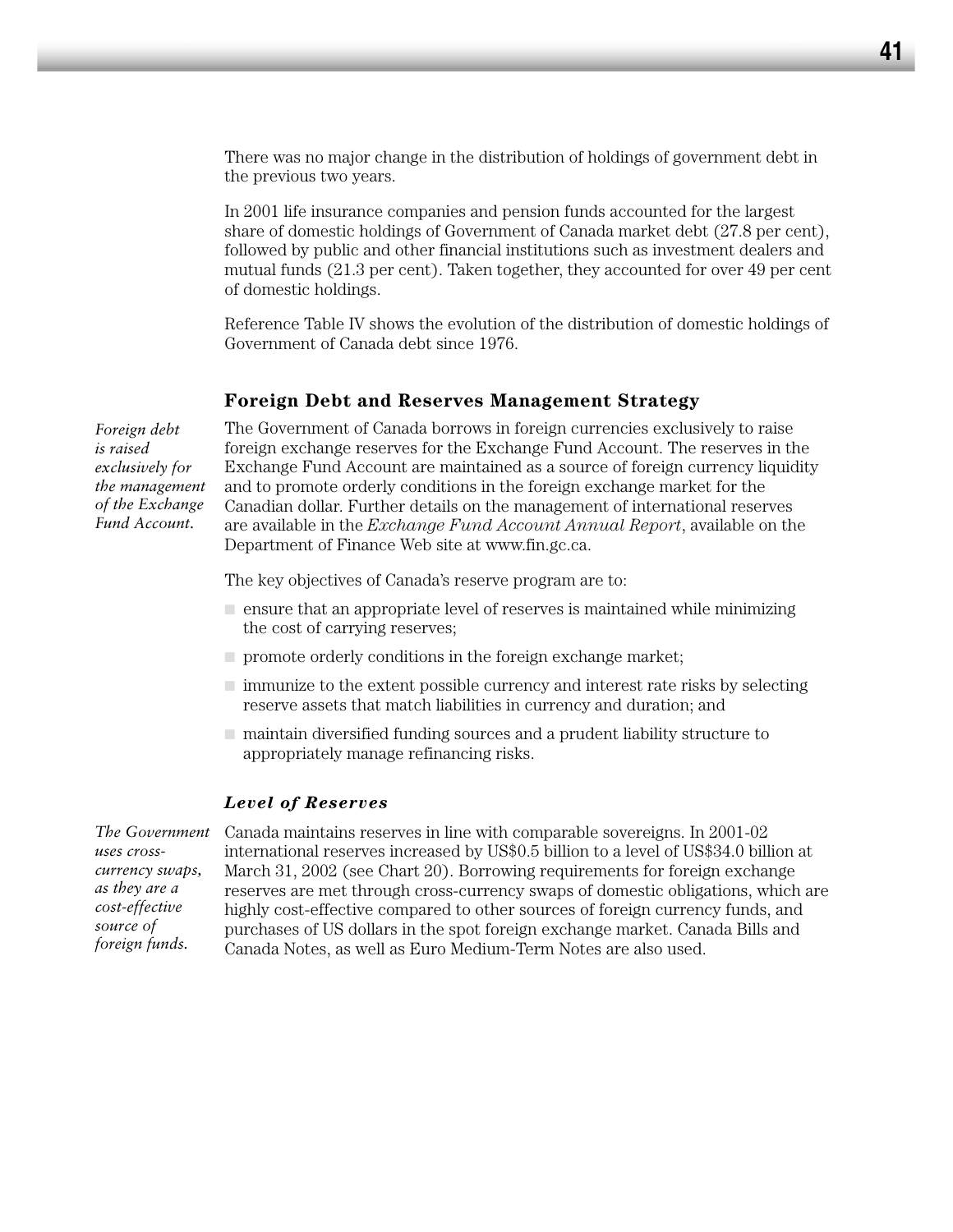There was no major change in the distribution of holdings of government debt in the previous two years.

In 2001 life insurance companies and pension funds accounted for the largest share of domestic holdings of Government of Canada market debt (27.8 per cent), followed by public and other financial institutions such as investment dealers and mutual funds (21.3 per cent). Taken together, they accounted for over 49 per cent of domestic holdings.

Reference Table IV shows the evolution of the distribution of domestic holdings of Government of Canada debt since 1976.

## Foreign Debt and Reserves Management Strategy

*Foreign debt is raised exclusively for the management of the Exchange Fund Account.*

The Government of Canada borrows in foreign currencies exclusively to raise foreign exchange reserves for the Exchange Fund Account. The reserves in the Exchange Fund Account are maintained as a source of foreign currency liquidity and to promote orderly conditions in the foreign exchange market for the Canadian dollar. Further details on the management of international reserves are available in the *Exchange Fund Account Annual Report*, available on the Department of Finance Web site at www.fin.gc.ca.

The key objectives of Canada's reserve program are to:

- ensure that an appropriate level of reserves is maintained while minimizing the cost of carrying reserves;
- promote orderly conditions in the foreign exchange market;
- immunize to the extent possible currency and interest rate risks by selecting reserve assets that match liabilities in currency and duration; and
- maintain diversified funding sources and a prudent liability structure to appropriately manage refinancing risks.

### *Level of Reserves*

*The Government uses cross-currency swaps, as they are a cost-effective source of foreign funds.*

Canada maintains reserves in line with comparable sovereigns. In 2001-02 international reserves increased by US$0.5 billion to a level of US$34.0 billion at March 31, 2002 (see Chart 20). Borrowing requirements for foreign exchange reserves are met through cross-currency swaps of domestic obligations, which are highly cost-effective compared to other sources of foreign currency funds, and purchases of US dollars in the spot foreign exchange market. Canada Bills and Canada Notes, as well as Euro Medium-Term Notes are also used.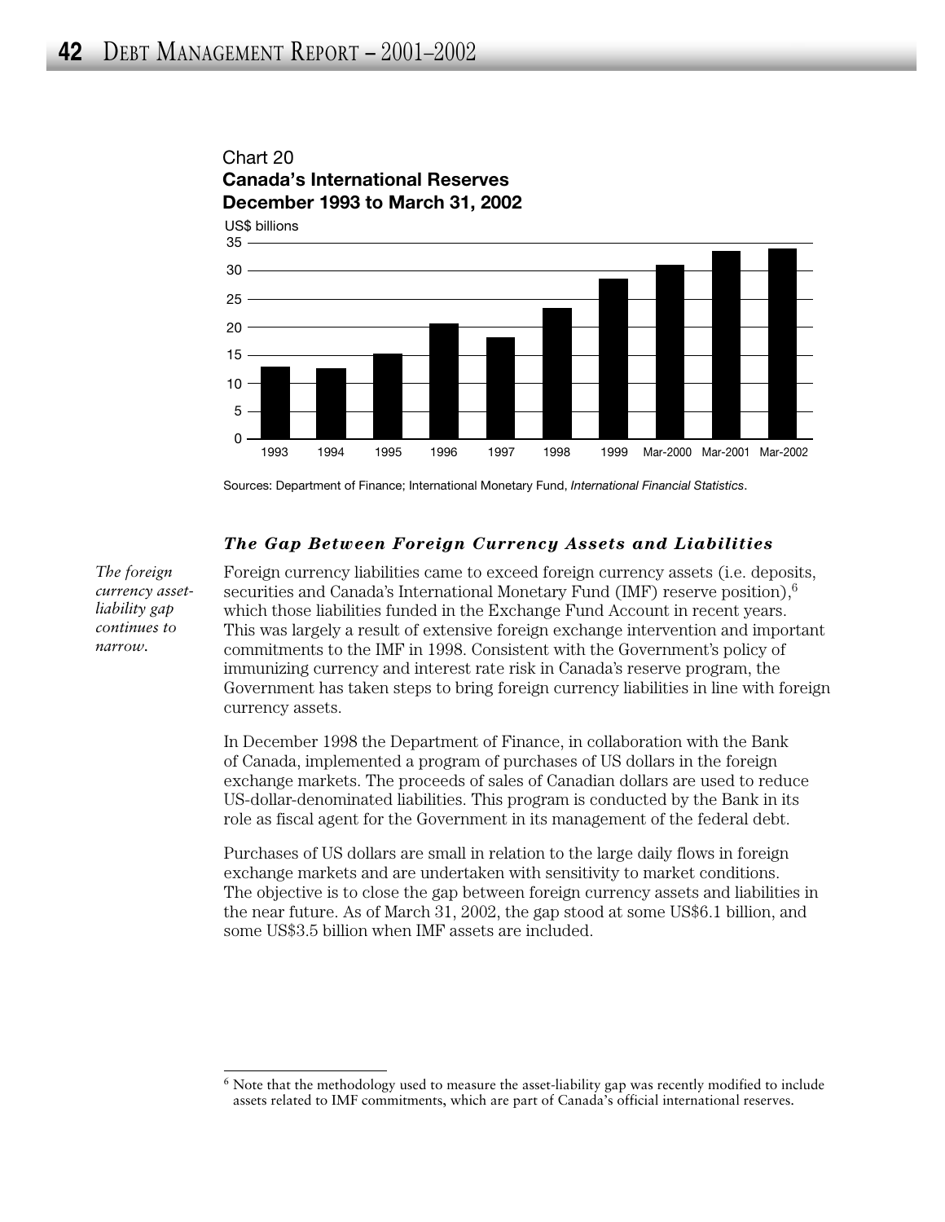Chart 20
**Canada's International Reserves**
**December 1993 to March 31, 2002**

Sources: Department of Finance; International Monetary Fund, *International Financial Statistics*.

### *The Gap Between Foreign Currency Assets and Liabilities*

*The foreign currency asset-liability gap continues to narrow.*

Foreign currency liabilities came to exceed foreign currency assets (i.e. deposits, securities and Canada's International Monetary Fund (IMF) reserve position),[6] which those liabilities funded in the Exchange Fund Account in recent years. This was largely a result of extensive foreign exchange intervention and important commitments to the IMF in 1998. Consistent with the Government's policy of immunizing currency and interest rate risk in Canada's reserve program, the Government has taken steps to bring foreign currency liabilities in line with foreign currency assets.

In December 1998 the Department of Finance, in collaboration with the Bank of Canada, implemented a program of purchases of US dollars in the foreign exchange markets. The proceeds of sales of Canadian dollars are used to reduce US-dollar-denominated liabilities. This program is conducted by the Bank in its role as fiscal agent for the Government in its management of the federal debt.

Purchases of US dollars are small in relation to the large daily flows in foreign exchange markets and are undertaken with sensitivity to market conditions. The objective is to close the gap between foreign currency assets and liabilities in the near future. As of March 31, 2002, the gap stood at some US$6.1 billion, and some US$3.5 billion when IMF assets are included.

---

[6] Note that the methodology used to measure the asset-liability gap was recently modified to include assets related to IMF commitments, which are part of Canada's official international reserves.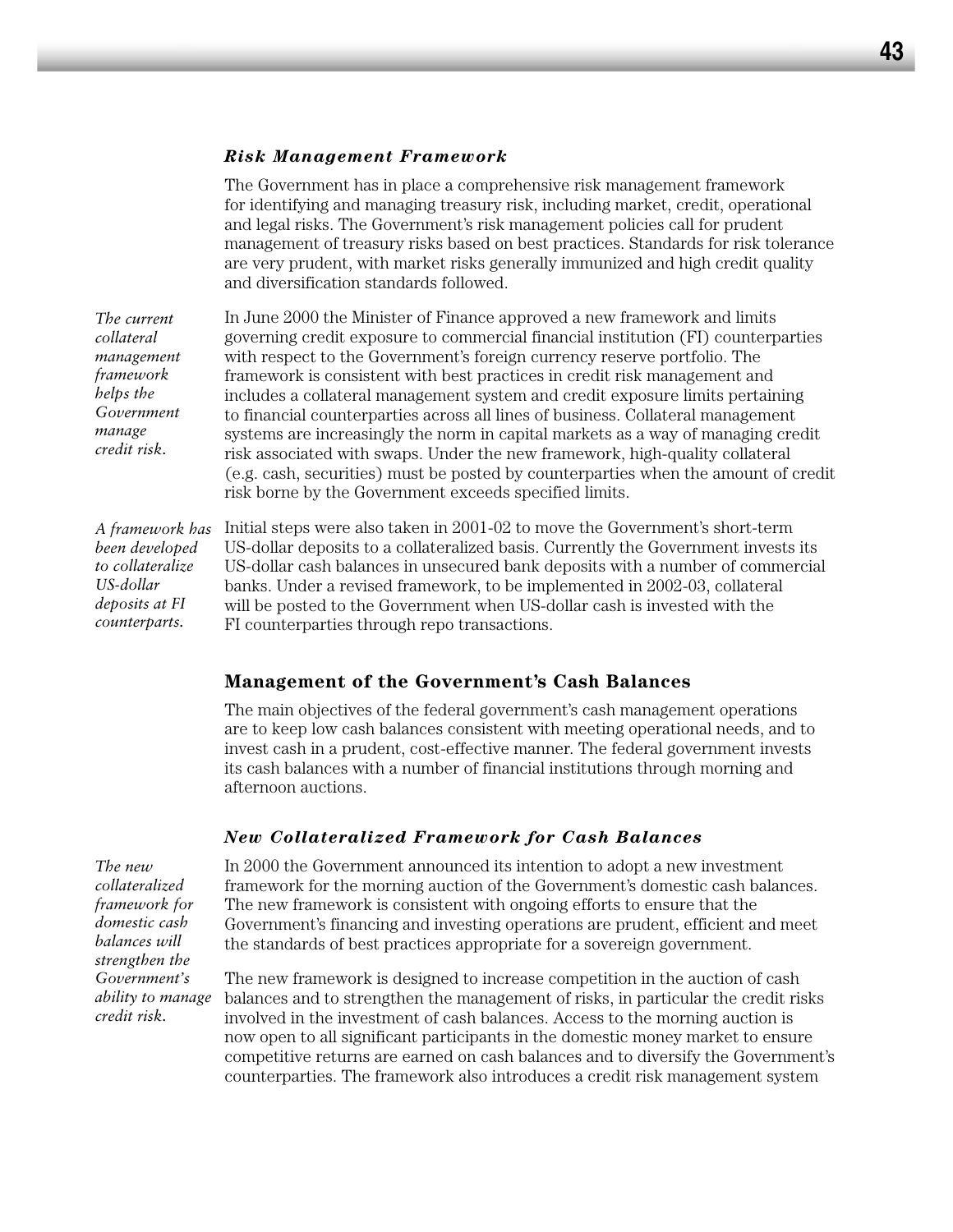### *Risk Management Framework*

The Government has in place a comprehensive risk management framework for identifying and managing treasury risk, including market, credit, operational and legal risks. The Government's risk management policies call for prudent management of treasury risks based on best practices. Standards for risk tolerance are very prudent, with market risks generally immunized and high credit quality and diversification standards followed.

*The current collateral management framework helps the Government manage credit risk.*

In June 2000 the Minister of Finance approved a new framework and limits governing credit exposure to commercial financial institution (FI) counterparties with respect to the Government's foreign currency reserve portfolio. The framework is consistent with best practices in credit risk management and includes a collateral management system and credit exposure limits pertaining to financial counterparties across all lines of business. Collateral management systems are increasingly the norm in capital markets as a way of managing credit risk associated with swaps. Under the new framework, high-quality collateral (e.g. cash, securities) must be posted by counterparties when the amount of credit risk borne by the Government exceeds specified limits.

*A framework has been developed to collateralize US-dollar deposits at FI counterparts.*

Initial steps were also taken in 2001-02 to move the Government's short-term US-dollar deposits to a collateralized basis. Currently the Government invests its US-dollar cash balances in unsecured bank deposits with a number of commercial banks. Under a revised framework, to be implemented in 2002-03, collateral will be posted to the Government when US-dollar cash is invested with the FI counterparties through repo transactions.

## Management of the Government's Cash Balances

The main objectives of the federal government's cash management operations are to keep low cash balances consistent with meeting operational needs, and to invest cash in a prudent, cost-effective manner. The federal government invests its cash balances with a number of financial institutions through morning and afternoon auctions.

### *New Collateralized Framework for Cash Balances*

*The new collateralized framework for domestic cash balances will strengthen the Government's ability to manage credit risk.*

In 2000 the Government announced its intention to adopt a new investment framework for the morning auction of the Government's domestic cash balances. The new framework is consistent with ongoing efforts to ensure that the Government's financing and investing operations are prudent, efficient and meet the standards of best practices appropriate for a sovereign government.

The new framework is designed to increase competition in the auction of cash balances and to strengthen the management of risks, in particular the credit risks involved in the investment of cash balances. Access to the morning auction is now open to all significant participants in the domestic money market to ensure competitive returns are earned on cash balances and to diversify the Government's counterparties. The framework also introduces a credit risk management system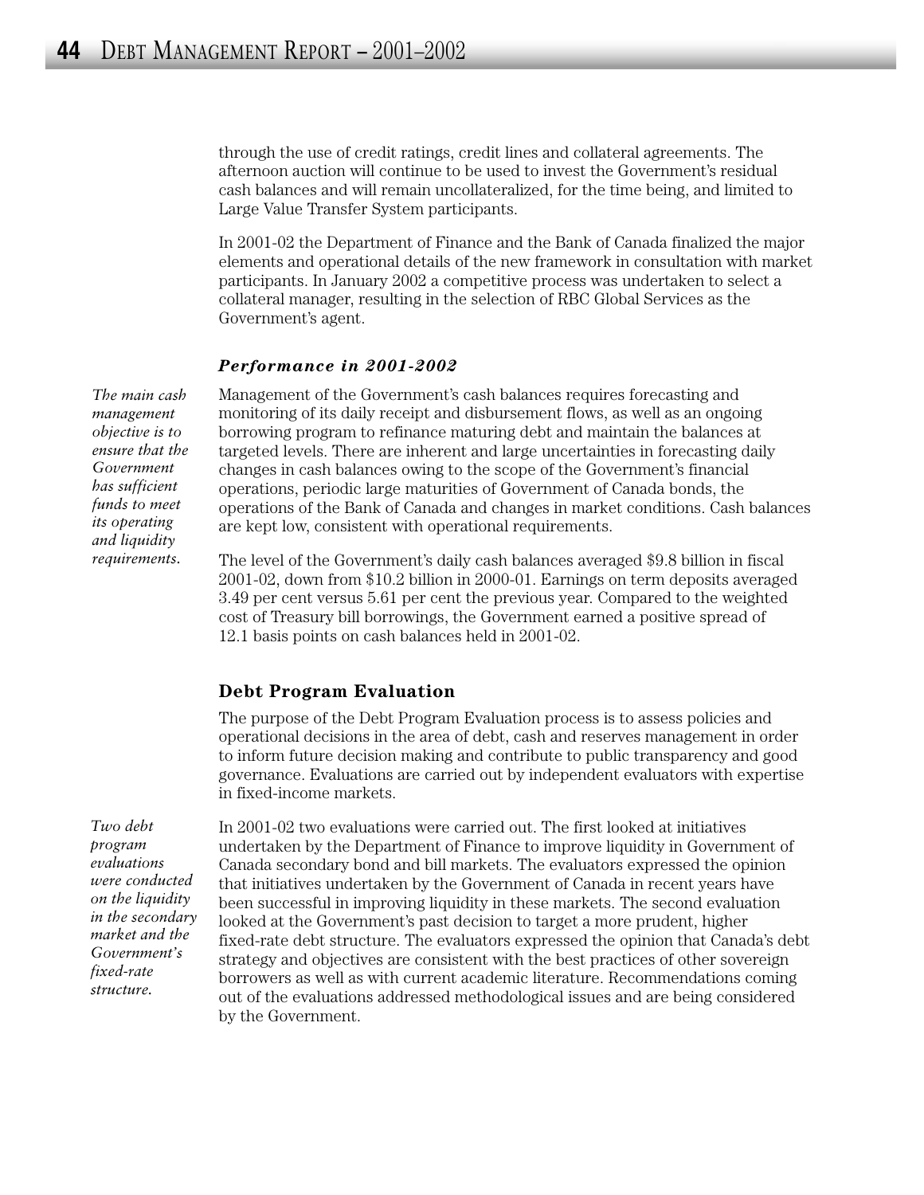through the use of credit ratings, credit lines and collateral agreements. The afternoon auction will continue to be used to invest the Government's residual cash balances and will remain uncollateralized, for the time being, and limited to Large Value Transfer System participants.

In 2001-02 the Department of Finance and the Bank of Canada finalized the major elements and operational details of the new framework in consultation with market participants. In January 2002 a competitive process was undertaken to select a collateral manager, resulting in the selection of RBC Global Services as the Government's agent.

### *Performance in 2001-2002*

*The main cash management objective is to ensure that the Government has sufficient funds to meet its operating and liquidity requirements.*

Management of the Government's cash balances requires forecasting and monitoring of its daily receipt and disbursement flows, as well as an ongoing borrowing program to refinance maturing debt and maintain the balances at targeted levels. There are inherent and large uncertainties in forecasting daily changes in cash balances owing to the scope of the Government's financial operations, periodic large maturities of Government of Canada bonds, the operations of the Bank of Canada and changes in market conditions. Cash balances are kept low, consistent with operational requirements.

The level of the Government's daily cash balances averaged $9.8 billion in fiscal 2001-02, down from $10.2 billion in 2000-01. Earnings on term deposits averaged 3.49 per cent versus 5.61 per cent the previous year. Compared to the weighted cost of Treasury bill borrowings, the Government earned a positive spread of 12.1 basis points on cash balances held in 2001-02.

## Debt Program Evaluation

The purpose of the Debt Program Evaluation process is to assess policies and operational decisions in the area of debt, cash and reserves management in order to inform future decision making and contribute to public transparency and good governance. Evaluations are carried out by independent evaluators with expertise in fixed-income markets.

*Two debt program evaluations were conducted on the liquidity in the secondary market and the Government's fixed-rate structure.*

In 2001-02 two evaluations were carried out. The first looked at initiatives undertaken by the Department of Finance to improve liquidity in Government of Canada secondary bond and bill markets. The evaluators expressed the opinion that initiatives undertaken by the Government of Canada in recent years have been successful in improving liquidity in these markets. The second evaluation looked at the Government's past decision to target a more prudent, higher fixed-rate debt structure. The evaluators expressed the opinion that Canada's debt strategy and objectives are consistent with the best practices of other sovereign borrowers as well as with current academic literature. Recommendations coming out of the evaluations addressed methodological issues and are being considered by the Government.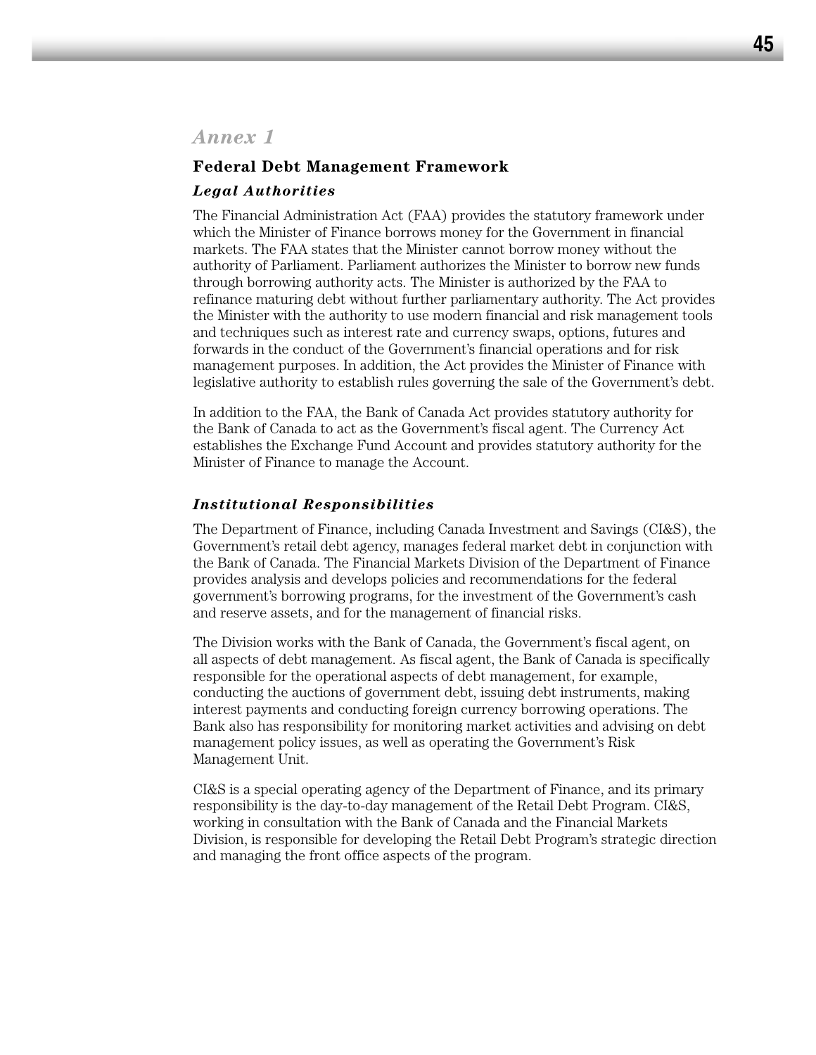# *Annex 1*

## Federal Debt Management Framework

### *Legal Authorities*

The Financial Administration Act (FAA) provides the statutory framework under which the Minister of Finance borrows money for the Government in financial markets. The FAA states that the Minister cannot borrow money without the authority of Parliament. Parliament authorizes the Minister to borrow new funds through borrowing authority acts. The Minister is authorized by the FAA to refinance maturing debt without further parliamentary authority. The Act provides the Minister with the authority to use modern financial and risk management tools and techniques such as interest rate and currency swaps, options, futures and forwards in the conduct of the Government's financial operations and for risk management purposes. In addition, the Act provides the Minister of Finance with legislative authority to establish rules governing the sale of the Government's debt.

In addition to the FAA, the Bank of Canada Act provides statutory authority for the Bank of Canada to act as the Government's fiscal agent. The Currency Act establishes the Exchange Fund Account and provides statutory authority for the Minister of Finance to manage the Account.

### *Institutional Responsibilities*

The Department of Finance, including Canada Investment and Savings (CI&S), the Government's retail debt agency, manages federal market debt in conjunction with the Bank of Canada. The Financial Markets Division of the Department of Finance provides analysis and develops policies and recommendations for the federal government's borrowing programs, for the investment of the Government's cash and reserve assets, and for the management of financial risks.

The Division works with the Bank of Canada, the Government's fiscal agent, on all aspects of debt management. As fiscal agent, the Bank of Canada is specifically responsible for the operational aspects of debt management, for example, conducting the auctions of government debt, issuing debt instruments, making interest payments and conducting foreign currency borrowing operations. The Bank also has responsibility for monitoring market activities and advising on debt management policy issues, as well as operating the Government's Risk Management Unit.

CI&S is a special operating agency of the Department of Finance, and its primary responsibility is the day-to-day management of the Retail Debt Program. CI&S, working in consultation with the Bank of Canada and the Financial Markets Division, is responsible for developing the Retail Debt Program's strategic direction and managing the front office aspects of the program.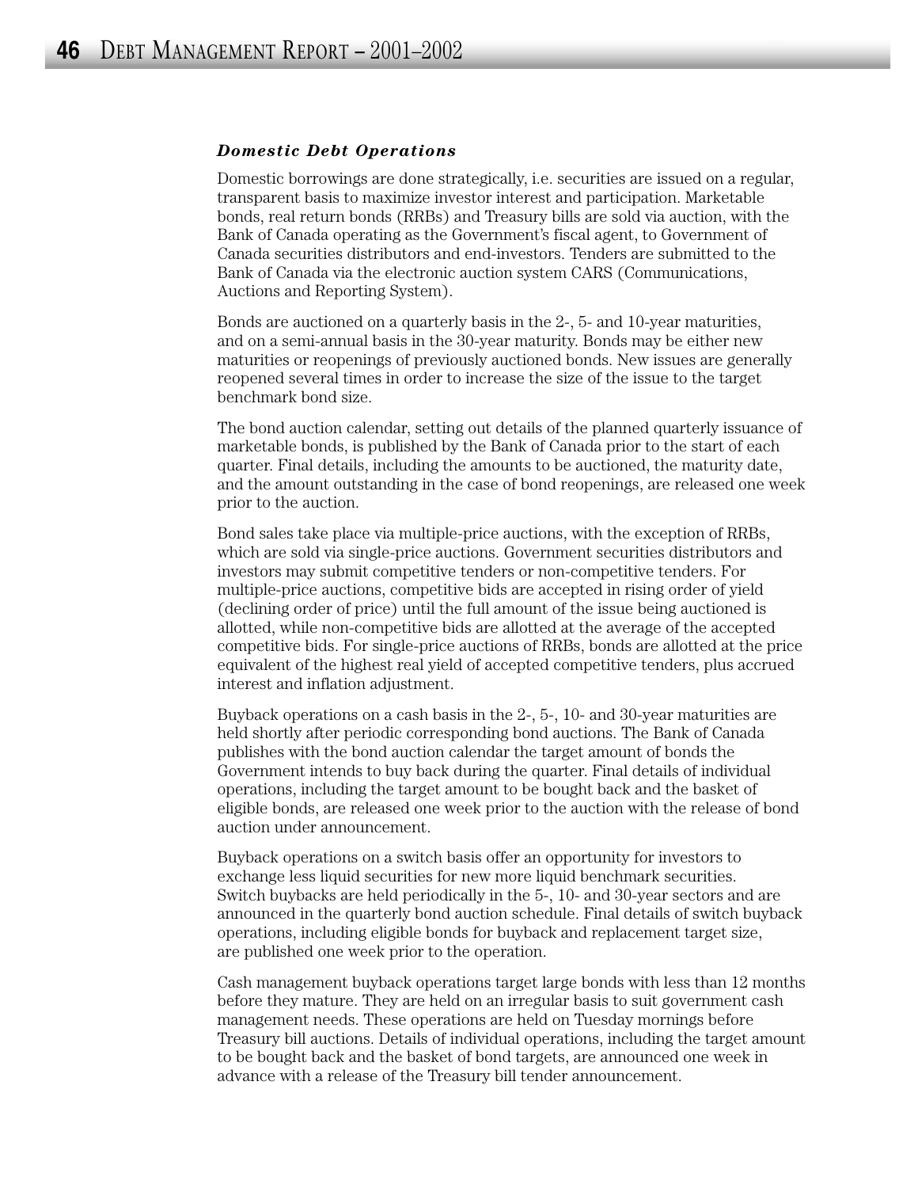### *Domestic Debt Operations*

Domestic borrowings are done strategically, i.e. securities are issued on a regular, transparent basis to maximize investor interest and participation. Marketable bonds, real return bonds (RRBs) and Treasury bills are sold via auction, with the Bank of Canada operating as the Government's fiscal agent, to Government of Canada securities distributors and end-investors. Tenders are submitted to the Bank of Canada via the electronic auction system CARS (Communications, Auctions and Reporting System).

Bonds are auctioned on a quarterly basis in the 2-, 5- and 10-year maturities, and on a semi-annual basis in the 30-year maturity. Bonds may be either new maturities or reopenings of previously auctioned bonds. New issues are generally reopened several times in order to increase the size of the issue to the target benchmark bond size.

The bond auction calendar, setting out details of the planned quarterly issuance of marketable bonds, is published by the Bank of Canada prior to the start of each quarter. Final details, including the amounts to be auctioned, the maturity date, and the amount outstanding in the case of bond reopenings, are released one week prior to the auction.

Bond sales take place via multiple-price auctions, with the exception of RRBs, which are sold via single-price auctions. Government securities distributors and investors may submit competitive tenders or non-competitive tenders. For multiple-price auctions, competitive bids are accepted in rising order of yield (declining order of price) until the full amount of the issue being auctioned is allotted, while non-competitive bids are allotted at the average of the accepted competitive bids. For single-price auctions of RRBs, bonds are allotted at the price equivalent of the highest real yield of accepted competitive tenders, plus accrued interest and inflation adjustment.

Buyback operations on a cash basis in the 2-, 5-, 10- and 30-year maturities are held shortly after periodic corresponding bond auctions. The Bank of Canada publishes with the bond auction calendar the target amount of bonds the Government intends to buy back during the quarter. Final details of individual operations, including the target amount to be bought back and the basket of eligible bonds, are released one week prior to the auction with the release of bond auction under announcement.

Buyback operations on a switch basis offer an opportunity for investors to exchange less liquid securities for new more liquid benchmark securities. Switch buybacks are held periodically in the 5-, 10- and 30-year sectors and are announced in the quarterly bond auction schedule. Final details of switch buyback operations, including eligible bonds for buyback and replacement target size, are published one week prior to the operation.

Cash management buyback operations target large bonds with less than 12 months before they mature. They are held on an irregular basis to suit government cash management needs. These operations are held on Tuesday mornings before Treasury bill auctions. Details of individual operations, including the target amount to be bought back and the basket of bond targets, are announced one week in advance with a release of the Treasury bill tender announcement.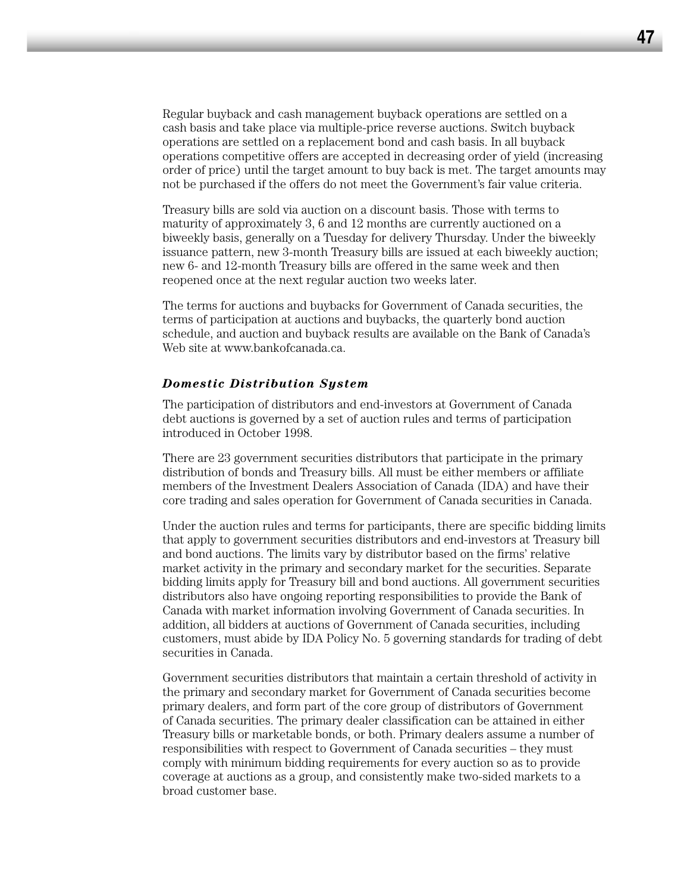Regular buyback and cash management buyback operations are settled on a cash basis and take place via multiple-price reverse auctions. Switch buyback operations are settled on a replacement bond and cash basis. In all buyback operations competitive offers are accepted in decreasing order of yield (increasing order of price) until the target amount to buy back is met. The target amounts may not be purchased if the offers do not meet the Government's fair value criteria.

Treasury bills are sold via auction on a discount basis. Those with terms to maturity of approximately 3, 6 and 12 months are currently auctioned on a biweekly basis, generally on a Tuesday for delivery Thursday. Under the biweekly issuance pattern, new 3-month Treasury bills are issued at each biweekly auction; new 6- and 12-month Treasury bills are offered in the same week and then reopened once at the next regular auction two weeks later.

The terms for auctions and buybacks for Government of Canada securities, the terms of participation at auctions and buybacks, the quarterly bond auction schedule, and auction and buyback results are available on the Bank of Canada's Web site at www.bankofcanada.ca.

### *Domestic Distribution System*

The participation of distributors and end-investors at Government of Canada debt auctions is governed by a set of auction rules and terms of participation introduced in October 1998.

There are 23 government securities distributors that participate in the primary distribution of bonds and Treasury bills. All must be either members or affiliate members of the Investment Dealers Association of Canada (IDA) and have their core trading and sales operation for Government of Canada securities in Canada.

Under the auction rules and terms for participants, there are specific bidding limits that apply to government securities distributors and end-investors at Treasury bill and bond auctions. The limits vary by distributor based on the firms' relative market activity in the primary and secondary market for the securities. Separate bidding limits apply for Treasury bill and bond auctions. All government securities distributors also have ongoing reporting responsibilities to provide the Bank of Canada with market information involving Government of Canada securities. In addition, all bidders at auctions of Government of Canada securities, including customers, must abide by IDA Policy No. 5 governing standards for trading of debt securities in Canada.

Government securities distributors that maintain a certain threshold of activity in the primary and secondary market for Government of Canada securities become primary dealers, and form part of the core group of distributors of Government of Canada securities. The primary dealer classification can be attained in either Treasury bills or marketable bonds, or both. Primary dealers assume a number of responsibilities with respect to Government of Canada securities – they must comply with minimum bidding requirements for every auction so as to provide coverage at auctions as a group, and consistently make two-sided markets to a broad customer base.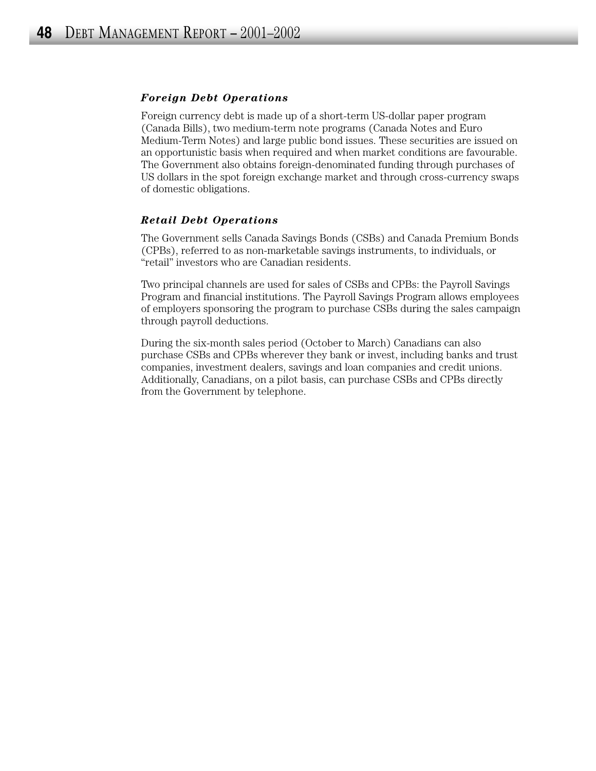### ***Foreign Debt Operations***

Foreign currency debt is made up of a short-term US-dollar paper program (Canada Bills), two medium-term note programs (Canada Notes and Euro Medium-Term Notes) and large public bond issues. These securities are issued on an opportunistic basis when required and when market conditions are favourable. The Government also obtains foreign-denominated funding through purchases of US dollars in the spot foreign exchange market and through cross-currency swaps of domestic obligations.

### ***Retail Debt Operations***

The Government sells Canada Savings Bonds (CSBs) and Canada Premium Bonds (CPBs), referred to as non-marketable savings instruments, to individuals, or "retail" investors who are Canadian residents.

Two principal channels are used for sales of CSBs and CPBs: the Payroll Savings Program and financial institutions. The Payroll Savings Program allows employees of employers sponsoring the program to purchase CSBs during the sales campaign through payroll deductions.

During the six-month sales period (October to March) Canadians can also purchase CSBs and CPBs wherever they bank or invest, including banks and trust companies, investment dealers, savings and loan companies and credit unions. Additionally, Canadians, on a pilot basis, can purchase CSBs and CPBs directly from the Government by telephone.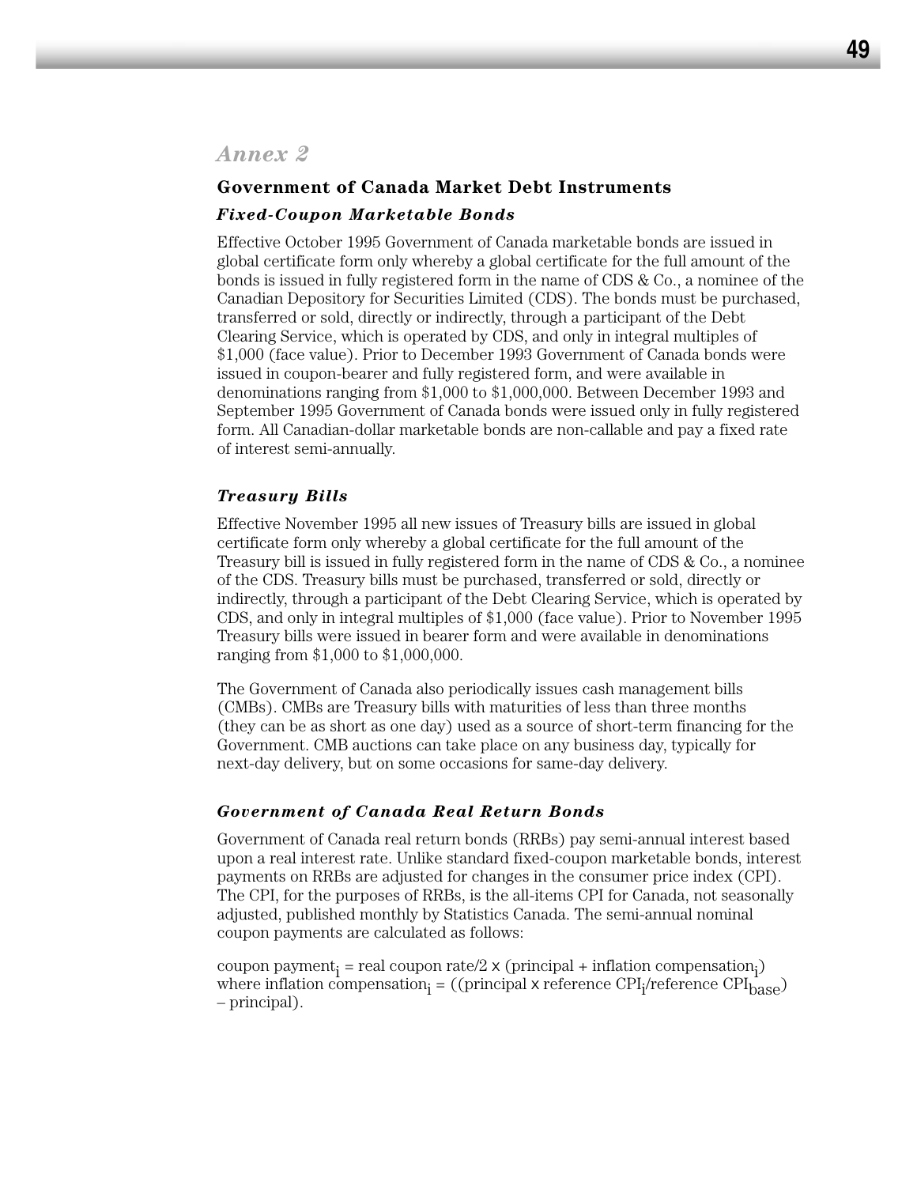## *Annex 2*

### Government of Canada Market Debt Instruments

#### *Fixed-Coupon Marketable Bonds*

Effective October 1995 Government of Canada marketable bonds are issued in global certificate form only whereby a global certificate for the full amount of the bonds is issued in fully registered form in the name of CDS & Co., a nominee of the Canadian Depository for Securities Limited (CDS). The bonds must be purchased, transferred or sold, directly or indirectly, through a participant of the Debt Clearing Service, which is operated by CDS, and only in integral multiples of $1,000 (face value). Prior to December 1993 Government of Canada bonds were issued in coupon-bearer and fully registered form, and were available in denominations ranging from $1,000 to $1,000,000. Between December 1993 and September 1995 Government of Canada bonds were issued only in fully registered form. All Canadian-dollar marketable bonds are non-callable and pay a fixed rate of interest semi-annually.

#### *Treasury Bills*

Effective November 1995 all new issues of Treasury bills are issued in global certificate form only whereby a global certificate for the full amount of the Treasury bill is issued in fully registered form in the name of CDS & Co., a nominee of the CDS. Treasury bills must be purchased, transferred or sold, directly or indirectly, through a participant of the Debt Clearing Service, which is operated by CDS, and only in integral multiples of $1,000 (face value). Prior to November 1995 Treasury bills were issued in bearer form and were available in denominations ranging from $1,000 to $1,000,000.

The Government of Canada also periodically issues cash management bills (CMBs). CMBs are Treasury bills with maturities of less than three months (they can be as short as one day) used as a source of short-term financing for the Government. CMB auctions can take place on any business day, typically for next-day delivery, but on some occasions for same-day delivery.

#### *Government of Canada Real Return Bonds*

Government of Canada real return bonds (RRBs) pay semi-annual interest based upon a real interest rate. Unlike standard fixed-coupon marketable bonds, interest payments on RRBs are adjusted for changes in the consumer price index (CPI). The CPI, for the purposes of RRBs, is the all-items CPI for Canada, not seasonally adjusted, published monthly by Statistics Canada. The semi-annual nominal coupon payments are calculated as follows:

$\text{coupon payment}_i = \text{real coupon rate}/2 \times (\text{principal} + \text{inflation compensation}_i)$ where $\text{inflation compensation}_i = ((\text{principal} \times \text{reference CPI}_i/\text{reference CPI}_{\text{base}}) - \text{principal})$.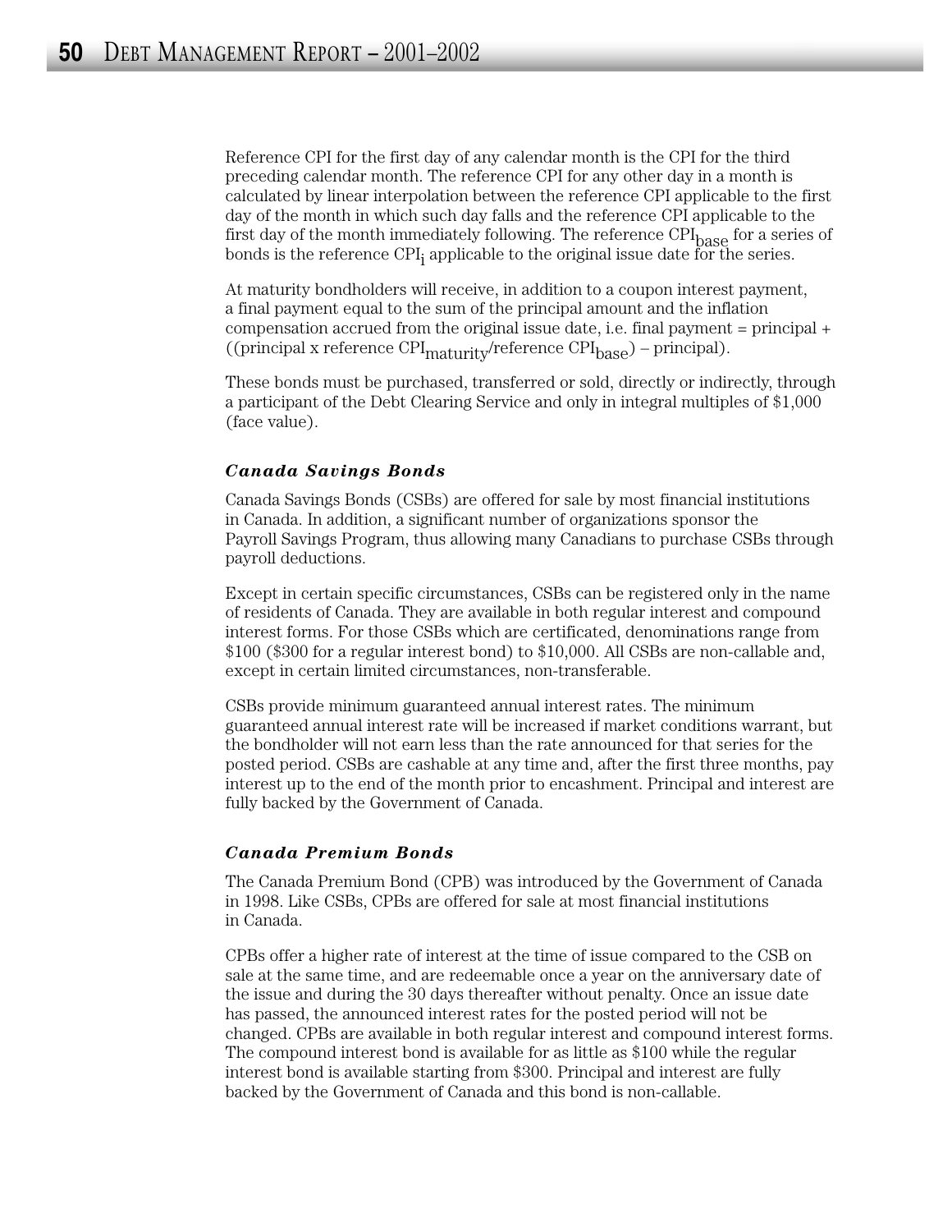Reference CPI for the first day of any calendar month is the CPI for the third preceding calendar month. The reference CPI for any other day in a month is calculated by linear interpolation between the reference CPI applicable to the first day of the month in which such day falls and the reference CPI applicable to the first day of the month immediately following. The reference $CPI_{base}$ for a series of bonds is the reference $CPI_i$ applicable to the original issue date for the series.

At maturity bondholders will receive, in addition to a coupon interest payment, a final payment equal to the sum of the principal amount and the inflation compensation accrued from the original issue date, i.e. final payment = principal + ((principal x reference $CPI_{maturity}$/reference $CPI_{base}$) – principal).

These bonds must be purchased, transferred or sold, directly or indirectly, through a participant of the Debt Clearing Service and only in integral multiples of $1,000 (face value).

### ***Canada Savings Bonds***

Canada Savings Bonds (CSBs) are offered for sale by most financial institutions in Canada. In addition, a significant number of organizations sponsor the Payroll Savings Program, thus allowing many Canadians to purchase CSBs through payroll deductions.

Except in certain specific circumstances, CSBs can be registered only in the name of residents of Canada. They are available in both regular interest and compound interest forms. For those CSBs which are certificated, denominations range from $100 ($300 for a regular interest bond) to $10,000. All CSBs are non-callable and, except in certain limited circumstances, non-transferable.

CSBs provide minimum guaranteed annual interest rates. The minimum guaranteed annual interest rate will be increased if market conditions warrant, but the bondholder will not earn less than the rate announced for that series for the posted period. CSBs are cashable at any time and, after the first three months, pay interest up to the end of the month prior to encashment. Principal and interest are fully backed by the Government of Canada.

### ***Canada Premium Bonds***

The Canada Premium Bond (CPB) was introduced by the Government of Canada in 1998. Like CSBs, CPBs are offered for sale at most financial institutions in Canada.

CPBs offer a higher rate of interest at the time of issue compared to the CSB on sale at the same time, and are redeemable once a year on the anniversary date of the issue and during the 30 days thereafter without penalty. Once an issue date has passed, the announced interest rates for the posted period will not be changed. CPBs are available in both regular interest and compound interest forms. The compound interest bond is available for as little as $100 while the regular interest bond is available starting from $300. Principal and interest are fully backed by the Government of Canada and this bond is non-callable.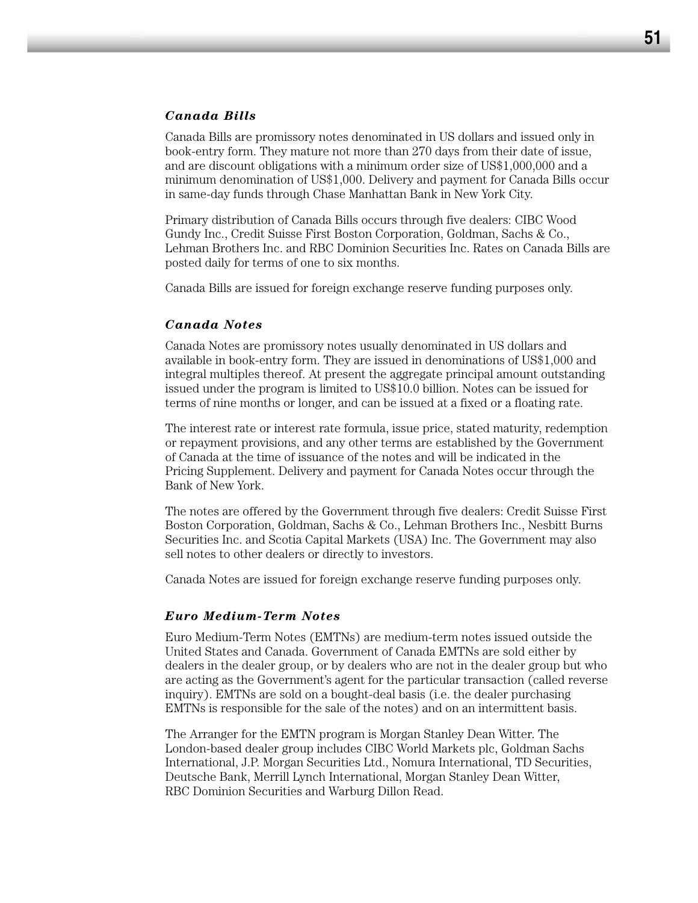### *Canada Bills*

Canada Bills are promissory notes denominated in US dollars and issued only in book-entry form. They mature not more than 270 days from their date of issue, and are discount obligations with a minimum order size of US$1,000,000 and a minimum denomination of US$1,000. Delivery and payment for Canada Bills occur in same-day funds through Chase Manhattan Bank in New York City.

Primary distribution of Canada Bills occurs through five dealers: CIBC Wood Gundy Inc., Credit Suisse First Boston Corporation, Goldman, Sachs & Co., Lehman Brothers Inc. and RBC Dominion Securities Inc. Rates on Canada Bills are posted daily for terms of one to six months.

Canada Bills are issued for foreign exchange reserve funding purposes only.

### *Canada Notes*

Canada Notes are promissory notes usually denominated in US dollars and available in book-entry form. They are issued in denominations of US$1,000 and integral multiples thereof. At present the aggregate principal amount outstanding issued under the program is limited to US$10.0 billion. Notes can be issued for terms of nine months or longer, and can be issued at a fixed or a floating rate.

The interest rate or interest rate formula, issue price, stated maturity, redemption or repayment provisions, and any other terms are established by the Government of Canada at the time of issuance of the notes and will be indicated in the Pricing Supplement. Delivery and payment for Canada Notes occur through the Bank of New York.

The notes are offered by the Government through five dealers: Credit Suisse First Boston Corporation, Goldman, Sachs & Co., Lehman Brothers Inc., Nesbitt Burns Securities Inc. and Scotia Capital Markets (USA) Inc. The Government may also sell notes to other dealers or directly to investors.

Canada Notes are issued for foreign exchange reserve funding purposes only.

### *Euro Medium-Term Notes*

Euro Medium-Term Notes (EMTNs) are medium-term notes issued outside the United States and Canada. Government of Canada EMTNs are sold either by dealers in the dealer group, or by dealers who are not in the dealer group but who are acting as the Government's agent for the particular transaction (called reverse inquiry). EMTNs are sold on a bought-deal basis (i.e. the dealer purchasing EMTNs is responsible for the sale of the notes) and on an intermittent basis.

The Arranger for the EMTN program is Morgan Stanley Dean Witter. The London-based dealer group includes CIBC World Markets plc, Goldman Sachs International, J.P. Morgan Securities Ltd., Nomura International, TD Securities, Deutsche Bank, Merrill Lynch International, Morgan Stanley Dean Witter, RBC Dominion Securities and Warburg Dillon Read.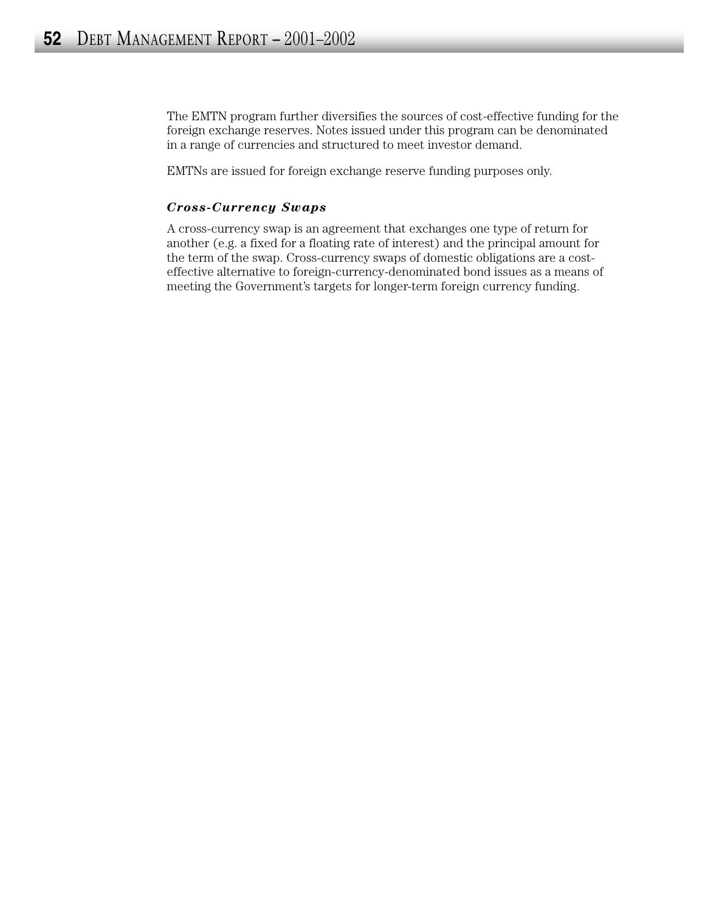The EMTN program further diversifies the sources of cost-effective funding for the foreign exchange reserves. Notes issued under this program can be denominated in a range of currencies and structured to meet investor demand.

EMTNs are issued for foreign exchange reserve funding purposes only.

### *Cross-Currency Swaps*

A cross-currency swap is an agreement that exchanges one type of return for another (e.g. a fixed for a floating rate of interest) and the principal amount for the term of the swap. Cross-currency swaps of domestic obligations are a cost-effective alternative to foreign-currency-denominated bond issues as a means of meeting the Government's targets for longer-term foreign currency funding.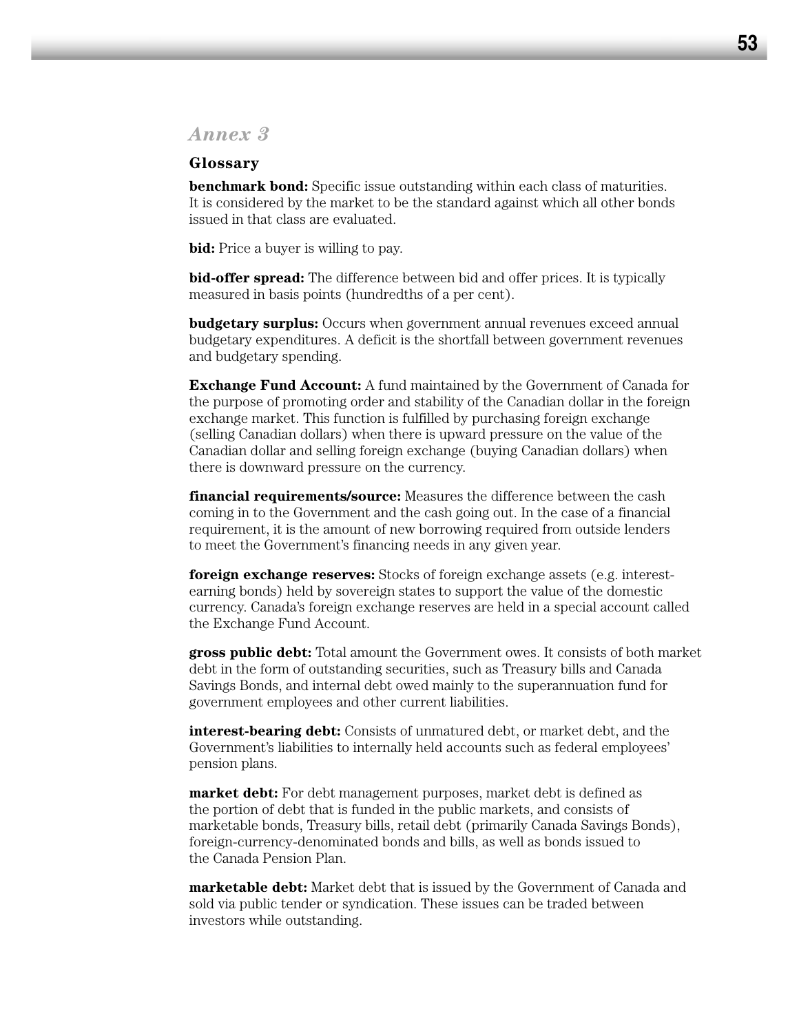## *Annex 3*

### Glossary

**benchmark bond:** Specific issue outstanding within each class of maturities. It is considered by the market to be the standard against which all other bonds issued in that class are evaluated.

**bid:** Price a buyer is willing to pay.

**bid-offer spread:** The difference between bid and offer prices. It is typically measured in basis points (hundredths of a per cent).

**budgetary surplus:** Occurs when government annual revenues exceed annual budgetary expenditures. A deficit is the shortfall between government revenues and budgetary spending.

**Exchange Fund Account:** A fund maintained by the Government of Canada for the purpose of promoting order and stability of the Canadian dollar in the foreign exchange market. This function is fulfilled by purchasing foreign exchange (selling Canadian dollars) when there is upward pressure on the value of the Canadian dollar and selling foreign exchange (buying Canadian dollars) when there is downward pressure on the currency.

**financial requirements/source:** Measures the difference between the cash coming in to the Government and the cash going out. In the case of a financial requirement, it is the amount of new borrowing required from outside lenders to meet the Government's financing needs in any given year.

**foreign exchange reserves:** Stocks of foreign exchange assets (e.g. interest-earning bonds) held by sovereign states to support the value of the domestic currency. Canada's foreign exchange reserves are held in a special account called the Exchange Fund Account.

**gross public debt:** Total amount the Government owes. It consists of both market debt in the form of outstanding securities, such as Treasury bills and Canada Savings Bonds, and internal debt owed mainly to the superannuation fund for government employees and other current liabilities.

**interest-bearing debt:** Consists of unmatured debt, or market debt, and the Government's liabilities to internally held accounts such as federal employees' pension plans.

**market debt:** For debt management purposes, market debt is defined as the portion of debt that is funded in the public markets, and consists of marketable bonds, Treasury bills, retail debt (primarily Canada Savings Bonds), foreign-currency-denominated bonds and bills, as well as bonds issued to the Canada Pension Plan.

**marketable debt:** Market debt that is issued by the Government of Canada and sold via public tender or syndication. These issues can be traded between investors while outstanding.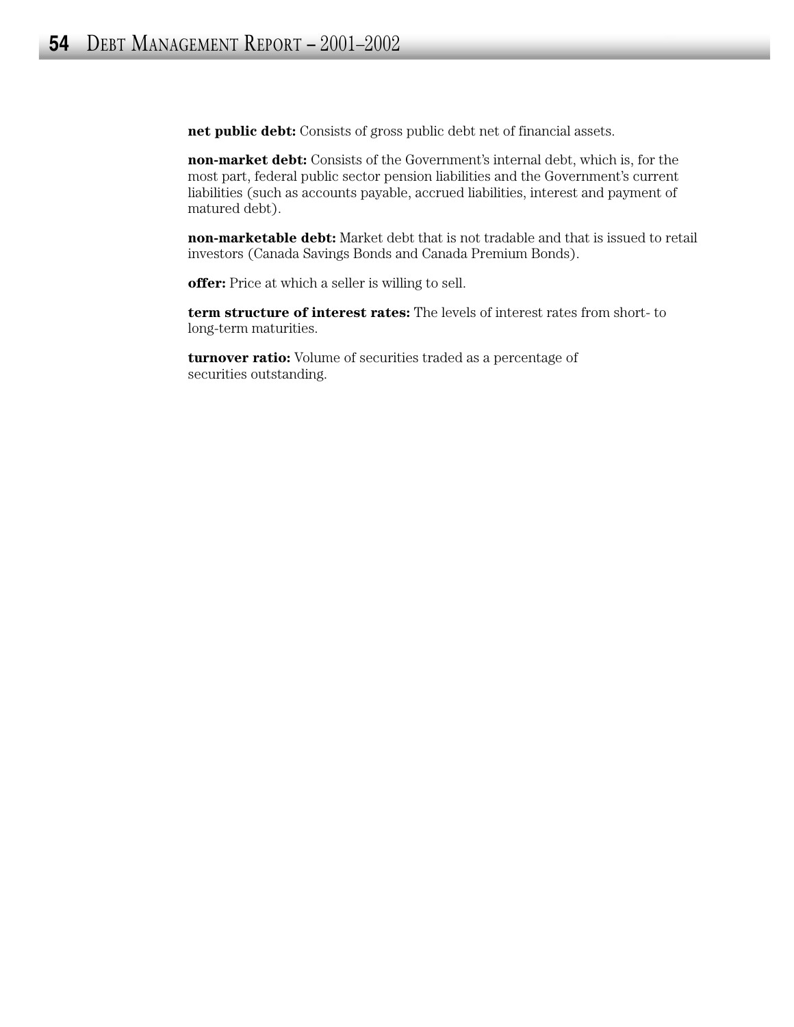**net public debt:** Consists of gross public debt net of financial assets.

**non-market debt:** Consists of the Government's internal debt, which is, for the most part, federal public sector pension liabilities and the Government's current liabilities (such as accounts payable, accrued liabilities, interest and payment of matured debt).

**non-marketable debt:** Market debt that is not tradable and that is issued to retail investors (Canada Savings Bonds and Canada Premium Bonds).

**offer:** Price at which a seller is willing to sell.

**term structure of interest rates:** The levels of interest rates from short- to long-term maturities.

**turnover ratio:** Volume of securities traded as a percentage of securities outstanding.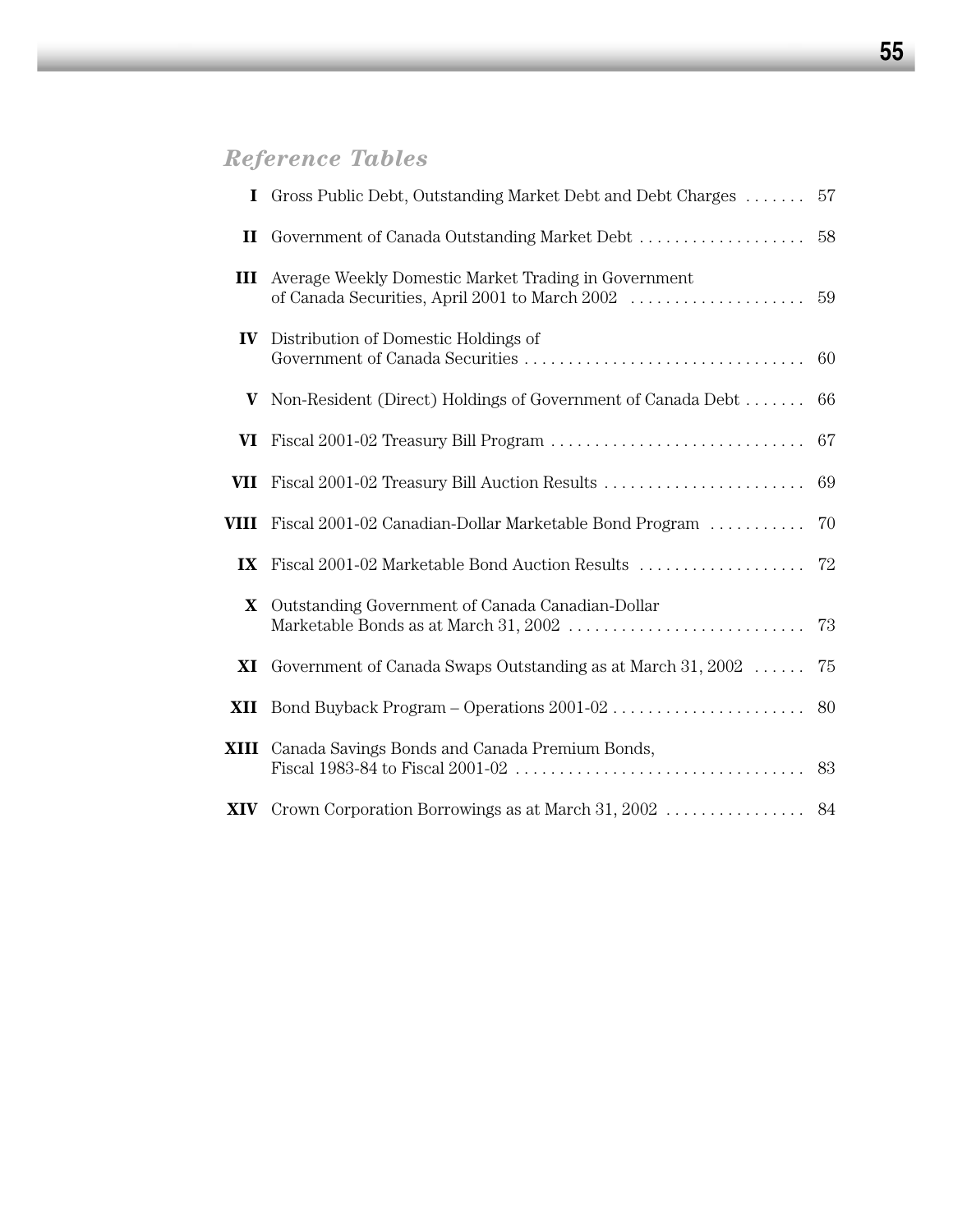## *Reference Tables*

| | | |
|---|---|---|
| **I** | Gross Public Debt, Outstanding Market Debt and Debt Charges | 57 |
| **II** | Government of Canada Outstanding Market Debt | 58 |
| **III** | Average Weekly Domestic Market Trading in Government of Canada Securities, April 2001 to March 2002 | 59 |
| **IV** | Distribution of Domestic Holdings of Government of Canada Securities | 60 |
| **V** | Non-Resident (Direct) Holdings of Government of Canada Debt | 66 |
| **VI** | Fiscal 2001-02 Treasury Bill Program | 67 |
| **VII** | Fiscal 2001-02 Treasury Bill Auction Results | 69 |
| **VIII** | Fiscal 2001-02 Canadian-Dollar Marketable Bond Program | 70 |
| **IX** | Fiscal 2001-02 Marketable Bond Auction Results | 72 |
| **X** | Outstanding Government of Canada Canadian-Dollar Marketable Bonds as at March 31, 2002 | 73 |
| **XI** | Government of Canada Swaps Outstanding as at March 31, 2002 | 75 |
| **XII** | Bond Buyback Program – Operations 2001-02 | 80 |
| **XIII** | Canada Savings Bonds and Canada Premium Bonds, Fiscal 1983-84 to Fiscal 2001-02 | 83 |
| **XIV** | Crown Corporation Borrowings as at March 31, 2002 | 84 |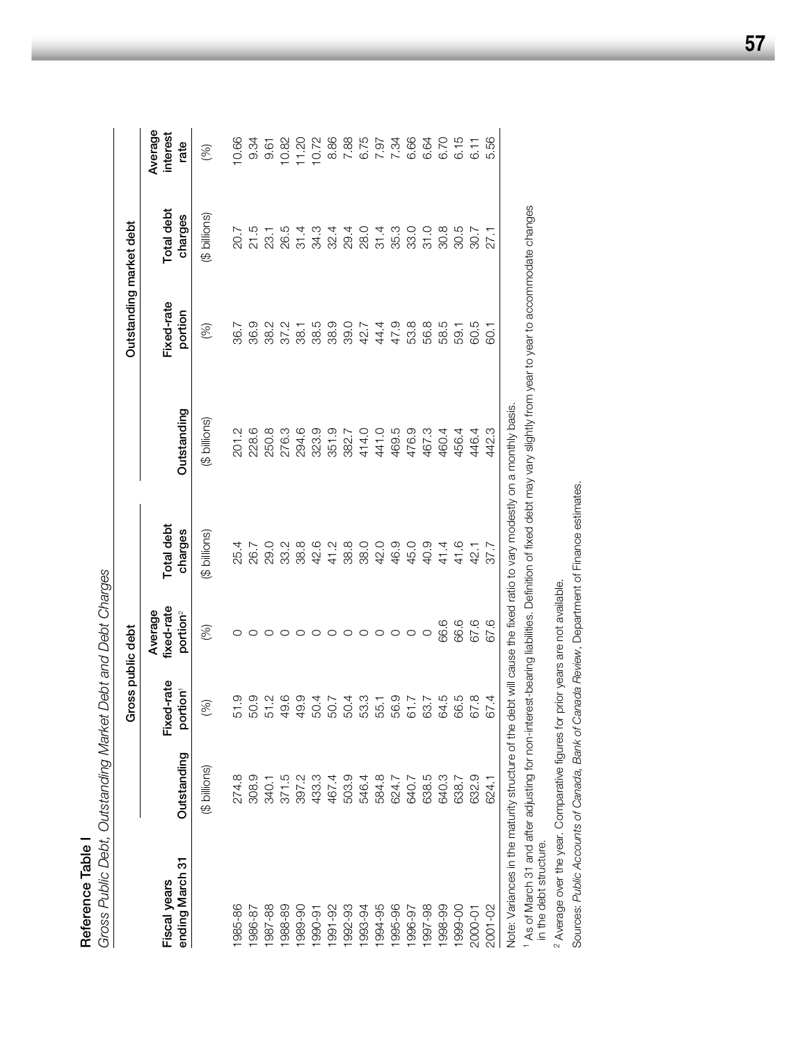## Reference Table I

*Gross Public Debt, Outstanding Market Debt and Debt Charges*

| Fiscal years ending March 31 | Gross public debt | | | | Outstanding market debt | | | |
|---|---|---|---|---|---|---|---|---|
| | Outstanding | Fixed-rate portion[1] | Average fixed-rate portion[2] | Total debt charges | Outstanding | Fixed-rate portion | Total debt charges | Average interest rate |
| | ($ billions) | (%) | (%) | ($ billions) | ($ billions) | (%) | ($ billions) | (%) |
| 1985-86 | 274.8 | 51.9 | 0 | 25.4 | 201.2 | 36.7 | 20.7 | 10.66 |
| 1986-87 | 308.9 | 50.9 | 0 | 26.7 | 228.6 | 36.9 | 21.5 | 9.34 |
| 1987-88 | 340.1 | 51.2 | 0 | 29.0 | 250.8 | 38.2 | 23.1 | 9.61 |
| 1988-89 | 371.5 | 49.6 | 0 | 33.2 | 276.3 | 37.2 | 26.5 | 10.82 |
| 1989-90 | 397.2 | 49.9 | 0 | 38.8 | 294.6 | 38.1 | 31.4 | 11.20 |
| 1990-91 | 433.3 | 50.4 | 0 | 42.6 | 323.9 | 38.5 | 34.3 | 10.72 |
| 1991-92 | 467.4 | 50.7 | 0 | 41.2 | 351.9 | 38.9 | 32.4 | 8.86 |
| 1992-93 | 503.9 | 50.4 | 0 | 38.8 | 382.7 | 39.0 | 29.4 | 7.88 |
| 1993-94 | 546.4 | 53.3 | 0 | 38.0 | 414.0 | 42.7 | 28.0 | 6.75 |
| 1994-95 | 584.8 | 55.1 | 0 | 42.0 | 441.0 | 44.4 | 31.4 | 7.97 |
| 1995-96 | 624.7 | 56.9 | 0 | 46.9 | 469.5 | 47.9 | 35.3 | 7.34 |
| 1996-97 | 640.7 | 61.7 | 0 | 45.0 | 476.9 | 53.8 | 33.0 | 6.66 |
| 1997-98 | 638.5 | 63.7 | 0 | 40.9 | 467.3 | 56.8 | 31.0 | 6.64 |
| 1998-99 | 640.3 | 64.5 | 66.6 | 41.4 | 460.4 | 58.5 | 30.8 | 6.70 |
| 1999-00 | 638.7 | 66.5 | 66.6 | 41.6 | 456.4 | 59.1 | 30.5 | 6.15 |
| 2000-01 | 632.9 | 67.8 | 67.6 | 42.1 | 446.4 | 60.5 | 30.7 | 6.11 |
| 2001-02 | 624.1 | 67.4 | 67.6 | 37.7 | 442.3 | 60.1 | 27.1 | 5.56 |

Note: Variances in the maturity structure of the debt will cause the fixed ratio to vary modestly on a monthly basis.

[1] As of March 31 and after adjusting for non-interest-bearing liabilities. Definition of fixed debt may vary slightly from year to year to accommodate changes in the debt structure.

[2] Average over the year. Comparative figures for prior years are not available.

Sources: *Public Accounts of Canada*, *Bank of Canada Review*, Department of Finance estimates.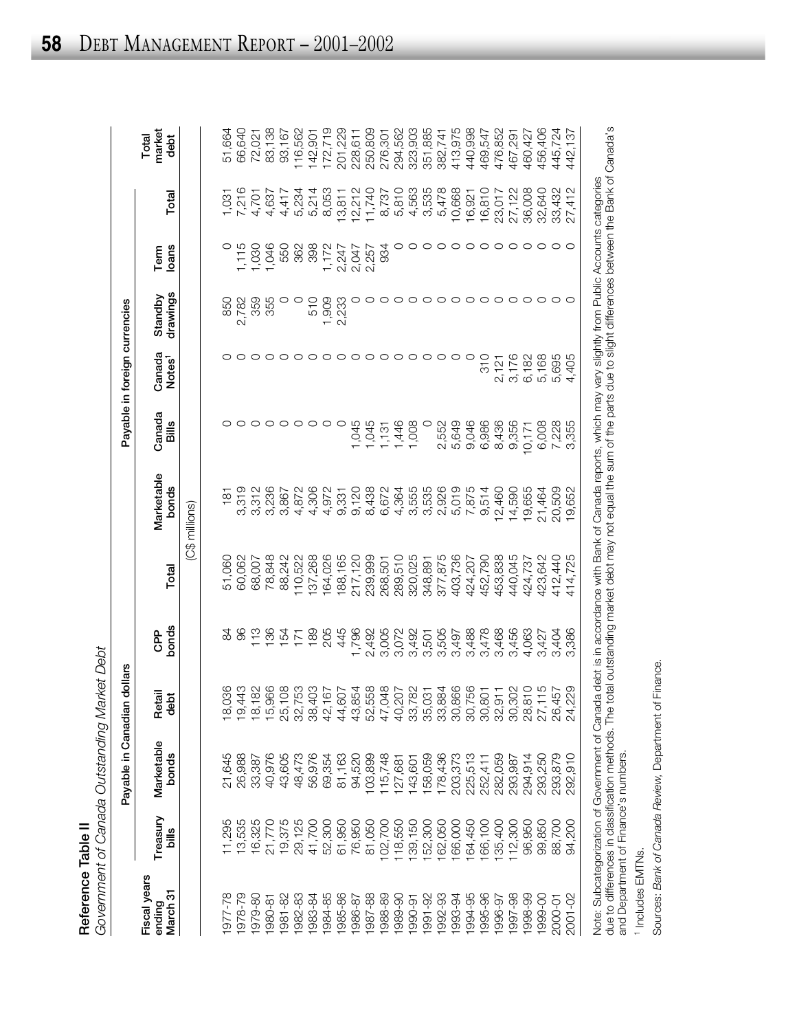**Reference Table II**

*Government of Canada Outstanding Market Debt*

| Fiscal years ending March 31 | Payable in Canadian dollars | | | | | Payable in foreign currencies | | | | | | Total market debt |
|---|---|---|---|---|---|---|---|---|---|---|---|---|
| | Treasury bills | Marketable bonds | Retail debt | CPP bonds | Total | Marketable bonds | Canada Bills | Canada Notes[1] | Standby drawings | Term loans | Total | |
| | (C$ millions) | | | | | | | | | | | |
| 1977-78 | 11,295 | 21,645 | 18,036 | 84 | 51,060 | 181 | 0 | 0 | 850 | 0 | 1,031 | 51,664 |
| 1978-79 | 13,535 | 26,988 | 19,443 | 96 | 60,062 | 3,319 | 0 | 0 | 2,782 | 1,115 | 7,216 | 66,640 |
| 1979-80 | 16,325 | 33,387 | 18,182 | 113 | 68,007 | 3,312 | 0 | 0 | 359 | 1,030 | 4,701 | 72,021 |
| 1980-81 | 21,770 | 40,976 | 15,966 | 136 | 78,848 | 3,236 | 0 | 0 | 355 | 1,046 | 4,637 | 83,138 |
| 1981-82 | 19,375 | 43,605 | 25,108 | 154 | 88,242 | 3,867 | 0 | 0 | 0 | 550 | 4,417 | 93,167 |
| 1982-83 | 29,125 | 48,473 | 32,753 | 171 | 110,522 | 4,872 | 0 | 0 | 0 | 362 | 5,234 | 116,562 |
| 1983-84 | 41,700 | 56,976 | 38,403 | 189 | 137,268 | 4,306 | 0 | 0 | 510 | 398 | 5,214 | 142,901 |
| 1984-85 | 52,300 | 69,354 | 42,167 | 205 | 164,026 | 4,972 | 0 | 0 | 1,909 | 1,172 | 8,053 | 172,719 |
| 1985-86 | 61,950 | 81,163 | 44,607 | 445 | 188,165 | 9,331 | 0 | 0 | 2,233 | 2,247 | 13,811 | 201,229 |
| 1986-87 | 76,950 | 94,520 | 43,854 | 1,796 | 217,120 | 9,120 | 1,045 | 0 | 0 | 2,047 | 12,212 | 228,611 |
| 1987-88 | 81,050 | 103,899 | 52,558 | 2,492 | 239,999 | 8,438 | 1,045 | 0 | 0 | 2,257 | 11,740 | 250,809 |
| 1988-89 | 102,700 | 115,748 | 47,048 | 3,005 | 268,501 | 6,672 | 1,131 | 0 | 0 | 934 | 8,737 | 276,301 |
| 1989-90 | 118,550 | 127,681 | 40,207 | 3,072 | 289,510 | 4,364 | 1,446 | 0 | 0 | 0 | 5,810 | 294,562 |
| 1990-91 | 139,150 | 143,601 | 33,782 | 3,492 | 320,025 | 3,555 | 1,008 | 0 | 0 | 0 | 4,563 | 323,903 |
| 1991-92 | 152,300 | 158,059 | 35,031 | 3,501 | 348,891 | 3,535 | 0 | 0 | 0 | 0 | 3,535 | 351,885 |
| 1992-93 | 162,050 | 178,436 | 33,884 | 3,505 | 377,875 | 2,926 | 2,552 | 0 | 0 | 0 | 5,478 | 382,741 |
| 1993-94 | 166,000 | 203,373 | 30,866 | 3,497 | 403,736 | 5,019 | 5,649 | 0 | 0 | 0 | 10,668 | 413,975 |
| 1994-95 | 164,450 | 225,513 | 30,756 | 3,488 | 424,207 | 7,875 | 9,046 | 0 | 0 | 0 | 16,921 | 440,998 |
| 1995-96 | 166,100 | 252,411 | 30,801 | 3,478 | 452,790 | 9,514 | 6,986 | 310 | 0 | 0 | 16,810 | 469,547 |
| 1996-97 | 135,400 | 282,059 | 32,911 | 3,468 | 453,838 | 12,460 | 8,436 | 2,121 | 0 | 0 | 23,017 | 476,852 |
| 1997-98 | 112,300 | 293,987 | 30,302 | 3,456 | 440,045 | 14,590 | 9,356 | 3,176 | 0 | 0 | 27,122 | 467,291 |
| 1998-99 | 96,950 | 294,914 | 28,810 | 4,063 | 424,737 | 19,655 | 10,171 | 6,182 | 0 | 0 | 36,008 | 460,427 |
| 1999-00 | 99,850 | 293,250 | 27,115 | 3,427 | 423,642 | 21,464 | 6,008 | 5,168 | 0 | 0 | 32,640 | 456,406 |
| 2000-01 | 88,700 | 293,879 | 26,457 | 3,404 | 412,440 | 20,509 | 7,228 | 5,695 | 0 | 0 | 33,432 | 445,724 |
| 2001-02 | 94,200 | 292,910 | 24,229 | 3,386 | 414,725 | 19,652 | 3,355 | 4,405 | 0 | 0 | 27,412 | 442,137 |

Note: Subcategorization of Government of Canada debt is in accordance with Bank of Canada reports, which may vary slightly from Public Accounts categories due to differences in classification methods. The total outstanding market debt may not equal the sum of the parts due to slight differences between the Bank of Canada's and Department of Finance's numbers.

[1] Includes EMTNs.

Sources: *Bank of Canada Review*, Department of Finance.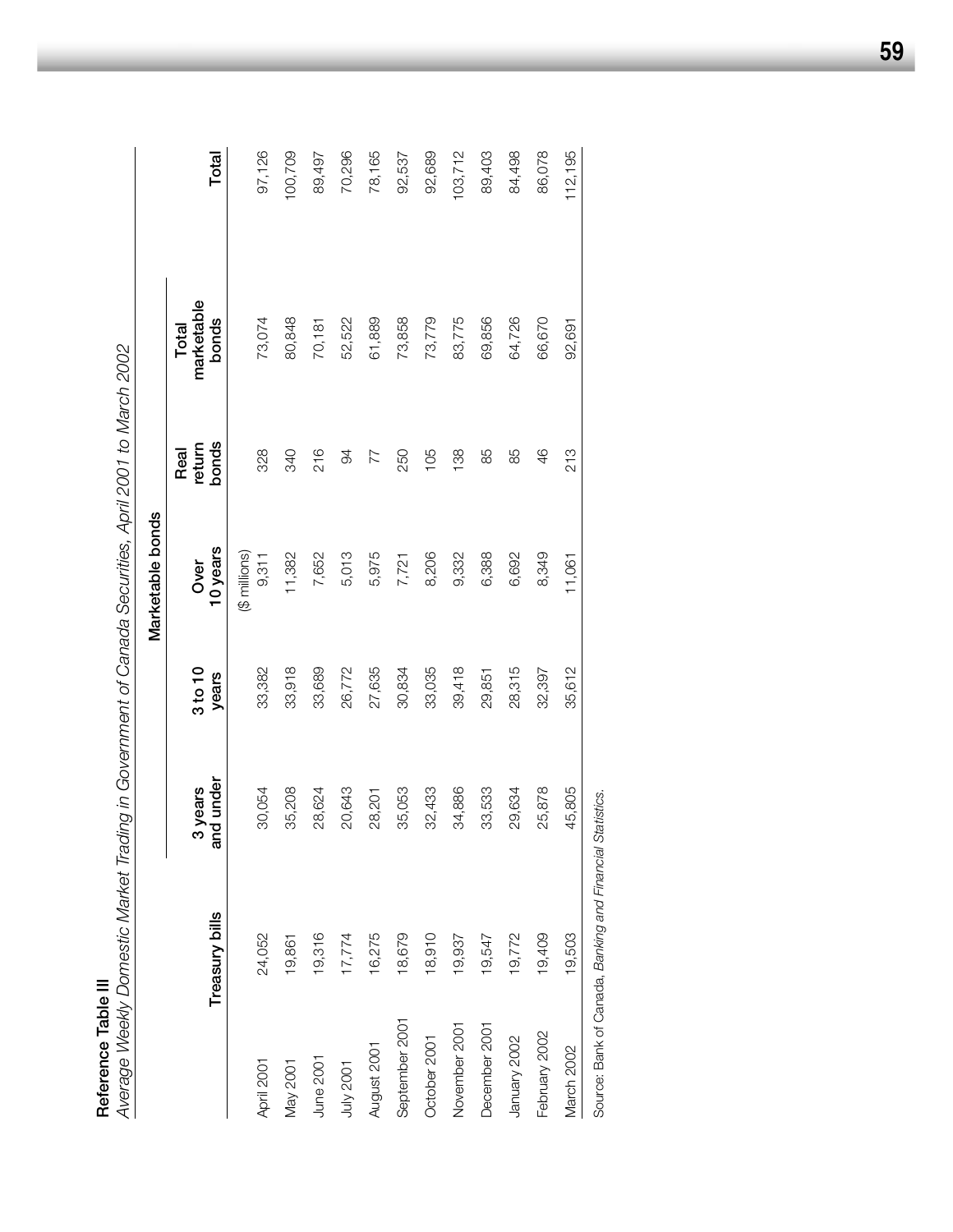**Reference Table III**

*Average Weekly Domestic Market Trading in Government of Canada Securities, April 2001 to March 2002*

| | Treasury bills | Marketable bonds | | | | | Total |
|---|---|---|---|---|---|---|---|
| | | 3 years and under | 3 to 10 years | Over 10 years | Real return bonds | Total marketable bonds | |
| | | | | ($ millions) | | | |
| April 2001 | 24,052 | 30,054 | 33,382 | 9,311 | 328 | 73,074 | 97,126 |
| May 2001 | 19,861 | 35,208 | 33,918 | 11,382 | 340 | 80,848 | 100,709 |
| June 2001 | 19,316 | 28,624 | 33,689 | 7,652 | 216 | 70,181 | 89,497 |
| July 2001 | 17,774 | 20,643 | 26,772 | 5,013 | 94 | 52,522 | 70,296 |
| August 2001 | 16,275 | 28,201 | 27,635 | 5,975 | 77 | 61,889 | 78,165 |
| September 2001 | 18,679 | 35,053 | 30,834 | 7,721 | 250 | 73,858 | 92,537 |
| October 2001 | 18,910 | 32,433 | 33,035 | 8,206 | 105 | 73,779 | 92,689 |
| November 2001 | 19,937 | 34,886 | 39,418 | 9,332 | 138 | 83,775 | 103,712 |
| December 2001 | 19,547 | 33,533 | 29,851 | 6,388 | 85 | 69,856 | 89,403 |
| January 2002 | 19,772 | 29,634 | 28,315 | 6,692 | 85 | 64,726 | 84,498 |
| February 2002 | 19,409 | 25,878 | 32,397 | 8,349 | 46 | 66,670 | 86,078 |
| March 2002 | 19,503 | 45,805 | 35,612 | 11,061 | 213 | 92,691 | 112,195 |

Source: Bank of Canada, *Banking and Financial Statistics.*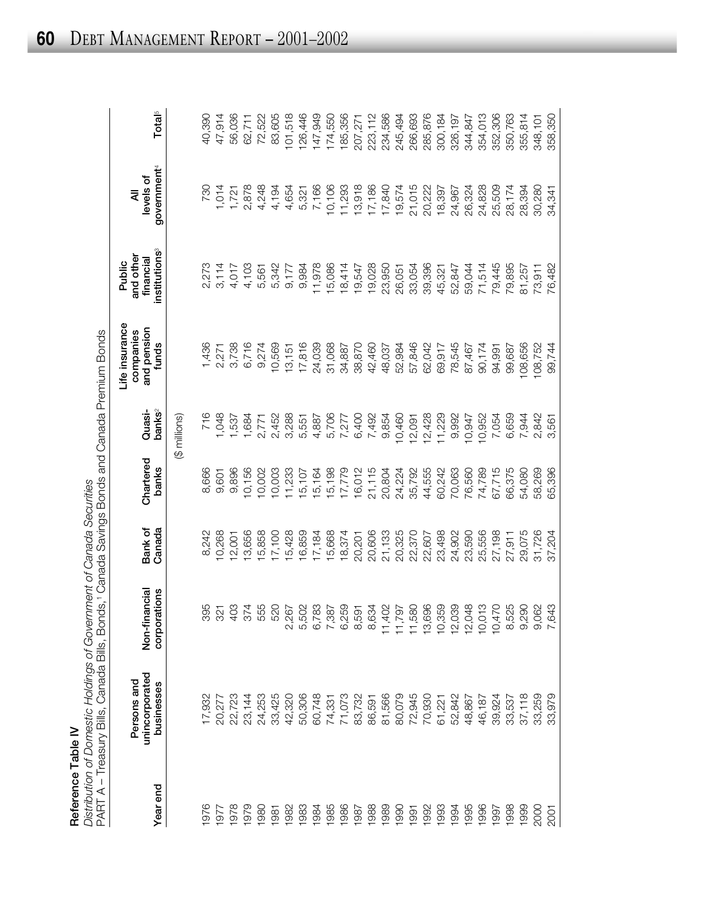**Reference Table IV**

*Distribution of Domestic Holdings of Government of Canada Securities*

PART A – Treasury Bills, Canada Bills, Bonds,[1] Canada Savings Bonds and Canada Premium Bonds

| Year end | Persons and unincorporated businesses | Non-financial corporations | Bank of Canada | Chartered banks | Quasi-banks[2] | Life insurance companies and pension funds | Public and other financial institutions[3] | All levels of government[4] | Total[5] |
|---|---|---|---|---|---|---|---|---|---|
| | | | | ($ millions) | | | | | |
| 1976 | 17,932 | 395 | 8,242 | 8,666 | 716 | 1,436 | 2,273 | 730 | 40,390 |
| 1977 | 20,277 | 321 | 10,268 | 9,601 | 1,048 | 2,271 | 3,114 | 1,014 | 47,914 |
| 1978 | 22,723 | 403 | 12,001 | 9,896 | 1,537 | 3,738 | 4,017 | 1,721 | 56,036 |
| 1979 | 23,144 | 374 | 13,656 | 10,156 | 1,684 | 6,716 | 4,103 | 2,878 | 62,711 |
| 1980 | 24,253 | 555 | 15,858 | 10,002 | 2,771 | 9,274 | 5,561 | 4,248 | 72,522 |
| 1981 | 33,425 | 520 | 17,100 | 10,003 | 2,452 | 10,569 | 5,342 | 4,194 | 83,605 |
| 1982 | 42,320 | 2,267 | 15,428 | 11,233 | 3,288 | 13,151 | 9,177 | 4,654 | 101,518 |
| 1983 | 50,306 | 5,502 | 16,859 | 15,107 | 5,551 | 17,816 | 9,984 | 5,321 | 126,446 |
| 1984 | 60,748 | 6,783 | 17,184 | 15,164 | 4,887 | 24,039 | 11,978 | 7,166 | 147,949 |
| 1985 | 74,331 | 7,387 | 15,668 | 15,198 | 5,706 | 31,068 | 15,086 | 10,106 | 174,550 |
| 1986 | 71,073 | 6,259 | 18,374 | 17,779 | 7,277 | 34,887 | 18,414 | 11,293 | 185,356 |
| 1987 | 83,732 | 8,591 | 20,201 | 16,012 | 6,400 | 38,870 | 19,547 | 13,918 | 207,271 |
| 1988 | 86,591 | 8,634 | 20,606 | 21,115 | 7,492 | 42,460 | 19,028 | 17,186 | 223,112 |
| 1989 | 81,566 | 11,402 | 21,133 | 20,804 | 9,854 | 48,037 | 23,950 | 17,840 | 234,586 |
| 1990 | 80,079 | 11,797 | 20,325 | 24,224 | 10,460 | 52,984 | 26,051 | 19,574 | 245,494 |
| 1991 | 72,945 | 11,580 | 22,370 | 35,792 | 12,091 | 57,846 | 33,054 | 21,015 | 266,693 |
| 1992 | 70,930 | 13,696 | 22,607 | 44,555 | 12,428 | 62,042 | 39,396 | 20,222 | 285,876 |
| 1993 | 61,221 | 10,359 | 23,498 | 60,242 | 11,229 | 69,917 | 45,321 | 18,397 | 300,184 |
| 1994 | 52,842 | 12,039 | 24,902 | 70,063 | 9,992 | 78,545 | 52,847 | 24,967 | 326,197 |
| 1995 | 48,867 | 12,048 | 23,590 | 76,560 | 10,947 | 87,467 | 59,044 | 26,324 | 344,847 |
| 1996 | 46,187 | 10,013 | 25,556 | 74,789 | 10,952 | 90,174 | 71,514 | 24,828 | 354,013 |
| 1997 | 39,924 | 10,470 | 27,198 | 67,715 | 7,054 | 94,991 | 79,445 | 25,509 | 352,306 |
| 1998 | 33,537 | 8,525 | 27,911 | 66,375 | 6,659 | 99,687 | 79,895 | 28,174 | 350,763 |
| 1999 | 37,118 | 9,290 | 29,075 | 54,080 | 7,944 | 108,656 | 81,257 | 28,394 | 355,814 |
| 2000 | 33,259 | 9,062 | 31,726 | 58,269 | 2,842 | 108,752 | 73,911 | 30,280 | 348,101 |
| 2001 | 33,979 | 7,643 | 37,204 | 65,396 | 3,561 | 99,744 | 76,482 | 34,341 | 358,350 |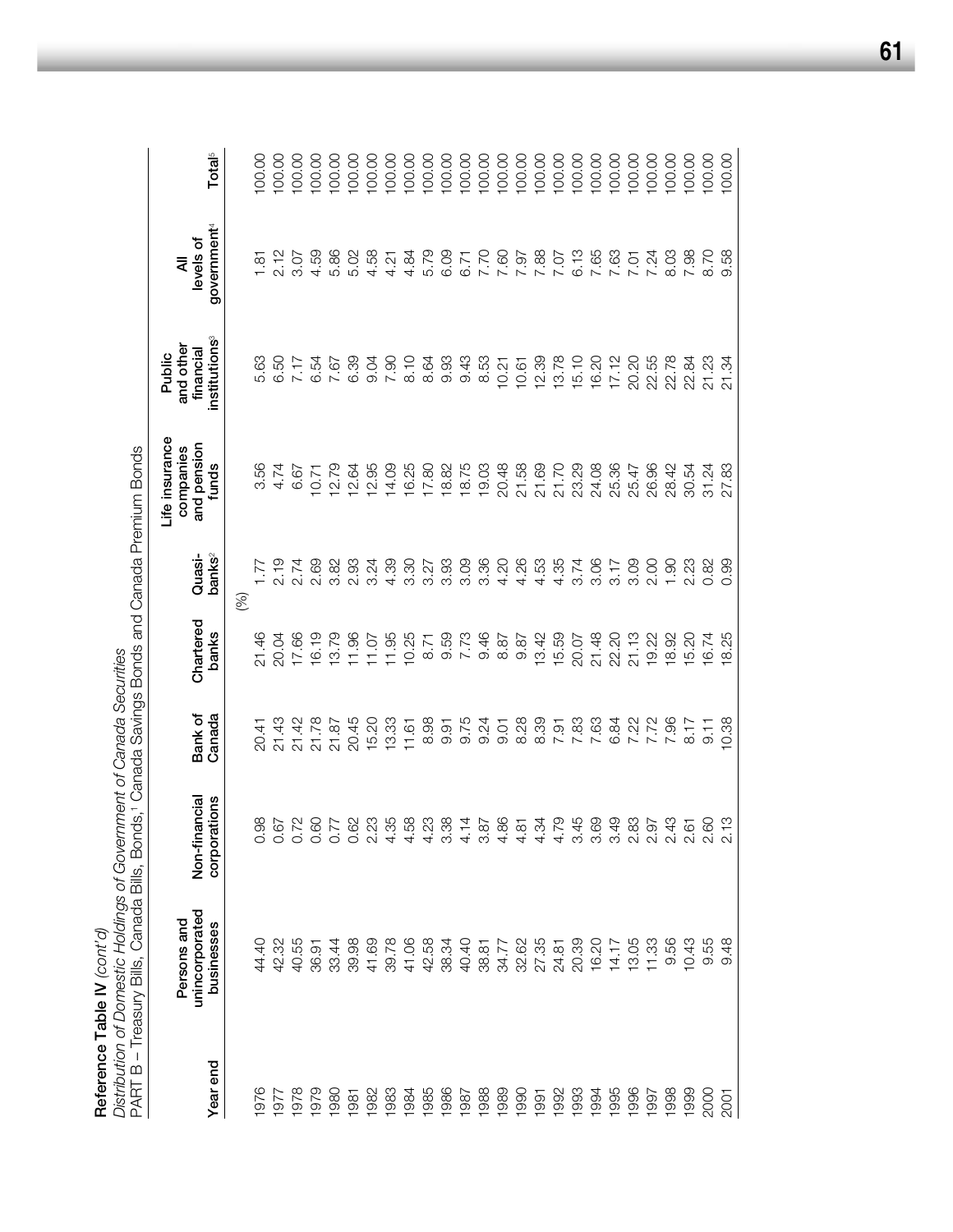**Reference Table IV** *(cont'd)*

*Distribution of Domestic Holdings of Government of Canada Securities*

PART B – Treasury Bills, Canada Bills, Bonds,[1] Canada Savings Bonds and Canada Premium Bonds

| Year end | Persons and unincorporated businesses | Non-financial corporations | Bank of Canada | Chartered banks | Quasi-banks[2] | Life insurance companies and pension funds | Public and other financial institutions[3] | All levels of government[4] | Total[5] |
|---|---|---|---|---|---|---|---|---|---|
| | | | | (%) | | | | | |
| 1976 | 44.40 | 0.98 | 20.41 | 21.46 | 1.77 | 3.56 | 5.63 | 1.81 | 100.00 |
| 1977 | 42.32 | 0.67 | 21.43 | 20.04 | 2.19 | 4.74 | 6.50 | 2.12 | 100.00 |
| 1978 | 40.55 | 0.72 | 21.42 | 17.66 | 2.74 | 6.67 | 7.17 | 3.07 | 100.00 |
| 1979 | 36.91 | 0.60 | 21.78 | 16.19 | 2.69 | 10.71 | 6.54 | 4.59 | 100.00 |
| 1980 | 33.44 | 0.77 | 21.87 | 13.79 | 3.82 | 12.79 | 7.67 | 5.86 | 100.00 |
| 1981 | 39.98 | 0.62 | 20.45 | 11.96 | 2.93 | 12.64 | 6.39 | 5.02 | 100.00 |
| 1982 | 41.69 | 2.23 | 15.20 | 11.07 | 3.24 | 12.95 | 9.04 | 4.58 | 100.00 |
| 1983 | 39.78 | 4.35 | 13.33 | 11.95 | 4.39 | 14.09 | 7.90 | 4.21 | 100.00 |
| 1984 | 41.06 | 4.58 | 11.61 | 10.25 | 3.30 | 16.25 | 8.10 | 4.84 | 100.00 |
| 1985 | 42.58 | 4.23 | 8.98 | 8.71 | 3.27 | 17.80 | 8.64 | 5.79 | 100.00 |
| 1986 | 38.34 | 3.38 | 9.91 | 9.59 | 3.93 | 18.82 | 9.93 | 6.09 | 100.00 |
| 1987 | 40.40 | 4.14 | 9.75 | 7.73 | 3.09 | 18.75 | 9.43 | 6.71 | 100.00 |
| 1988 | 38.81 | 3.87 | 9.24 | 9.46 | 3.36 | 19.03 | 8.53 | 7.70 | 100.00 |
| 1989 | 34.77 | 4.86 | 9.01 | 8.87 | 4.20 | 20.48 | 10.21 | 7.60 | 100.00 |
| 1990 | 32.62 | 4.81 | 8.28 | 9.87 | 4.26 | 21.58 | 10.61 | 7.97 | 100.00 |
| 1991 | 27.35 | 4.34 | 8.39 | 13.42 | 4.53 | 21.69 | 12.39 | 7.88 | 100.00 |
| 1992 | 24.81 | 4.79 | 7.91 | 15.59 | 4.35 | 21.70 | 13.78 | 7.07 | 100.00 |
| 1993 | 20.39 | 3.45 | 7.83 | 20.07 | 3.74 | 23.29 | 15.10 | 6.13 | 100.00 |
| 1994 | 16.20 | 3.69 | 7.63 | 21.48 | 3.06 | 24.08 | 16.20 | 7.65 | 100.00 |
| 1995 | 14.17 | 3.49 | 6.84 | 22.20 | 3.17 | 25.36 | 17.12 | 7.63 | 100.00 |
| 1996 | 13.05 | 2.83 | 7.22 | 21.13 | 3.09 | 25.47 | 20.20 | 7.01 | 100.00 |
| 1997 | 11.33 | 2.97 | 7.72 | 19.22 | 2.00 | 26.96 | 22.55 | 7.24 | 100.00 |
| 1998 | 9.56 | 2.43 | 7.96 | 18.92 | 1.90 | 28.42 | 22.78 | 8.03 | 100.00 |
| 1999 | 10.43 | 2.61 | 8.17 | 15.20 | 2.23 | 30.54 | 22.84 | 7.98 | 100.00 |
| 2000 | 9.55 | 2.60 | 9.11 | 16.74 | 0.82 | 31.24 | 21.23 | 8.70 | 100.00 |
| 2001 | 9.48 | 2.13 | 10.38 | 18.25 | 0.99 | 27.83 | 21.34 | 9.58 | 100.00 |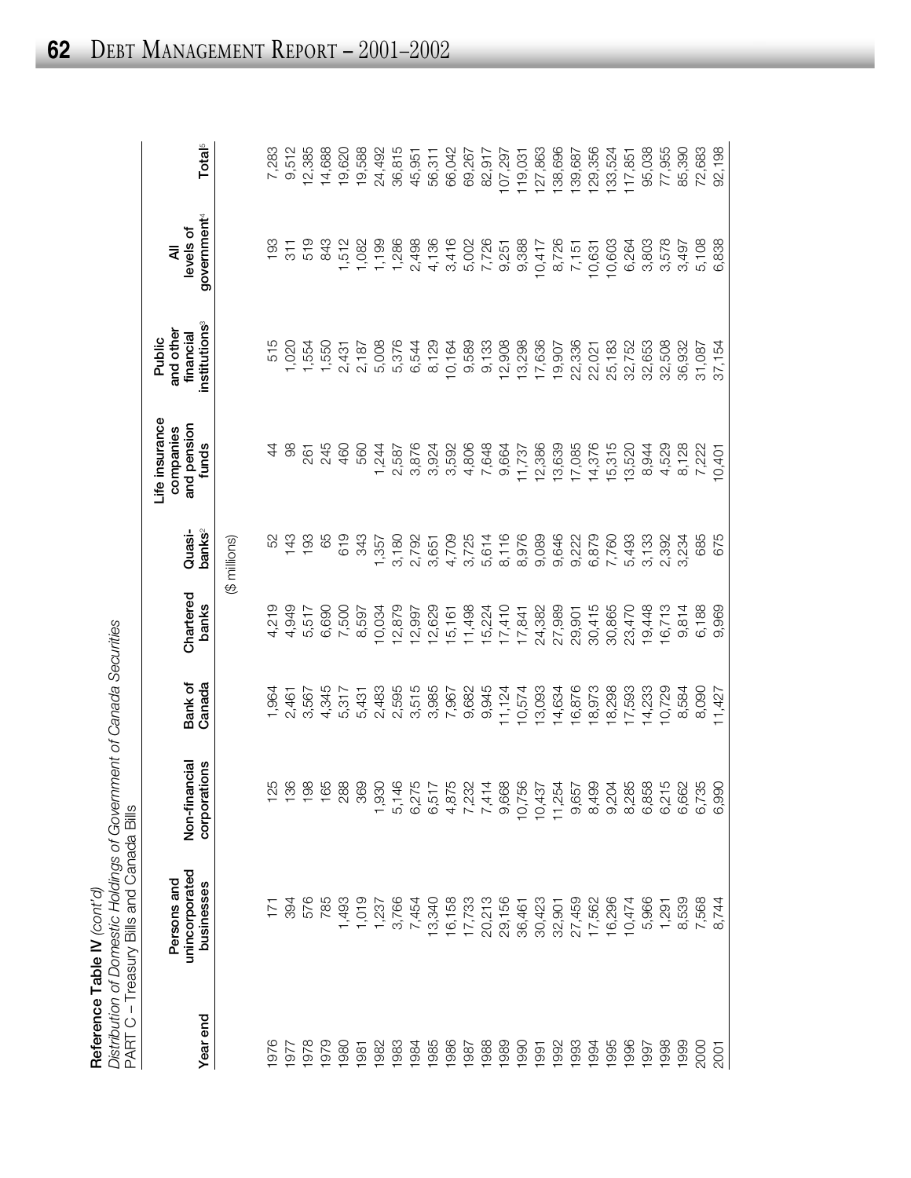**Reference Table IV** *(cont'd)*

*Distribution of Domestic Holdings of Government of Canada Securities*

PART C – Treasury Bills and Canada Bills

| Year end | Persons and unincorporated businesses | Non-financial corporations | Bank of Canada | Chartered banks | Quasi-banks[2] | Life insurance companies and pension funds | Public and other financial institutions[3] | All levels of government[4] | Total[5] |
|---|---|---|---|---|---|---|---|---|---|
| | | | | ($ millions) | | | | | |
| 1976 | 171 | 125 | 1,964 | 4,219 | 52 | 44 | 515 | 193 | 7,283 |
| 1977 | 394 | 136 | 2,461 | 4,949 | 143 | 98 | 1,020 | 311 | 9,512 |
| 1978 | 576 | 198 | 3,567 | 5,517 | 193 | 261 | 1,554 | 519 | 12,385 |
| 1979 | 785 | 165 | 4,345 | 6,690 | 65 | 245 | 1,550 | 843 | 14,688 |
| 1980 | 1,493 | 288 | 5,317 | 7,500 | 619 | 460 | 2,431 | 1,512 | 19,620 |
| 1981 | 1,019 | 369 | 5,431 | 8,597 | 343 | 560 | 2,187 | 1,082 | 19,588 |
| 1982 | 1,237 | 1,930 | 2,483 | 10,034 | 1,357 | 1,244 | 5,008 | 1,199 | 24,492 |
| 1983 | 3,766 | 5,146 | 2,595 | 12,879 | 3,180 | 2,587 | 5,376 | 1,286 | 36,815 |
| 1984 | 7,454 | 6,275 | 3,515 | 12,997 | 2,792 | 3,876 | 6,544 | 2,498 | 45,951 |
| 1985 | 13,340 | 6,517 | 3,985 | 12,629 | 3,651 | 3,924 | 8,129 | 4,136 | 56,311 |
| 1986 | 16,158 | 4,875 | 7,967 | 15,161 | 4,709 | 3,592 | 10,164 | 3,416 | 66,042 |
| 1987 | 17,733 | 7,232 | 9,682 | 11,498 | 3,725 | 4,806 | 9,589 | 5,002 | 69,267 |
| 1988 | 20,213 | 7,414 | 9,945 | 15,224 | 5,614 | 7,648 | 9,133 | 7,726 | 82,917 |
| 1989 | 29,156 | 9,668 | 11,124 | 17,410 | 8,116 | 9,664 | 12,908 | 9,251 | 107,297 |
| 1990 | 36,461 | 10,756 | 10,574 | 17,841 | 8,976 | 11,737 | 13,298 | 9,388 | 119,031 |
| 1991 | 30,423 | 10,437 | 13,093 | 24,382 | 9,089 | 12,386 | 17,636 | 10,417 | 127,863 |
| 1992 | 32,901 | 11,254 | 14,634 | 27,989 | 9,646 | 13,639 | 19,907 | 8,726 | 138,696 |
| 1993 | 27,459 | 9,657 | 16,876 | 29,901 | 9,222 | 17,085 | 22,336 | 7,151 | 139,687 |
| 1994 | 17,562 | 8,499 | 18,973 | 30,415 | 6,879 | 14,376 | 22,021 | 10,631 | 129,356 |
| 1995 | 16,296 | 9,204 | 18,298 | 30,865 | 7,760 | 15,315 | 25,183 | 10,603 | 133,524 |
| 1996 | 10,474 | 8,285 | 17,593 | 23,470 | 5,493 | 13,520 | 32,752 | 6,264 | 117,851 |
| 1997 | 5,966 | 6,858 | 14,233 | 19,448 | 3,133 | 8,944 | 32,653 | 3,803 | 95,038 |
| 1998 | 1,291 | 6,215 | 10,729 | 16,713 | 2,392 | 4,529 | 32,508 | 3,578 | 77,955 |
| 1999 | 8,539 | 6,662 | 8,584 | 9,814 | 3,234 | 8,128 | 36,932 | 3,497 | 85,390 |
| 2000 | 7,568 | 6,735 | 8,090 | 6,188 | 685 | 7,222 | 31,087 | 5,108 | 72,683 |
| 2001 | 8,744 | 6,990 | 11,427 | 9,969 | 675 | 10,401 | 37,154 | 6,838 | 92,198 |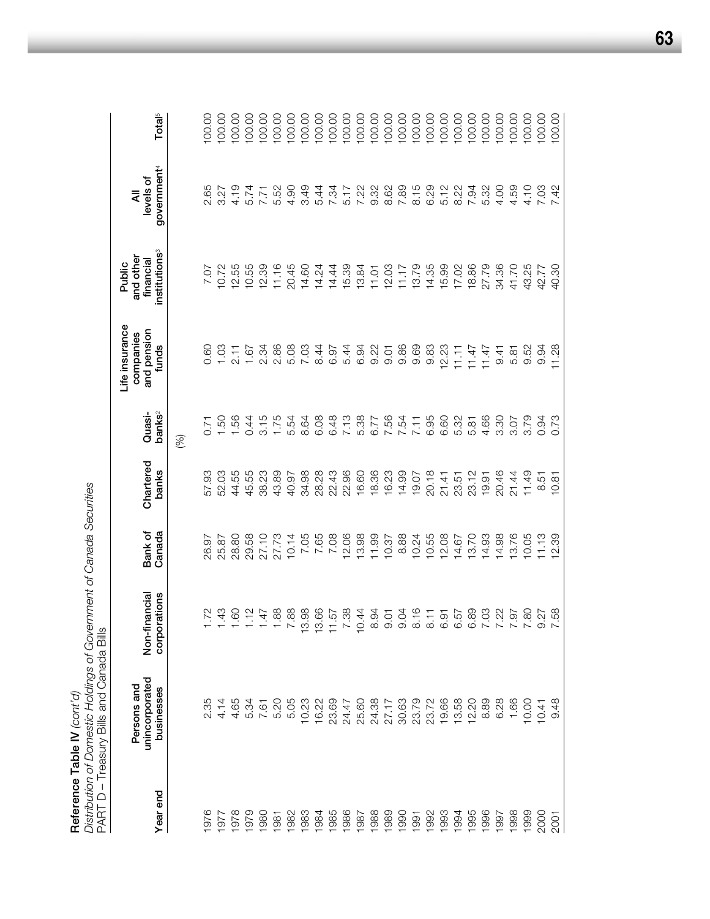**Reference Table IV** *(cont'd)*

*Distribution of Domestic Holdings of Government of Canada Securities*

PART D – Treasury Bills and Canada Bills

| Year end | Persons and unincorporated businesses | Non-financial corporations | Bank of Canada | Chartered banks | Quasi-banks[2] | Life insurance companies and pension funds | Public and other financial institutions[3] | All levels of government[4] | Total[5] |
|---|---|---|---|---|---|---|---|---|---|
| | | | | | (%) | | | | |
| 1976 | 2.35 | 1.72 | 26.97 | 57.93 | 0.71 | 0.60 | 7.07 | 2.65 | 100.00 |
| 1977 | 4.14 | 1.43 | 25.87 | 52.03 | 1.50 | 1.03 | 10.72 | 3.27 | 100.00 |
| 1978 | 4.65 | 1.60 | 28.80 | 44.55 | 1.56 | 2.11 | 12.55 | 4.19 | 100.00 |
| 1979 | 5.34 | 1.12 | 29.58 | 45.55 | 0.44 | 1.67 | 10.55 | 5.74 | 100.00 |
| 1980 | 7.61 | 1.47 | 27.10 | 38.23 | 3.15 | 2.34 | 12.39 | 7.71 | 100.00 |
| 1981 | 5.20 | 1.88 | 27.73 | 43.89 | 1.75 | 2.86 | 11.16 | 5.52 | 100.00 |
| 1982 | 5.05 | 7.88 | 10.14 | 40.97 | 5.54 | 5.08 | 20.45 | 4.90 | 100.00 |
| 1983 | 10.23 | 13.98 | 7.05 | 34.98 | 8.64 | 7.03 | 14.60 | 3.49 | 100.00 |
| 1984 | 16.22 | 13.66 | 7.65 | 28.28 | 6.08 | 8.44 | 14.24 | 5.44 | 100.00 |
| 1985 | 23.69 | 11.57 | 7.08 | 22.43 | 6.48 | 6.97 | 14.44 | 7.34 | 100.00 |
| 1986 | 24.47 | 7.38 | 12.06 | 22.96 | 7.13 | 5.44 | 15.39 | 5.17 | 100.00 |
| 1987 | 25.60 | 10.44 | 13.98 | 16.60 | 5.38 | 6.94 | 13.84 | 7.22 | 100.00 |
| 1988 | 24.38 | 8.94 | 11.99 | 18.36 | 6.77 | 9.22 | 11.01 | 9.32 | 100.00 |
| 1989 | 27.17 | 9.01 | 10.37 | 16.23 | 7.56 | 9.01 | 12.03 | 8.62 | 100.00 |
| 1990 | 30.63 | 9.04 | 8.88 | 14.99 | 7.54 | 9.86 | 11.17 | 7.89 | 100.00 |
| 1991 | 23.79 | 8.16 | 10.24 | 19.07 | 7.11 | 9.69 | 13.79 | 8.15 | 100.00 |
| 1992 | 23.72 | 8.11 | 10.55 | 20.18 | 6.95 | 9.83 | 14.35 | 6.29 | 100.00 |
| 1993 | 19.66 | 6.91 | 12.08 | 21.41 | 6.60 | 12.23 | 15.99 | 5.12 | 100.00 |
| 1994 | 13.58 | 6.57 | 14.67 | 23.51 | 5.32 | 11.11 | 17.02 | 8.22 | 100.00 |
| 1995 | 12.20 | 6.89 | 13.70 | 23.12 | 5.81 | 11.47 | 18.86 | 7.94 | 100.00 |
| 1996 | 8.89 | 7.03 | 14.93 | 19.91 | 4.66 | 11.47 | 27.79 | 5.32 | 100.00 |
| 1997 | 6.28 | 7.22 | 14.98 | 20.46 | 3.30 | 9.41 | 34.36 | 4.00 | 100.00 |
| 1998 | 1.66 | 7.97 | 13.76 | 21.44 | 3.07 | 5.81 | 41.70 | 4.59 | 100.00 |
| 1999 | 10.00 | 7.80 | 10.05 | 11.49 | 3.79 | 9.52 | 43.25 | 4.10 | 100.00 |
| 2000 | 10.41 | 9.27 | 11.13 | 8.51 | 0.94 | 9.94 | 42.77 | 7.03 | 100.00 |
| 2001 | 9.48 | 7.58 | 12.39 | 10.81 | 0.73 | 11.28 | 40.30 | 7.42 | 100.00 |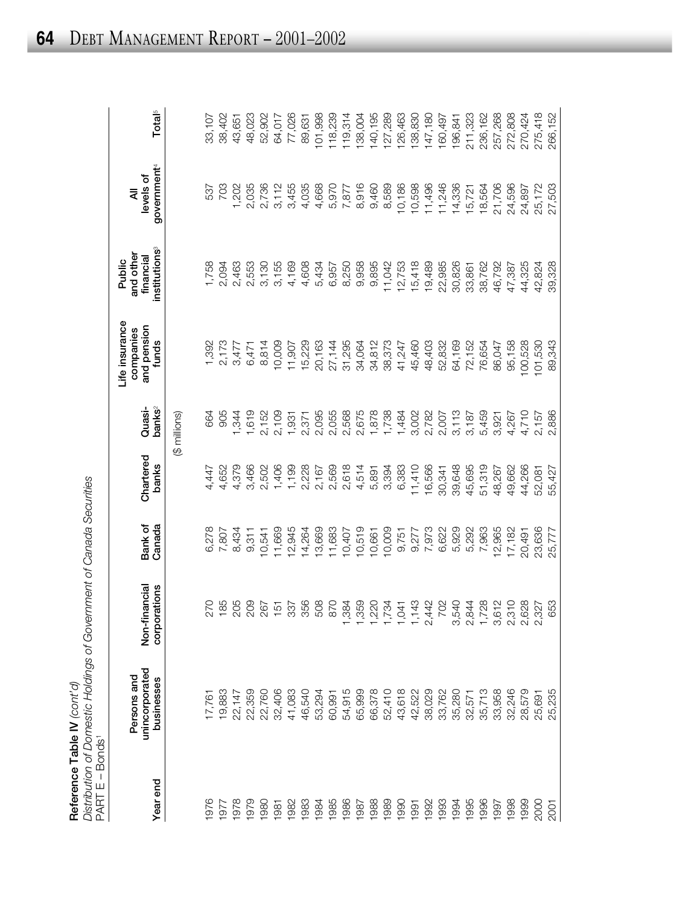**Reference Table IV** *(cont'd)*

*Distribution of Domestic Holdings of Government of Canada Securities*

PART E – Bonds[1]

| Year end | Persons and unincorporated businesses | Non-financial corporations | Bank of Canada | Chartered banks | Quasi-banks[2] | Life insurance companies and pension funds | Public and other financial institutions[3] | All levels of government[4] | Total[5] |
|---|---|---|---|---|---|---|---|---|---|
| | | | | | ($ millions) | | | | |
| 1976 | 17,761 | 270 | 6,278 | 4,447 | 664 | 1,392 | 1,758 | 537 | 33,107 |
| 1977 | 19,883 | 185 | 7,807 | 4,652 | 905 | 2,173 | 2,094 | 703 | 38,402 |
| 1978 | 22,147 | 205 | 8,434 | 4,379 | 1,344 | 3,477 | 2,463 | 1,202 | 43,651 |
| 1979 | 22,359 | 209 | 9,311 | 3,466 | 1,619 | 6,471 | 2,553 | 2,035 | 48,023 |
| 1980 | 22,760 | 267 | 10,541 | 2,502 | 2,152 | 8,814 | 3,130 | 2,736 | 52,902 |
| 1981 | 32,406 | 151 | 11,669 | 1,406 | 2,109 | 10,009 | 3,155 | 3,112 | 64,017 |
| 1982 | 41,083 | 337 | 12,945 | 1,199 | 1,931 | 11,907 | 4,169 | 3,455 | 77,026 |
| 1983 | 46,540 | 356 | 14,264 | 2,228 | 2,371 | 15,229 | 4,608 | 4,035 | 89,631 |
| 1984 | 53,294 | 508 | 13,669 | 2,167 | 2,095 | 20,163 | 5,434 | 4,668 | 101,998 |
| 1985 | 60,991 | 870 | 11,683 | 2,569 | 2,055 | 27,144 | 6,957 | 5,970 | 118,239 |
| 1986 | 54,915 | 1,384 | 10,407 | 2,618 | 2,568 | 31,295 | 8,250 | 7,877 | 119,314 |
| 1987 | 65,999 | 1,359 | 10,519 | 4,514 | 2,675 | 34,064 | 9,958 | 8,916 | 138,004 |
| 1988 | 66,378 | 1,220 | 10,661 | 5,891 | 1,878 | 34,812 | 9,895 | 9,460 | 140,195 |
| 1989 | 52,410 | 1,734 | 10,009 | 3,394 | 1,738 | 38,373 | 11,042 | 8,589 | 127,289 |
| 1990 | 43,618 | 1,041 | 9,751 | 6,383 | 1,484 | 41,247 | 12,753 | 10,186 | 126,463 |
| 1991 | 42,522 | 1,143 | 9,277 | 11,410 | 3,002 | 45,460 | 15,418 | 10,598 | 138,830 |
| 1992 | 38,029 | 2,442 | 7,973 | 16,566 | 2,782 | 48,403 | 19,489 | 11,496 | 147,180 |
| 1993 | 33,762 | 702 | 6,622 | 30,341 | 2,007 | 52,832 | 22,985 | 11,246 | 160,497 |
| 1994 | 35,280 | 3,540 | 5,929 | 39,648 | 3,113 | 64,169 | 30,826 | 14,336 | 196,841 |
| 1995 | 32,571 | 2,844 | 5,292 | 45,695 | 3,187 | 72,152 | 33,861 | 15,721 | 211,323 |
| 1996 | 35,713 | 1,728 | 7,963 | 51,319 | 5,459 | 76,654 | 38,762 | 18,564 | 236,162 |
| 1997 | 33,958 | 3,612 | 12,965 | 48,267 | 3,921 | 86,047 | 46,792 | 21,706 | 257,268 |
| 1998 | 32,246 | 2,310 | 17,182 | 49,662 | 4,267 | 95,158 | 47,387 | 24,596 | 272,808 |
| 1999 | 28,579 | 2,628 | 20,491 | 44,266 | 4,710 | 100,528 | 44,325 | 24,897 | 270,424 |
| 2000 | 25,691 | 2,327 | 23,636 | 52,081 | 2,157 | 101,530 | 42,824 | 25,172 | 275,418 |
| 2001 | 25,235 | 653 | 25,777 | 55,427 | 2,886 | 89,343 | 39,328 | 27,503 | 266,152 |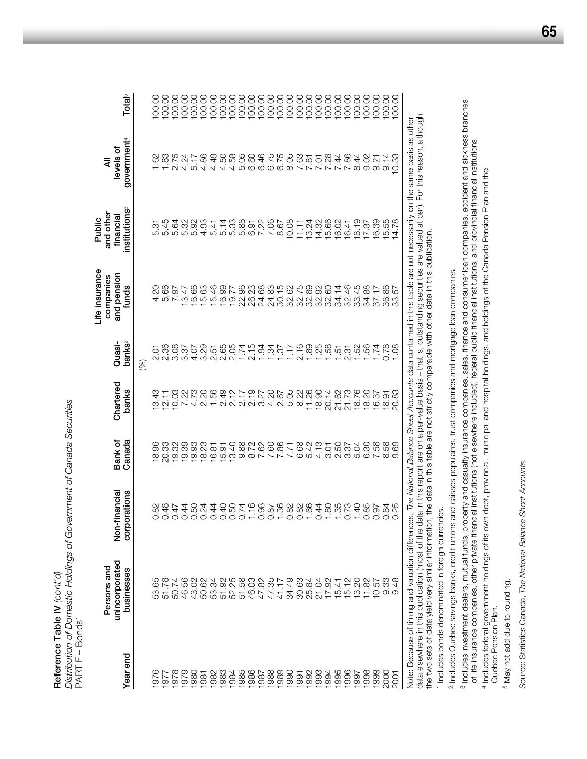**Reference Table IV** *(cont'd)*

*Distribution of Domestic Holdings of Government of Canada Securities*

PART F – Bonds[1]

| Year end | Persons and unincorporated businesses | Non-financial corporations | Bank of Canada | Chartered banks | Quasi-banks[2] | Life insurance companies and pension funds | Public and other financial institutions[3] | All levels of government[4] | Total[5] |
|---|---|---|---|---|---|---|---|---|---|
| | | | | | (%) | | | | |
| 1976 | 53.65 | 0.82 | 18.96 | 13.43 | 2.01 | 4.20 | 5.31 | 1.62 | 100.00 |
| 1977 | 51.78 | 0.48 | 20.33 | 12.11 | 2.36 | 5.66 | 5.45 | 1.83 | 100.00 |
| 1978 | 50.74 | 0.47 | 19.32 | 10.03 | 3.08 | 7.97 | 5.64 | 2.75 | 100.00 |
| 1979 | 46.56 | 0.44 | 19.39 | 7.22 | 3.37 | 13.47 | 5.32 | 4.24 | 100.00 |
| 1980 | 43.02 | 0.50 | 19.93 | 4.73 | 4.07 | 16.66 | 5.92 | 5.17 | 100.00 |
| 1981 | 50.62 | 0.24 | 18.23 | 2.20 | 3.29 | 15.63 | 4.93 | 4.86 | 100.00 |
| 1982 | 53.34 | 0.44 | 16.81 | 1.56 | 2.51 | 15.46 | 5.41 | 4.49 | 100.00 |
| 1983 | 51.92 | 0.40 | 15.91 | 2.49 | 2.65 | 16.99 | 5.14 | 4.50 | 100.00 |
| 1984 | 52.25 | 0.50 | 13.40 | 2.12 | 2.05 | 19.77 | 5.33 | 4.58 | 100.00 |
| 1985 | 51.58 | 0.74 | 9.88 | 2.17 | 1.74 | 22.96 | 5.88 | 5.05 | 100.00 |
| 1986 | 46.03 | 1.16 | 8.72 | 2.19 | 2.15 | 26.23 | 6.91 | 6.60 | 100.00 |
| 1987 | 47.82 | 0.98 | 7.62 | 3.27 | 1.94 | 24.68 | 7.22 | 6.46 | 100.00 |
| 1988 | 47.35 | 0.87 | 7.60 | 4.20 | 1.34 | 24.83 | 7.06 | 6.75 | 100.00 |
| 1989 | 41.17 | 1.36 | 7.86 | 2.67 | 1.37 | 30.15 | 8.67 | 6.75 | 100.00 |
| 1990 | 34.49 | 0.82 | 7.71 | 5.05 | 1.17 | 32.62 | 10.08 | 8.05 | 100.00 |
| 1991 | 30.63 | 0.82 | 6.68 | 8.22 | 2.16 | 32.75 | 11.11 | 7.63 | 100.00 |
| 1992 | 25.84 | 1.66 | 5.42 | 11.26 | 1.89 | 32.89 | 13.24 | 7.81 | 100.00 |
| 1993 | 21.04 | 0.44 | 4.13 | 18.90 | 1.25 | 32.92 | 14.32 | 7.01 | 100.00 |
| 1994 | 17.92 | 1.80 | 3.01 | 20.14 | 1.58 | 32.60 | 15.66 | 7.28 | 100.00 |
| 1995 | 15.41 | 1.35 | 2.50 | 21.62 | 1.51 | 34.14 | 16.02 | 7.44 | 100.00 |
| 1996 | 15.12 | 0.73 | 3.37 | 21.73 | 2.31 | 32.46 | 16.41 | 7.86 | 100.00 |
| 1997 | 13.20 | 1.40 | 5.04 | 18.76 | 1.52 | 33.45 | 18.19 | 8.44 | 100.00 |
| 1998 | 11.82 | 0.85 | 6.30 | 18.20 | 1.56 | 34.88 | 17.37 | 9.02 | 100.00 |
| 1999 | 10.57 | 0.97 | 7.58 | 16.37 | 1.74 | 37.17 | 16.39 | 9.21 | 100.00 |
| 2000 | 9.33 | 0.84 | 8.58 | 18.91 | 0.78 | 36.86 | 15.55 | 9.14 | 100.00 |
| 2001 | 9.48 | 0.25 | 9.69 | 20.83 | 1.08 | 33.57 | 14.78 | 10.33 | 100.00 |

Note: Because of timing and valuation differences, *The National Balance Sheet Accounts* data contained in this table are not necessarily on the same basis as other data elsewhere in this publication (most of the data in this report are on a par-value basis – that is, outstanding securities are valued at par). For this reason, although the two sets of data yield very similar information, the data in this table are not strictly comparable with other data in this publication.

[1] Includes bonds denominated in foreign currencies.

[2] Includes Quebec savings banks, credit unions and caisses populaires, trust companies and mortgage loan companies.

[3] Includes investment dealers, mutual funds, property and casualty insurance companies, sales, finance and consumer loan companies, accident and sickness branches of life insurance companies, other private financial institutions (not elsewhere included), federal public financial institutions, and provincial financial institutions.

[4] Includes federal government holdings of its own debt, provincial, municipal and hospital holdings, and holdings of the Canada Pension Plan and the Quebec Pension Plan.

[5] May not add due to rounding.

Source: Statistics Canada, *The National Balance Sheet Accounts*.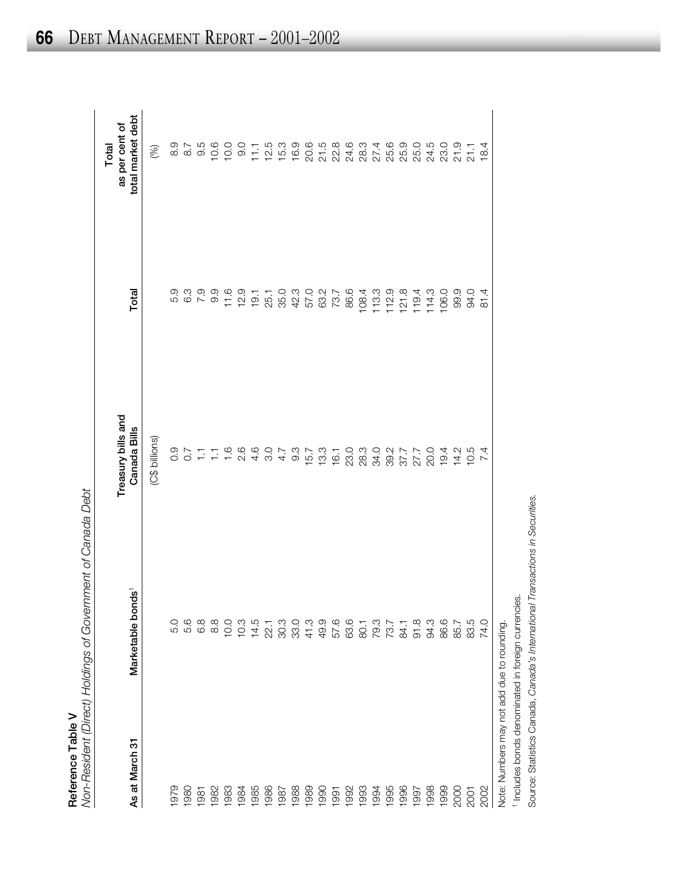**Reference Table V**
*Non-Resident (Direct) Holdings of Government of Canada Debt*

| As at March 31 | Marketable bonds[1] | Treasury bills and Canada Bills | Total | Total as per cent of total market debt |
|---|---|---|---|---|
| | | (C$ billions) | | (%) |
| 1979 | 5.0 | 0.9 | 5.9 | 8.9 |
| 1980 | 5.6 | 0.7 | 6.3 | 8.7 |
| 1981 | 6.8 | 1.1 | 7.9 | 9.5 |
| 1982 | 8.8 | 1.1 | 9.9 | 10.6 |
| 1983 | 10.0 | 1.6 | 11.6 | 10.0 |
| 1984 | 10.3 | 2.6 | 12.9 | 9.0 |
| 1985 | 14.5 | 4.6 | 19.1 | 11.1 |
| 1986 | 22.1 | 3.0 | 25.1 | 12.5 |
| 1987 | 30.3 | 4.7 | 35.0 | 15.3 |
| 1988 | 33.0 | 9.3 | 42.3 | 16.9 |
| 1989 | 41.3 | 15.7 | 57.0 | 20.6 |
| 1990 | 49.9 | 13.3 | 63.2 | 21.5 |
| 1991 | 57.6 | 16.1 | 73.7 | 22.8 |
| 1992 | 63.6 | 23.0 | 86.6 | 24.6 |
| 1993 | 80.1 | 28.3 | 108.4 | 28.3 |
| 1994 | 79.3 | 34.0 | 113.3 | 27.4 |
| 1995 | 73.7 | 39.2 | 112.9 | 25.6 |
| 1996 | 84.1 | 37.7 | 121.8 | 25.9 |
| 1997 | 91.8 | 27.7 | 119.4 | 25.0 |
| 1998 | 94.3 | 20.0 | 114.3 | 24.5 |
| 1999 | 86.6 | 19.4 | 106.0 | 23.0 |
| 2000 | 85.7 | 14.2 | 99.9 | 21.9 |
| 2001 | 83.5 | 10.5 | 94.0 | 21.1 |
| 2002 | 74.0 | 7.4 | 81.4 | 18.4 |

Note: Numbers may not add due to rounding.

[1] Includes bonds denominated in foreign currencies.

Source: Statistics Canada, *Canada's International Transactions in Securities*.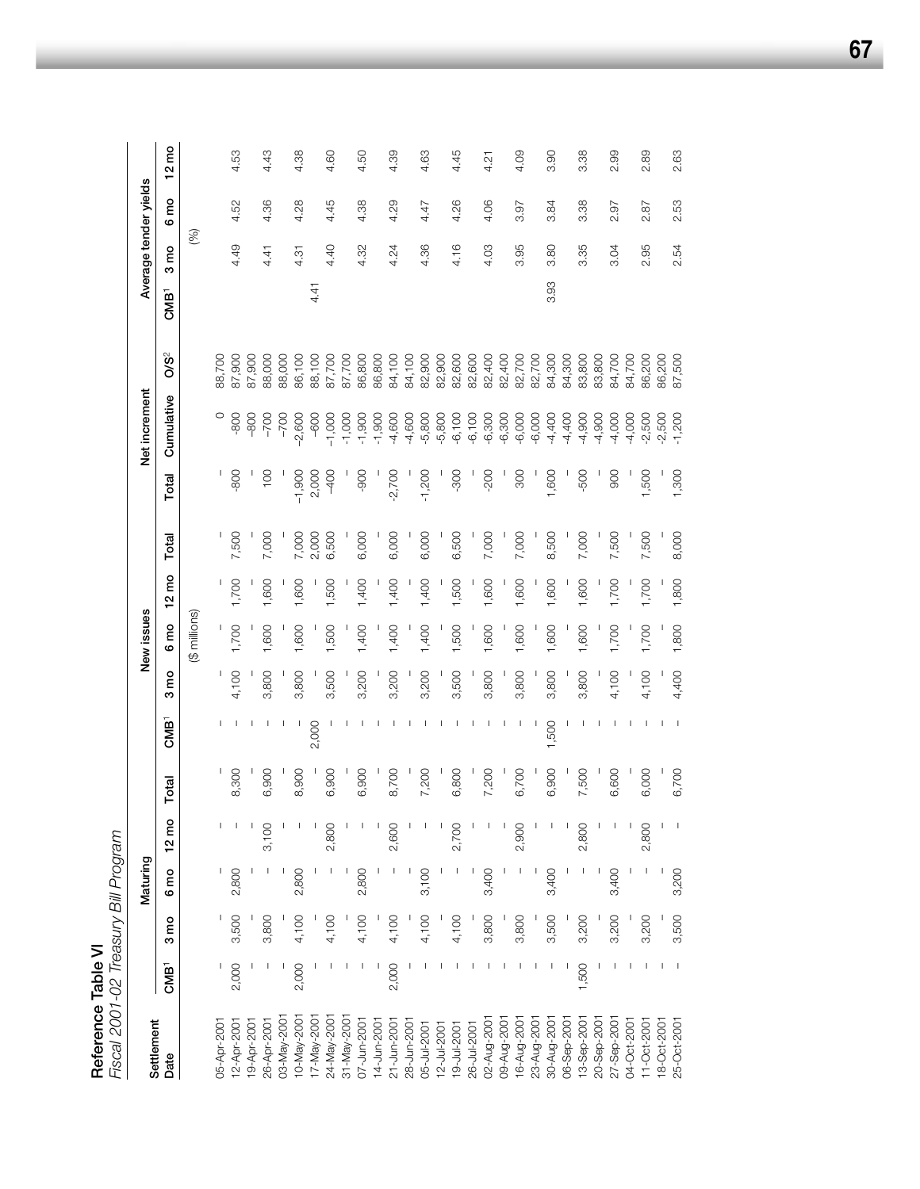## Reference Table VI

*Fiscal 2001-02 Treasury Bill Program*

| Settlement Date | Maturing | | | | | New issues | | | | | Net increment | | | Average tender yields | | | |
|---|---|---|---|---|---|---|---|---|---|---|---|---|---|---|---|---|---|
| | CMB[1] | 3 mo | 6 mo | 12 mo | Total | CMB[1] | 3 mo | 6 mo | 12 mo | Total | Total | Cumulative | O/S[2] | CMB[1] | 3 mo | 6 mo | 12 mo |
| | ($ millions) | | | | | | | | | | | | | (%) | | | |
| 05-Apr-2001 | – | – | – | – | – | – | – | – | – | – | – | 0 | 88,700 | | | | |
| 12-Apr-2001 | 2,000 | 3,500 | 2,800 | – | 8,300 | – | 4,100 | 1,700 | 1,700 | 7,500 | -800 | -800 | 87,900 | | 4.49 | 4.52 | 4.53 |
| 19-Apr-2001 | – | – | – | – | – | – | – | – | – | – | – | -800 | 87,900 | | | | |
| 26-Apr-2001 | – | 3,800 | – | 3,100 | 6,900 | – | 3,800 | 1,600 | 1,600 | 7,000 | 100 | -700 | 88,000 | | 4.41 | 4.36 | 4.43 |
| 03-May-2001 | – | – | – | – | – | – | – | – | – | – | – | -700 | 88,000 | | | | |
| 10-May-2001 | 2,000 | 4,100 | 2,800 | – | 8,900 | – | 3,800 | 1,600 | 1,600 | 7,000 | -1,900 | -2,600 | 86,100 | | 4.31 | 4.28 | 4.38 |
| 17-May-2001 | – | – | – | – | – | 2,000 | – | – | – | 2,000 | 2,000 | -600 | 88,100 | 4.41 | | | |
| 24-May-2001 | – | 4,100 | – | 2,800 | 6,900 | – | 3,500 | 1,500 | 1,500 | 6,500 | -400 | -1,000 | 87,700 | | 4.40 | 4.45 | 4.60 |
| 31-May-2001 | – | – | – | – | – | – | – | – | – | – | – | -1,000 | 87,700 | | | | |
| 07-Jun-2001 | – | 4,100 | 2,800 | – | 6,900 | – | 3,200 | 1,400 | 1,400 | 6,000 | -900 | -1,900 | 86,800 | | 4.32 | 4.38 | 4.50 |
| 14-Jun-2001 | – | – | – | – | – | – | – | – | – | – | – | -1,900 | 86,800 | | | | |
| 21-Jun-2001 | 2,000 | 4,100 | – | 2,600 | 8,700 | – | 3,200 | 1,400 | 1,400 | 6,000 | -2,700 | -4,600 | 84,100 | | 4.24 | 4.29 | 4.39 |
| 28-Jun-2001 | – | – | – | – | – | – | – | – | – | – | – | -4,600 | 84,100 | | | | |
| 05-Jul-2001 | – | 4,100 | 3,100 | – | 7,200 | – | 3,200 | 1,400 | 1,400 | 6,000 | -1,200 | -5,800 | 82,900 | | 4.36 | 4.47 | 4.63 |
| 12-Jul-2001 | – | – | – | – | – | – | – | – | – | – | – | -5,800 | 82,900 | | | | |
| 19-Jul-2001 | – | 4,100 | – | 2,700 | 6,800 | – | 3,500 | 1,500 | 1,500 | 6,500 | -300 | -6,100 | 82,600 | | 4.16 | 4.26 | 4.45 |
| 26-Jul-2001 | – | – | – | – | – | – | – | – | – | – | – | -6,100 | 82,600 | | | | |
| 02-Aug-2001 | – | 3,800 | 3,400 | – | 7,200 | – | 3,800 | 1,600 | 1,600 | 7,000 | -200 | -6,300 | 82,400 | | 4.03 | 4.06 | 4.21 |
| 09-Aug-2001 | – | – | – | – | – | – | – | – | – | – | – | -6,300 | 82,400 | | | | |
| 16-Aug-2001 | – | 3,800 | – | 2,900 | 6,700 | – | 3,800 | 1,600 | 1,600 | 7,000 | 300 | -6,000 | 82,700 | | 3.95 | 3.97 | 4.09 |
| 23-Aug-2001 | – | – | – | – | – | – | – | – | – | – | – | -6,000 | 82,700 | | | | |
| 30-Aug-2001 | – | 3,500 | 3,400 | – | 6,900 | 1,500 | 3,800 | 1,600 | 1,600 | 8,500 | 1,600 | -4,400 | 84,300 | 3.93 | 3.80 | 3.84 | 3.90 |
| 06-Sep-2001 | – | – | – | – | – | – | – | – | – | – | – | -4,400 | 84,300 | | | | |
| 13-Sep-2001 | 1,500 | 3,200 | – | 2,800 | 7,500 | – | 3,800 | 1,600 | 1,600 | 7,000 | -500 | -4,900 | 83,800 | | 3.35 | 3.38 | 3.38 |
| 20-Sep-2001 | – | – | – | – | – | – | – | – | – | – | – | -4,900 | 83,800 | | | | |
| 27-Sep-2001 | – | 3,200 | 3,400 | – | 6,600 | – | 4,100 | 1,700 | 1,700 | 7,500 | 900 | -4,000 | 84,700 | | 3.04 | 2.97 | 2.99 |
| 04-Oct-2001 | – | – | – | – | – | – | – | – | – | – | – | -4,000 | 84,700 | | | | |
| 11-Oct-2001 | – | 3,200 | – | 2,800 | 6,000 | – | 4,100 | 1,700 | 1,700 | 7,500 | 1,500 | -2,500 | 86,200 | | 2.95 | 2.87 | 2.89 |
| 18-Oct-2001 | – | – | – | – | – | – | – | – | – | – | – | -2,500 | 86,200 | | | | |
| 25-Oct-2001 | – | 3,500 | 3,200 | – | 6,700 | – | 4,400 | 1,800 | 1,800 | 8,000 | 1,300 | -1,200 | 87,500 | | 2.54 | 2.53 | 2.63 |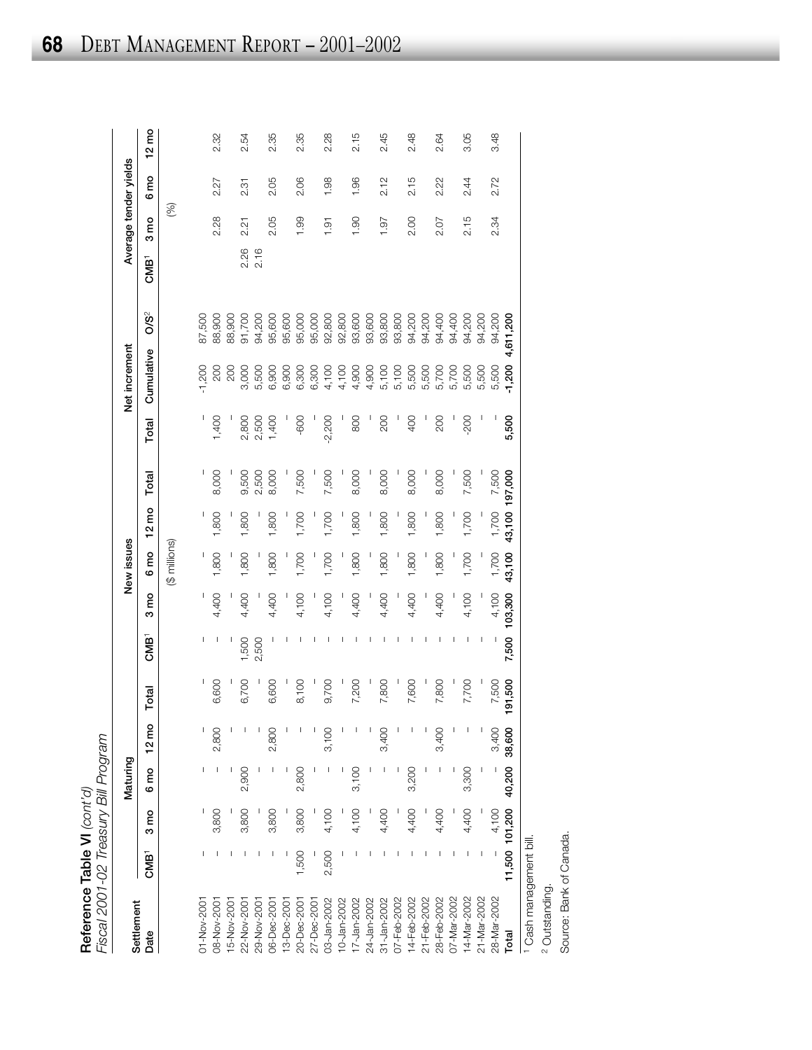**Reference Table VI** *(cont'd)*
*Fiscal 2001-02 Treasury Bill Program*

| Settlement Date | Maturing | | | | | New issues | | | | | Net increment | | | Average tender yields | | | |
|---|---|---|---|---|---|---|---|---|---|---|---|---|---|---|---|---|---|
| | CMB[1] | 3 mo | 6 mo | 12 mo | Total | CMB[1] | 3 mo | 6 mo | 12 mo | Total | Total | Cumulative | O/S[2] | CMB[1] | 3 mo | 6 mo | 12 mo |
| | | | | | | ($ millions) | | | | | | | | (%) | | | |
| 01-Nov-2001 | – | – | – | – | – | – | – | – | – | – | – | -1,200 | 87,500 | | | | |
| 08-Nov-2001 | – | 3,800 | – | 2,800 | 6,600 | – | 4,400 | 1,800 | 1,800 | 8,000 | 1,400 | 200 | 88,900 | | 2.28 | 2.27 | 2.32 |
| 15-Nov-2001 | – | – | – | – | – | – | – | – | – | – | – | 200 | 88,900 | | | | |
| 22-Nov-2001 | – | 3,800 | 2,900 | – | 6,700 | 1,500 | 4,400 | 1,800 | 1,800 | 9,500 | 2,800 | 3,000 | 91,700 | 2.26 | 2.21 | 2.31 | 2.54 |
| 29-Nov-2001 | – | – | – | – | – | 2,500 | – | – | – | 2,500 | 2,500 | 5,500 | 94,200 | 2.16 | | | |
| 06-Dec-2001 | – | 3,800 | – | 2,800 | 6,600 | – | 4,400 | 1,800 | 1,800 | 8,000 | 1,400 | 6,900 | 95,600 | | 2.05 | 2.05 | 2.35 |
| 13-Dec-2001 | – | – | – | – | – | – | – | – | – | – | – | 6,900 | 95,600 | | | | |
| 20-Dec-2001 | 1,500 | 3,800 | 2,800 | – | 8,100 | – | 4,100 | 1,700 | 1,700 | 7,500 | -600 | 6,300 | 95,000 | | 1.99 | 2.06 | 2.35 |
| 27-Dec-2001 | – | – | – | – | – | – | – | – | – | – | – | 6,300 | 95,000 | | | | |
| 03-Jan-2002 | 2,500 | 4,100 | – | 3,100 | 9,700 | – | 4,100 | 1,700 | 1,700 | 7,500 | -2,200 | 4,100 | 92,800 | | 1.91 | 1.98 | 2.28 |
| 10-Jan-2002 | – | – | – | – | – | – | – | – | – | – | – | 4,100 | 92,800 | | | | |
| 17-Jan-2002 | – | 4,100 | 3,100 | – | 7,200 | – | 4,400 | 1,800 | 1,800 | 8,000 | 800 | 4,900 | 93,600 | | 1.90 | 1.96 | 2.15 |
| 24-Jan-2002 | – | – | – | – | – | – | – | – | – | – | – | 4,900 | 93,600 | | | | |
| 31-Jan-2002 | – | 4,400 | – | 3,400 | 7,800 | – | 4,400 | 1,800 | 1,800 | 8,000 | 200 | 5,100 | 93,800 | | 1.97 | 2.12 | 2.45 |
| 07-Feb-2002 | – | – | – | – | – | – | – | – | – | – | – | 5,100 | 93,800 | | | | |
| 14-Feb-2002 | – | 4,400 | 3,200 | – | 7,600 | – | 4,400 | 1,800 | 1,800 | 8,000 | 400 | 5,500 | 94,200 | | 2.00 | 2.15 | 2.48 |
| 21-Feb-2002 | – | – | – | – | – | – | – | – | – | – | – | 5,500 | 94,200 | | | | |
| 28-Feb-2002 | – | 4,400 | – | 3,400 | 7,800 | – | 4,400 | 1,800 | 1,800 | 8,000 | 200 | 5,700 | 94,400 | | 2.07 | 2.22 | 2.64 |
| 07-Mar-2002 | – | – | – | – | – | – | – | – | – | – | – | 5,700 | 94,400 | | | | |
| 14-Mar-2002 | – | 4,400 | 3,300 | – | 7,700 | – | 4,100 | 1,700 | 1,700 | 7,500 | -200 | 5,500 | 94,200 | | 2.15 | 2.44 | 3.05 |
| 21-Mar-2002 | – | – | – | – | – | – | – | – | – | – | – | 5,500 | 94,200 | | | | |
| 28-Mar-2002 | – | 4,100 | – | 3,400 | 7,500 | – | 4,100 | 1,700 | 1,700 | 7,500 | – | 5,500 | 94,200 | | 2.34 | 2.72 | 3.48 |
| **Total** | **11,500** | **101,200** | **40,200** | **38,600** | **191,500** | **7,500** | **103,300** | **43,100** | **43,100** | **197,000** | **5,500** | **-1,200** | **4,611,200** | | | | |

[1] Cash management bill.
[2] Outstanding.
Source: Bank of Canada.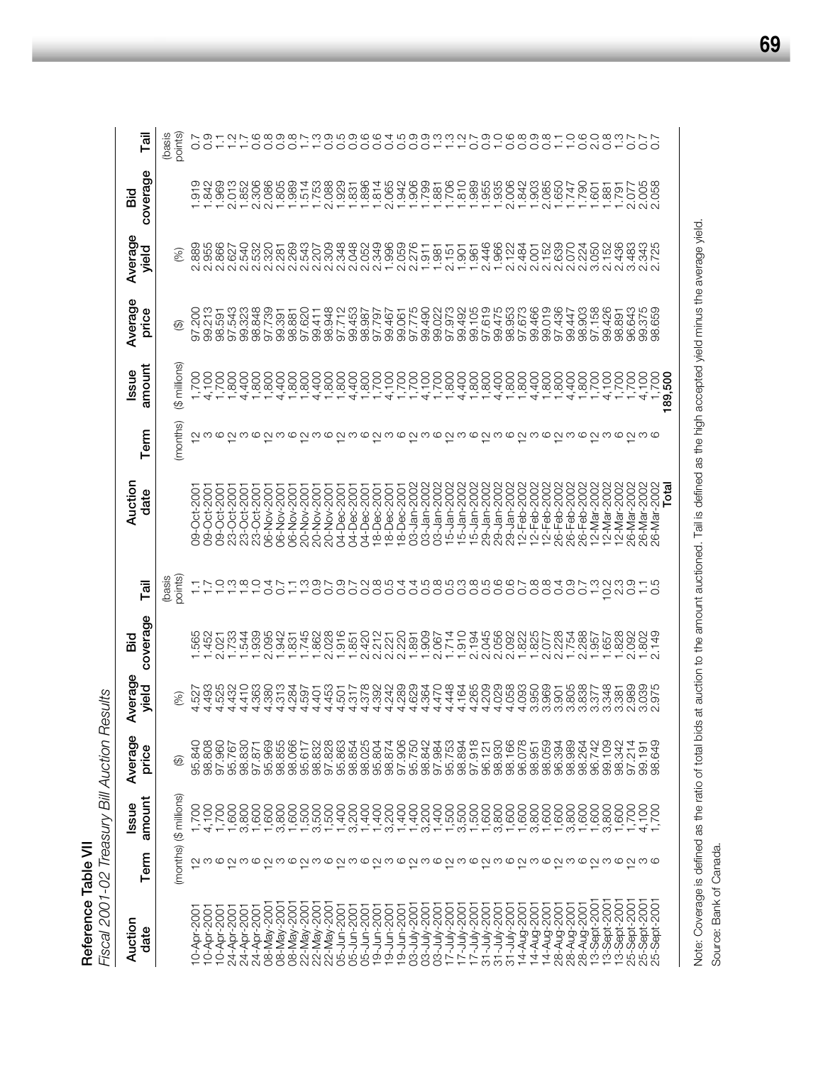**Reference Table VII**

*Fiscal 2001-02 Treasury Bill Auction Results*

| Auction date | Term | Issue amount | Average price | Average yield | Bid coverage | Tail | Auction date | Term | Issue amount | Average price | Average yield | Bid coverage | Tail |
|---|---|---|---|---|---|---|---|---|---|---|---|---|---|
| | (months) | ($ millions) | ($) | (%) | | (basis points) | | (months) | ($ millions) | ($) | (%) | | (basis points) |
| 10-Apr-2001 | 12 | 1,700 | 95.840 | 4.527 | 1.565 | 1.1 | 09-Oct-2001 | 12 | 1,700 | 97.200 | 2.889 | 1.919 | 0.7 |
| 10-Apr-2001 | 3 | 4,100 | 98.808 | 4.493 | 1.452 | 1.7 | 09-Oct-2001 | 3 | 4,100 | 99.213 | 2.955 | 1.842 | 0.9 |
| 10-Apr-2001 | 6 | 1,700 | 97.960 | 4.525 | 2.021 | 1.0 | 09-Oct-2001 | 6 | 1,700 | 98.591 | 2.866 | 1.969 | 1.1 |
| 24-Apr-2001 | 12 | 1,600 | 95.767 | 4.432 | 1.733 | 1.3 | 23-Oct-2001 | 12 | 1,800 | 97.543 | 2.627 | 2.013 | 1.2 |
| 24-Apr-2001 | 3 | 3,800 | 98.830 | 4.410 | 1.544 | 1.8 | 23-Oct-2001 | 3 | 4,400 | 99.323 | 2.540 | 1.852 | 1.7 |
| 24-Apr-2001 | 6 | 1,600 | 97.871 | 4.363 | 1.939 | 1.0 | 23-Oct-2001 | 6 | 1,800 | 98.848 | 2.532 | 2.306 | 0.6 |
| 08-May-2001 | 12 | 1,600 | 95.969 | 4.380 | 2.095 | 0.4 | 06-Nov-2001 | 12 | 1,800 | 97.739 | 2.320 | 2.086 | 0.8 |
| 08-May-2001 | 3 | 3,800 | 98.855 | 4.313 | 1.942 | 0.7 | 06-Nov-2001 | 3 | 4,400 | 99.391 | 2.281 | 1.805 | 0.9 |
| 08-May-2001 | 6 | 1,600 | 98.066 | 4.284 | 1.831 | 1.1 | 06-Nov-2001 | 6 | 1,800 | 98.881 | 2.269 | 1.989 | 0.8 |
| 22-May-2001 | 12 | 1,500 | 95.617 | 4.597 | 1.745 | 1.3 | 20-Nov-2001 | 12 | 1,800 | 97.620 | 2.543 | 1.514 | 1.7 |
| 22-May-2001 | 3 | 3,500 | 98.832 | 4.401 | 1.862 | 0.9 | 20-Nov-2001 | 3 | 4,400 | 99.411 | 2.207 | 1.753 | 1.3 |
| 22-May-2001 | 6 | 1,500 | 97.828 | 4.453 | 2.028 | 0.7 | 20-Nov-2001 | 6 | 1,800 | 98.948 | 2.309 | 2.088 | 0.9 |
| 05-Jun-2001 | 12 | 1,400 | 95.863 | 4.501 | 1.916 | 0.9 | 04-Dec-2001 | 12 | 1,800 | 97.712 | 2.348 | 1.929 | 0.5 |
| 05-Jun-2001 | 3 | 3,200 | 98.854 | 4.317 | 1.851 | 0.7 | 04-Dec-2001 | 3 | 4,400 | 99.453 | 2.048 | 1.831 | 0.9 |
| 05-Jun-2001 | 6 | 1,400 | 98.025 | 4.378 | 2.420 | 0.2 | 04-Dec-2001 | 6 | 1,800 | 98.987 | 2.052 | 1.896 | 0.6 |
| 19-Jun-2001 | 12 | 1,400 | 95.804 | 4.392 | 2.212 | 0.8 | 18-Dec-2001 | 12 | 1,700 | 97.797 | 2.349 | 1.814 | 0.6 |
| 19-Jun-2001 | 3 | 3,200 | 98.874 | 4.242 | 2.221 | 0.5 | 18-Dec-2001 | 3 | 4,100 | 99.467 | 1.996 | 2.065 | 0.4 |
| 19-Jun-2001 | 6 | 1,400 | 97.906 | 4.289 | 2.220 | 0.4 | 18-Dec-2001 | 6 | 1,700 | 99.061 | 2.059 | 1.942 | 0.5 |
| 03-July-2001 | 12 | 1,400 | 95.750 | 4.629 | 1.891 | 0.4 | 03-Jan-2002 | 12 | 1,700 | 97.775 | 2.276 | 1.906 | 0.9 |
| 03-July-2001 | 3 | 3,200 | 98.842 | 4.364 | 1.909 | 0.5 | 03-Jan-2002 | 3 | 4,100 | 99.490 | 1.911 | 1.799 | 0.9 |
| 03-July-2001 | 6 | 1,400 | 97.984 | 4.470 | 2.067 | 0.8 | 03-Jan-2002 | 6 | 1,700 | 99.022 | 1.981 | 1.881 | 1.3 |
| 17-July-2001 | 12 | 1,500 | 95.753 | 4.448 | 1.714 | 0.5 | 15-Jan-2002 | 12 | 1,800 | 97.973 | 2.151 | 1.706 | 1.3 |
| 17-July-2001 | 3 | 3,500 | 98.894 | 4.164 | 1.910 | 0.3 | 15-Jan-2002 | 3 | 4,400 | 99.492 | 1.901 | 1.810 | 1.2 |
| 17-July-2001 | 6 | 1,500 | 97.918 | 4.265 | 2.194 | 0.8 | 15-Jan-2002 | 6 | 1,800 | 99.105 | 1.961 | 1.989 | 0.7 |
| 31-July-2001 | 12 | 1,600 | 96.121 | 4.209 | 2.045 | 0.5 | 29-Jan-2002 | 12 | 1,800 | 97.619 | 2.446 | 1.955 | 0.9 |
| 31-July-2001 | 3 | 3,800 | 98.930 | 4.029 | 2.056 | 0.6 | 29-Jan-2002 | 3 | 4,400 | 99.475 | 1.966 | 1.935 | 1.0 |
| 31-July-2001 | 6 | 1,600 | 98.166 | 4.058 | 2.092 | 0.6 | 29-Jan-2002 | 6 | 1,800 | 98.953 | 2.122 | 2.006 | 0.6 |
| 14-Aug-2001 | 12 | 1,600 | 96.078 | 4.093 | 1.822 | 0.7 | 12-Feb-2002 | 12 | 1,800 | 97.673 | 2.484 | 1.842 | 0.8 |
| 14-Aug-2001 | 3 | 3,800 | 98.951 | 3.950 | 1.825 | 0.8 | 12-Feb-2002 | 3 | 4,400 | 99.466 | 2.001 | 1.903 | 0.9 |
| 14-Aug-2001 | 6 | 1,600 | 98.059 | 3.969 | 2.077 | 0.8 | 12-Feb-2002 | 6 | 1,800 | 99.019 | 2.152 | 2.085 | 0.8 |
| 28-Aug-2001 | 12 | 1,600 | 96.394 | 3.901 | 2.228 | 0.4 | 26-Feb-2002 | 12 | 1,800 | 97.436 | 2.639 | 1.650 | 1.1 |
| 28-Aug-2001 | 3 | 3,800 | 98.989 | 3.805 | 1.754 | 0.9 | 26-Feb-2002 | 3 | 4,400 | 99.447 | 2.070 | 1.747 | 1.0 |
| 28-Aug-2001 | 6 | 1,600 | 98.264 | 3.838 | 2.288 | 0.7 | 26-Feb-2002 | 6 | 1,800 | 98.903 | 2.224 | 1.790 | 0.6 |
| 13-Sept-2001 | 12 | 1,600 | 96.742 | 3.377 | 1.957 | 1.3 | 12-Mar-2002 | 12 | 1,700 | 97.158 | 3.050 | 1.601 | 2.0 |
| 13-Sept-2001 | 3 | 3,800 | 99.109 | 3.348 | 1.657 | 10.2 | 12-Mar-2002 | 3 | 4,100 | 99.426 | 2.152 | 1.881 | 0.8 |
| 13-Sept-2001 | 6 | 1,600 | 98.342 | 3.381 | 1.828 | 2.3 | 12-Mar-2002 | 6 | 1,700 | 98.891 | 2.436 | 1.791 | 1.3 |
| 25-Sept-2001 | 12 | 1,700 | 97.214 | 2.989 | 2.092 | 0.9 | 26-Mar-2002 | 12 | 1,700 | 96.643 | 3.483 | 2.077 | 0.7 |
| 25-Sept-2001 | 3 | 4,100 | 99.191 | 3.039 | 1.802 | 1.1 | 26-Mar-2002 | 3 | 4,100 | 99.375 | 2.343 | 2.005 | 0.7 |
| 25-Sept-2001 | 6 | 1,700 | 98.649 | 2.975 | 2.149 | 0.5 | 26-Mar-2002 | 6 | 1,700 | 98.659 | 2.725 | 2.058 | 0.7 |
| | | | | | | | **Total** | | **189,500** | | | | |

Note: Coverage is defined as the ratio of total bids at auction to the amount auctioned. Tail is defined as the high accepted yield minus the average yield.

Source: Bank of Canada.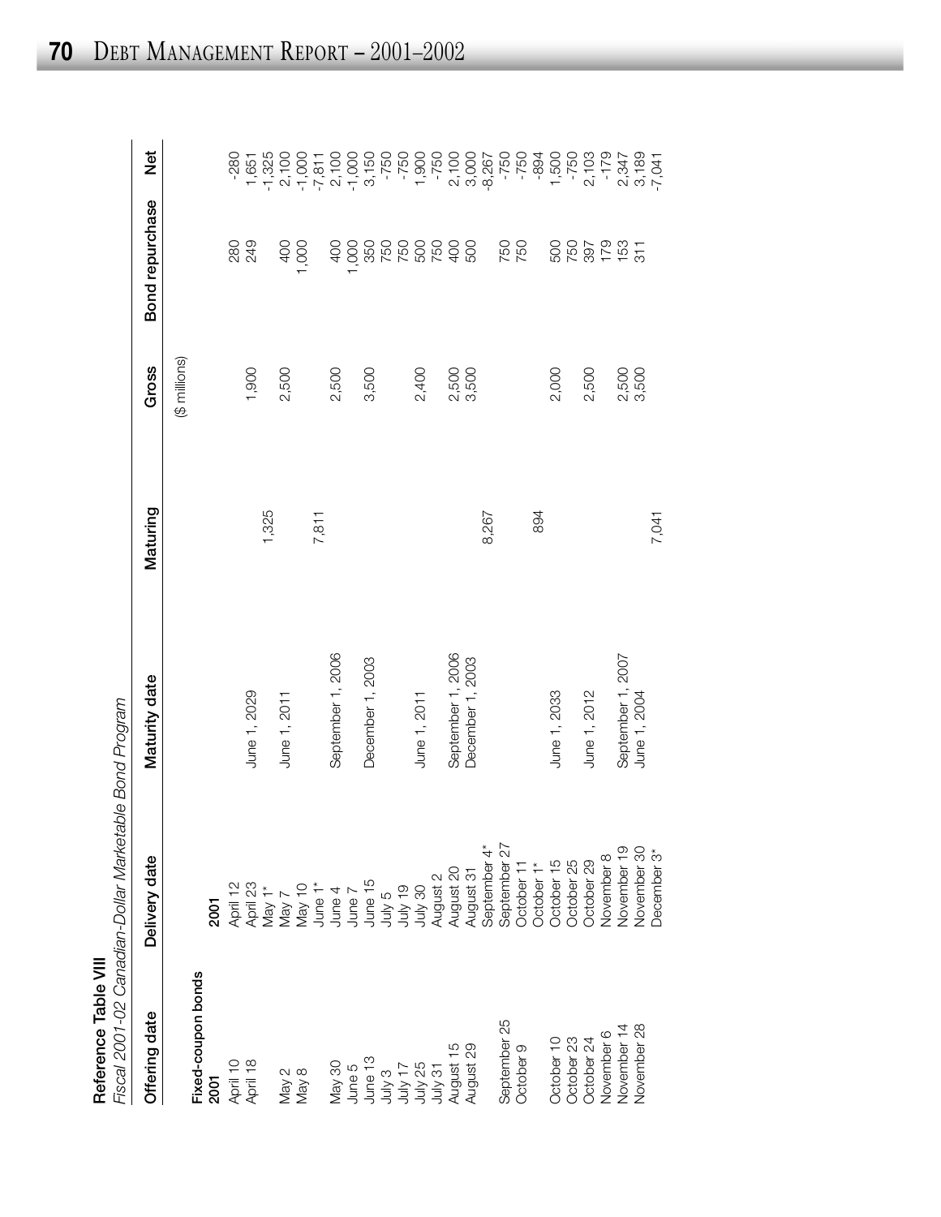**Reference Table VIII**

*Fiscal 2001-02 Canadian-Dollar Marketable Bond Program*

| Offering date | Delivery date | Maturity date | Maturing | Gross | Bond repurchase | Net |
|---|---|---|---|---|---|---|
| | | | | ($ millions) | | |
| **Fixed-coupon bonds** | | | | | | |
| **2001** | **2001** | | | | | |
| April 10 | April 12 | | | | 280 | -280 |
| April 18 | April 23 | June 1, 2029 | | 1,900 | 249 | 1,651 |
| | May 1* | | 1,325 | | | -1,325 |
| May 2 | May 7 | June 1, 2011 | | 2,500 | 400 | 2,100 |
| May 8 | May 10 | | | | 1,000 | -1,000 |
| | June 1* | | 7,811 | | | -7,811 |
| May 30 | June 4 | September 1, 2006 | | 2,500 | 400 | 2,100 |
| June 5 | June 7 | | | | 1,000 | -1,000 |
| June 13 | June 15 | December 1, 2003 | | 3,500 | 350 | 3,150 |
| July 3 | July 5 | | | | 750 | -750 |
| July 17 | July 19 | | | | 750 | -750 |
| July 25 | July 30 | June 1, 2011 | | 2,400 | 500 | 1,900 |
| July 31 | August 2 | | | | 750 | -750 |
| August 15 | August 20 | September 1, 2006 | | 2,500 | 400 | 2,100 |
| August 29 | August 31 | December 1, 2003 | | 3,500 | 500 | 3,000 |
| | September 4* | | 8,267 | | | -8,267 |
| September 25 | September 27 | | | | 750 | -750 |
| October 9 | October 11 | | | | 750 | -750 |
| | October 1* | | 894 | | | -894 |
| October 10 | October 15 | June 1, 2033 | | 2,000 | 500 | 1,500 |
| October 23 | October 25 | | | | 750 | -750 |
| October 24 | October 29 | June 1, 2012 | | 2,500 | 397 | 2,103 |
| November 6 | November 8 | | | | 179 | -179 |
| November 14 | November 19 | September 1, 2007 | | 2,500 | 153 | 2,347 |
| November 28 | November 30 | June 1, 2004 | | 3,500 | 311 | 3,189 |
| | December 3* | | 7,041 | | | -7,041 |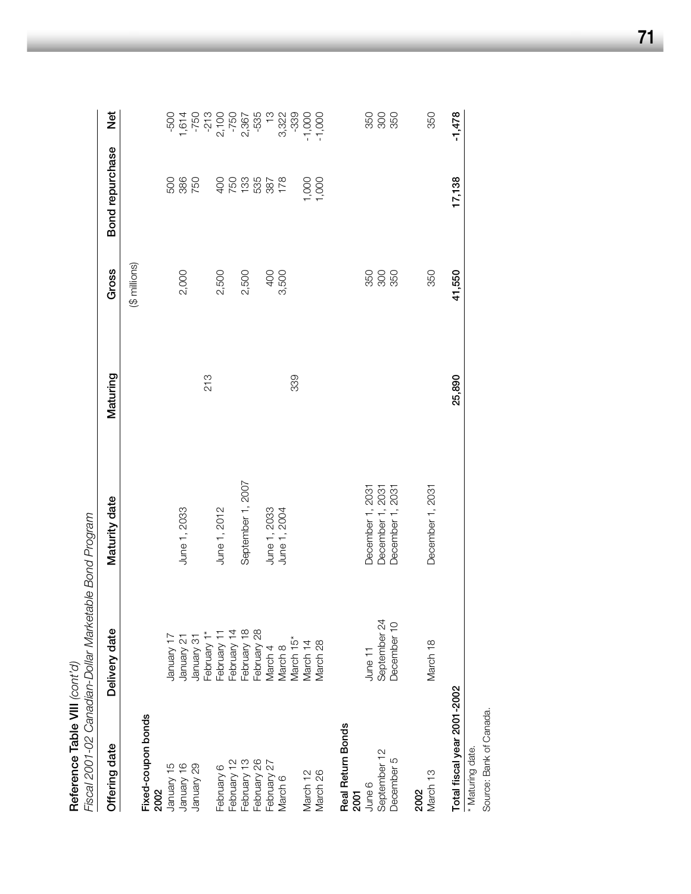**Reference Table VIII** *(cont'd)*

*Fiscal 2001-02 Canadian-Dollar Marketable Bond Program*

| Offering date | Delivery date | Maturity date | Maturing | Gross | Bond repurchase | Net |
|---|---|---|---|---|---|---|
| | | | | ($ millions) | | |
| **Fixed-coupon bonds** | | | | | | |
| **2002** | | | | | | |
| January 15 | January 17 | | | | 500 | -500 |
| January 16 | January 21 | June 1, 2033 | | 2,000 | 386 | 1,614 |
| January 29 | January 31 | | | | 750 | -750 |
| | February 1* | | 213 | | | -213 |
| February 6 | February 11 | June 1, 2012 | | 2,500 | 400 | 2,100 |
| February 12 | February 14 | | | | 750 | -750 |
| February 13 | February 18 | September 1, 2007 | | 2,500 | 133 | 2,367 |
| February 26 | February 28 | | | | 535 | -535 |
| February 27 | March 4 | June 1, 2033 | | 400 | 387 | 13 |
| March 6 | March 8 | June 1, 2004 | | 3,500 | 178 | 3,322 |
| | March 15* | | 339 | | | -339 |
| March 12 | March 14 | | | | 1,000 | -1,000 |
| March 26 | March 28 | | | | 1,000 | -1,000 |
| **Real Return Bonds** | | | | | | |
| **2001** | | | | | | |
| June 6 | June 11 | December 1, 2031 | | 350 | | 350 |
| September 12 | September 24 | December 1, 2031 | | 300 | | 300 |
| December 5 | December 10 | December 1, 2031 | | 350 | | 350 |
| **2002** | | | | | | |
| March 13 | March 18 | December 1, 2031 | | 350 | | 350 |
| **Total fiscal year 2001-2002** | | | **25,890** | **41,550** | **17,138** | **-1,478** |

\* Maturing date.

Source: Bank of Canada.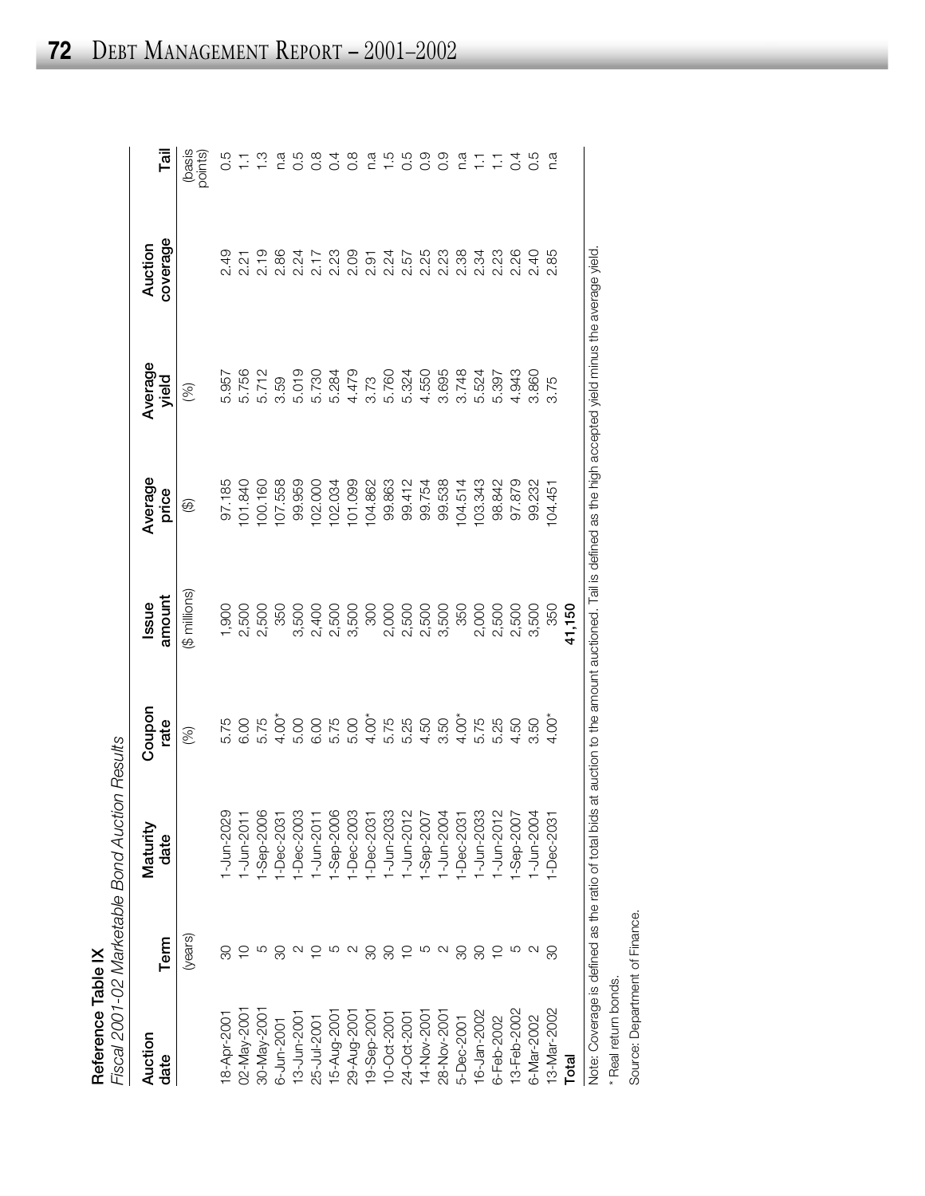**Reference Table IX**
*Fiscal 2001-02 Marketable Bond Auction Results*

| Auction date | Term | Maturity date | Coupon rate | Issue amount | Average price | Average yield | Auction coverage | Tail |
|---|---|---|---|---|---|---|---|---|
| | (years) | | (%) | ($ millions) | ($) | (%) | | (basis points) |
| 18-Apr-2001 | 30 | 1-Jun-2029 | 5.75 | 1,900 | 97.185 | 5.957 | 2.49 | 0.5 |
| 02-May-2001 | 10 | 1-Jun-2011 | 6.00 | 2,500 | 101.840 | 5.756 | 2.21 | 1.1 |
| 30-May-2001 | 5 | 1-Sep-2006 | 5.75 | 2,500 | 100.160 | 5.712 | 2.19 | 1.3 |
| 6-Jun-2001 | 30 | 1-Dec-2031 | 4.00* | 350 | 107.558 | 3.59 | 2.86 | n.a |
| 13-Jun-2001 | 2 | 1-Dec-2003 | 5.00 | 3,500 | 99.959 | 5.019 | 2.24 | 0.5 |
| 25-Jul-2001 | 10 | 1-Jun-2011 | 6.00 | 2,400 | 102.000 | 5.730 | 2.17 | 0.8 |
| 15-Aug-2001 | 5 | 1-Sep-2006 | 5.75 | 2,500 | 102.034 | 5.284 | 2.23 | 0.4 |
| 29-Aug-2001 | 2 | 1-Dec-2003 | 5.00 | 3,500 | 101.099 | 4.479 | 2.09 | 0.8 |
| 19-Sep-2001 | 30 | 1-Dec-2031 | 4.00* | 300 | 104.862 | 3.73 | 2.91 | n.a |
| 10-Oct-2001 | 30 | 1-Jun-2033 | 5.75 | 2,000 | 99.863 | 5.760 | 2.24 | 1.5 |
| 24-Oct-2001 | 10 | 1-Jun-2012 | 5.25 | 2,500 | 99.412 | 5.324 | 2.57 | 0.5 |
| 14-Nov-2001 | 5 | 1-Sep-2007 | 4.50 | 2,500 | 99.754 | 4.550 | 2.25 | 0.9 |
| 28-Nov-2001 | 2 | 1-Jun-2004 | 3.50 | 3,500 | 99.538 | 3.695 | 2.23 | 0.9 |
| 5-Dec-2001 | 30 | 1-Dec-2031 | 4.00* | 350 | 104.514 | 3.748 | 2.38 | n.a |
| 16-Jan-2002 | 30 | 1-Jun-2033 | 5.75 | 2,000 | 103.343 | 5.524 | 2.34 | 1.1 |
| 6-Feb-2002 | 10 | 1-Jun-2012 | 5.25 | 2,500 | 98.842 | 5.397 | 2.23 | 1.1 |
| 13-Feb-2002 | 5 | 1-Sep-2007 | 4.50 | 2,500 | 97.879 | 4.943 | 2.26 | 0.4 |
| 6-Mar-2002 | 2 | 1-Jun-2004 | 3.50 | 3,500 | 99.232 | 3.860 | 2.40 | 0.5 |
| 13-Mar-2002 | 30 | 1-Dec-2031 | 4.00* | 350 | 104.451 | 3.75 | 2.85 | n.a |
| **Total** | | | | **41,150** | | | | |

Note: Coverage is defined as the ratio of total bids at auction to the amount auctioned. Tail is defined as the high accepted yield minus the average yield.

* Real return bonds.

Source: Department of Finance.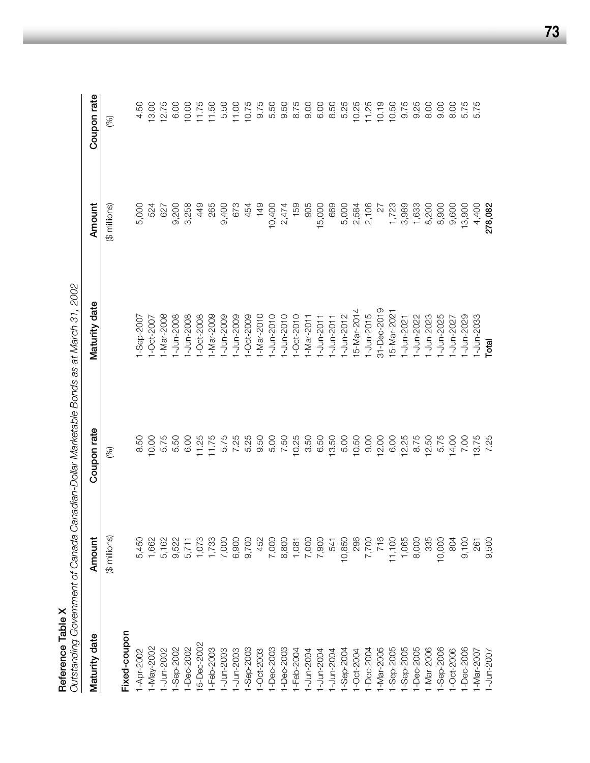**Reference Table X**

*Outstanding Government of Canada Canadian-Dollar Marketable Bonds as at March 31, 2002*

| Maturity date | Amount | Coupon rate | Maturity date | Amount | Coupon rate |
|---|---|---|---|---|---|
| | ($ millions) | (%) | | ($ millions) | (%) |
| **Fixed-coupon** | | | | | |
| 1-Apr-2002 | 5,450 | 8.50 | 1-Sep-2007 | 5,000 | 4.50 |
| 1-May-2002 | 1,662 | 10.00 | 1-Oct-2007 | 524 | 13.00 |
| 1-Jun-2002 | 5,162 | 5.75 | 1-Mar-2008 | 627 | 12.75 |
| 1-Sep-2002 | 9,522 | 5.50 | 1-Jun-2008 | 9,200 | 6.00 |
| 1-Dec-2002 | 5,711 | 6.00 | 1-Jun-2008 | 3,258 | 10.00 |
| 15-Dec-2002 | 1,073 | 11.25 | 1-Oct-2008 | 449 | 11.75 |
| 1-Feb-2003 | 1,733 | 11.75 | 1-Mar-2009 | 265 | 11.50 |
| 1-Jun-2003 | 7,000 | 5.75 | 1-Jun-2009 | 9,400 | 5.50 |
| 1-Jun-2003 | 6,900 | 7.25 | 1-Jun-2009 | 673 | 11.00 |
| 1-Sep-2003 | 9,700 | 5.25 | 1-Oct-2009 | 454 | 10.75 |
| 1-Oct-2003 | 452 | 9.50 | 1-Mar-2010 | 149 | 9.75 |
| 1-Dec-2003 | 7,000 | 5.00 | 1-Jun-2010 | 10,400 | 5.50 |
| 1-Dec-2003 | 8,800 | 7.50 | 1-Jun-2010 | 2,474 | 9.50 |
| 1-Feb-2004 | 1,081 | 10.25 | 1-Oct-2010 | 159 | 8.75 |
| 1-Jun-2004 | 7,000 | 3.50 | 1-Mar-2011 | 905 | 9.00 |
| 1-Jun-2004 | 7,900 | 6.50 | 1-Jun-2011 | 15,000 | 6.00 |
| 1-Jun-2004 | 541 | 13.50 | 1-Jun-2011 | 669 | 8.50 |
| 1-Sep-2004 | 10,850 | 5.00 | 1-Jun-2012 | 5,000 | 5.25 |
| 1-Oct-2004 | 296 | 10.50 | 15-Mar-2014 | 2,584 | 10.25 |
| 1-Dec-2004 | 7,700 | 9.00 | 1-Jun-2015 | 2,106 | 11.25 |
| 1-Mar-2005 | 716 | 12.00 | 31-Dec-2019 | 27 | 10.19 |
| 1-Sep-2005 | 11,100 | 6.00 | 15-Mar-2021 | 1,723 | 10.50 |
| 1-Sep-2005 | 1,065 | 12.25 | 1-Jun-2021 | 3,989 | 9.75 |
| 1-Dec-2005 | 8,000 | 8.75 | 1-Jun-2022 | 1,633 | 9.25 |
| 1-Mar-2006 | 335 | 12.50 | 1-Jun-2023 | 8,200 | 8.00 |
| 1-Sep-2006 | 10,000 | 5.75 | 1-Jun-2025 | 8,900 | 9.00 |
| 1-Oct-2006 | 804 | 14.00 | 1-Jun-2027 | 9,600 | 8.00 |
| 1-Dec-2006 | 9,100 | 7.00 | 1-Jun-2029 | 13,900 | 5.75 |
| 1-Mar-2007 | 261 | 13.75 | 1-Jun-2033 | 4,400 | 5.75 |
| 1-Jun-2007 | 9,500 | 7.25 | **Total** | **278,082** | |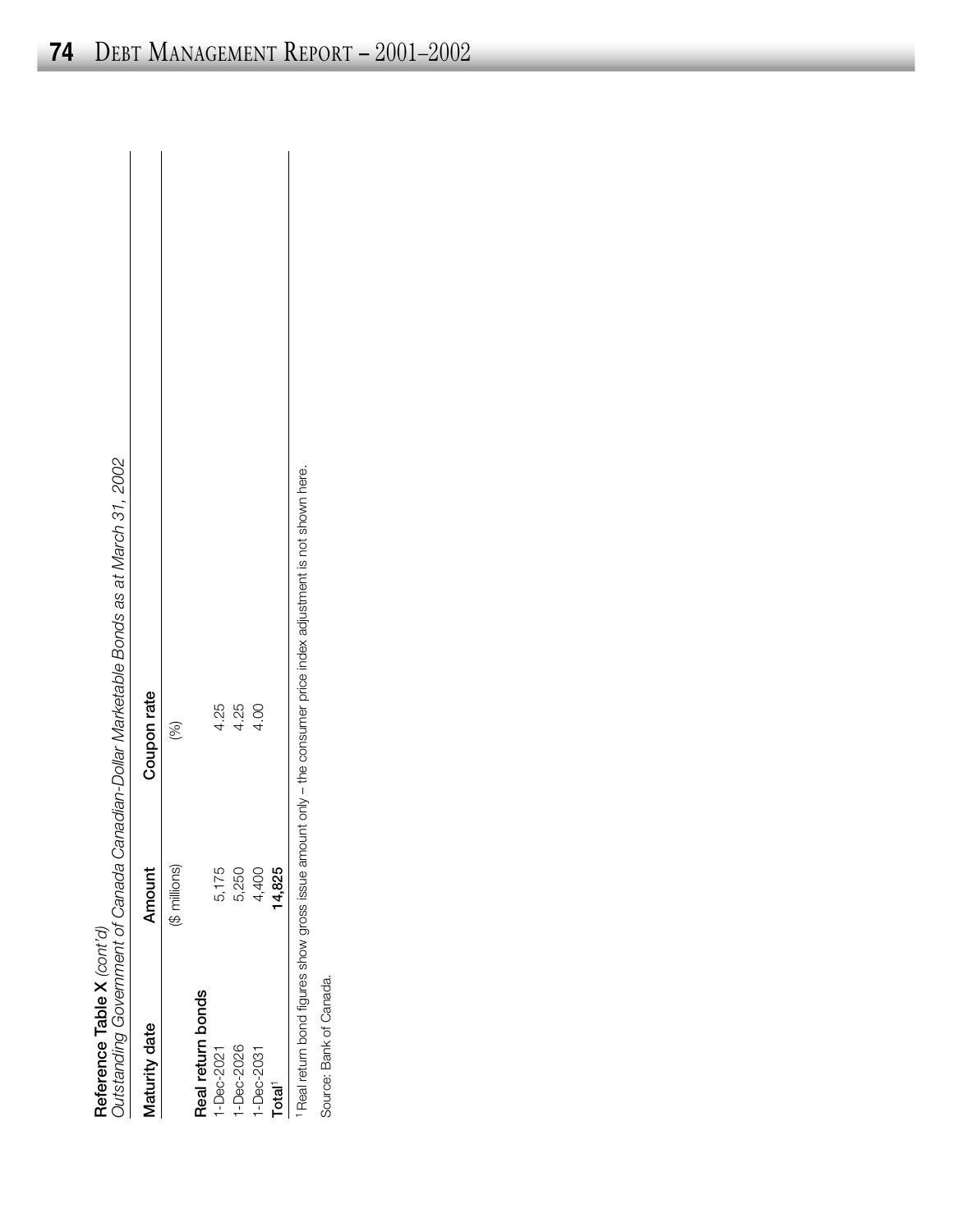**Reference Table X** *(cont'd)*

*Outstanding Government of Canada Canadian-Dollar Marketable Bonds as at March 31, 2002*

| Maturity date | Amount | Coupon rate |
|---|---|---|
| | ($ millions) | (%) |
| **Real return bonds** | | |
| 1-Dec-2021 | 5,175 | 4.25 |
| 1-Dec-2026 | 5,250 | 4.25 |
| 1-Dec-2031 | 4,400 | 4.00 |
| **Total**[1] | **14,825** | |

[1] Real return bond figures show gross issue amount only – the consumer price index adjustment is not shown here.

Source: Bank of Canada.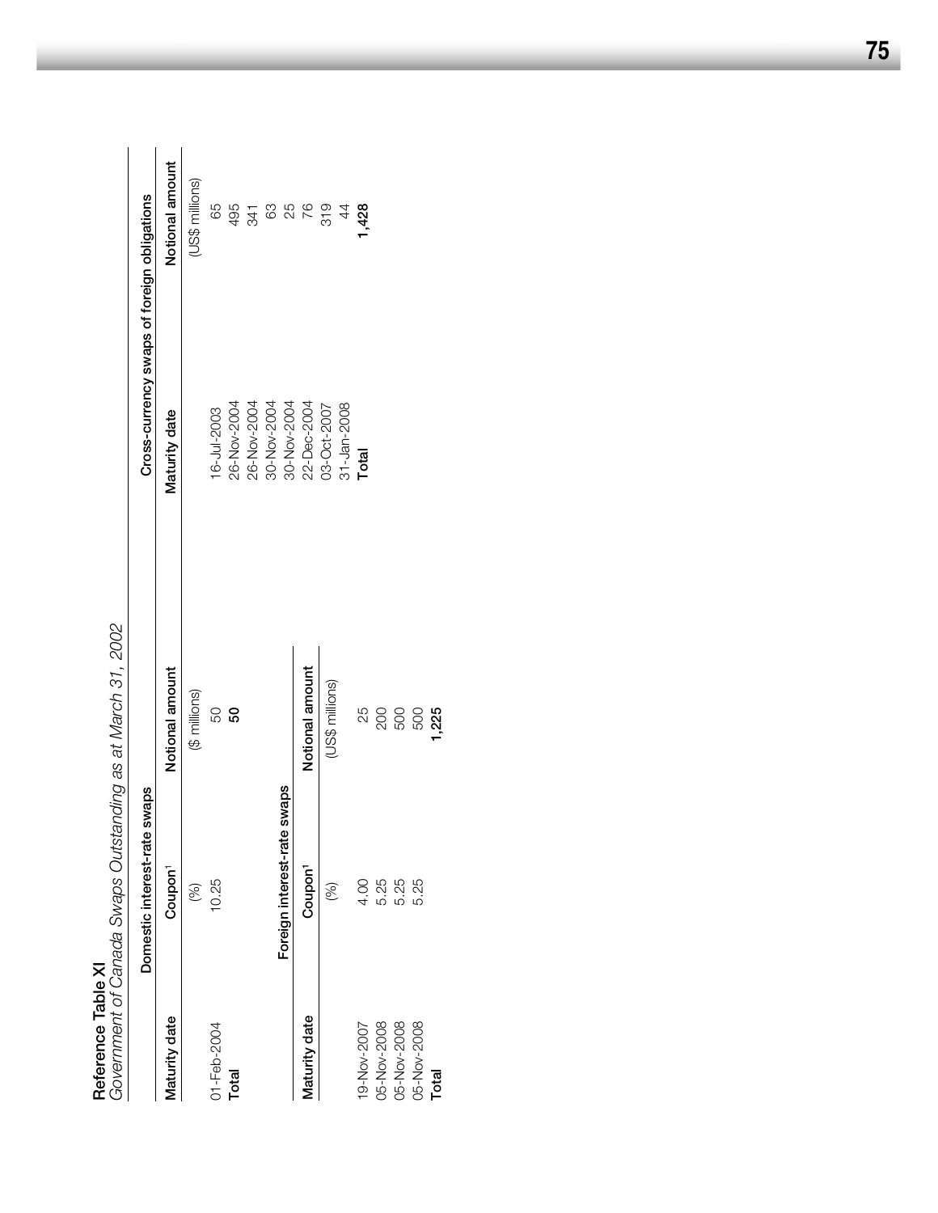**Reference Table XI**

*Government of Canada Swaps Outstanding as at March 31, 2002*

| Domestic interest-rate swaps | | |
|---|---|---|
| Maturity date | Coupon[1] | Notional amount |
| | (%) | ($ millions) |
| 01-Feb-2004 | 10.25 | 50 |
| **Total** | | **50** |

| Foreign interest-rate swaps | | |
|---|---|---|
| Maturity date | Coupon[1] | Notional amount |
| | (%) | (US$ millions) |
| 19-Nov-2007 | 4.00 | 25 |
| 05-Nov-2008 | 5.25 | 200 |
| 05-Nov-2008 | 5.25 | 500 |
| 05-Nov-2008 | 5.25 | 500 |
| **Total** | | **1,225** |

| Cross-currency swaps of foreign obligations | |
|---|---|
| Maturity date | Notional amount |
| | (US$ millions) |
| 16-Jul-2003 | 65 |
| 26-Nov-2004 | 495 |
| 26-Nov-2004 | 341 |
| 30-Nov-2004 | 63 |
| 30-Nov-2004 | 25 |
| 22-Dec-2004 | 76 |
| 03-Oct-2007 | 319 |
| 31-Jan-2008 | 44 |
| **Total** | **1,428** |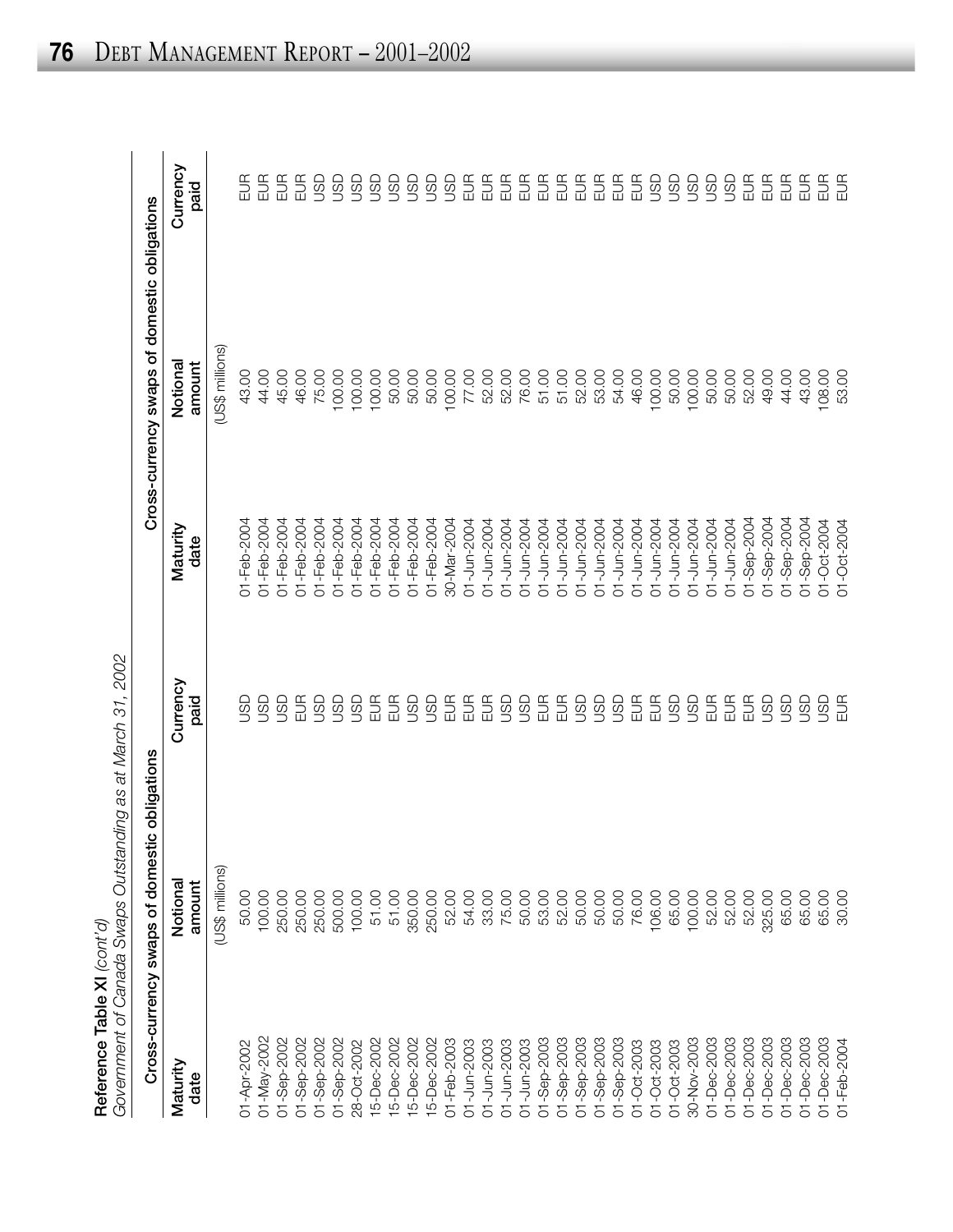**Reference Table XI** *(cont'd)*

*Government of Canada Swaps Outstanding as at March 31, 2002*

| Cross-currency swaps of domestic obligations | | | Cross-currency swaps of domestic obligations | | |
|---|---|---|---|---|---|
| Maturity date | Notional amount | Currency paid | Maturity date | Notional amount | Currency paid |
| | (US$ millions) | | | (US$ millions) | |
| 01-Apr-2002 | 50.00 | USD | 01-Feb-2004 | 43.00 | EUR |
| 01-May-2002 | 100.00 | USD | 01-Feb-2004 | 44.00 | EUR |
| 01-Sep-2002 | 250.00 | USD | 01-Feb-2004 | 45.00 | EUR |
| 01-Sep-2002 | 250.00 | EUR | 01-Feb-2004 | 46.00 | EUR |
| 01-Sep-2002 | 250.00 | USD | 01-Feb-2004 | 75.00 | USD |
| 01-Sep-2002 | 500.00 | USD | 01-Feb-2004 | 100.00 | USD |
| 28-Oct-2002 | 100.00 | USD | 01-Feb-2004 | 100.00 | USD |
| 15-Dec-2002 | 51.00 | EUR | 01-Feb-2004 | 100.00 | USD |
| 15-Dec-2002 | 51.00 | EUR | 01-Feb-2004 | 50.00 | USD |
| 15-Dec-2002 | 350.00 | EUR | 01-Feb-2004 | 50.00 | USD |
| 15-Dec-2002 | 250.00 | USD | 01-Feb-2004 | 50.00 | USD |
| 01-Feb-2003 | 52.00 | EUR | 30-Mar-2004 | 100.00 | USD |
| 01-Jun-2003 | 54.00 | EUR | 01-Jun-2004 | 77.00 | EUR |
| 01-Jun-2003 | 33.00 | EUR | 01-Jun-2004 | 52.00 | EUR |
| 01-Jun-2003 | 75.00 | USD | 01-Jun-2004 | 52.00 | EUR |
| 01-Jun-2003 | 50.00 | USD | 01-Jun-2004 | 76.00 | EUR |
| 01-Sep-2003 | 53.00 | EUR | 01-Jun-2004 | 51.00 | EUR |
| 01-Sep-2003 | 52.00 | EUR | 01-Jun-2004 | 51.00 | EUR |
| 01-Sep-2003 | 50.00 | USD | 01-Jun-2004 | 52.00 | EUR |
| 01-Sep-2003 | 50.00 | USD | 01-Jun-2004 | 53.00 | EUR |
| 01-Sep-2003 | 50.00 | USD | 01-Jun-2004 | 54.00 | EUR |
| 01-Oct-2003 | 76.00 | EUR | 01-Jun-2004 | 46.00 | EUR |
| 01-Oct-2003 | 106.00 | EUR | 01-Jun-2004 | 100.00 | USD |
| 01-Oct-2003 | 65.00 | USD | 01-Jun-2004 | 50.00 | USD |
| 30-Nov-2003 | 100.00 | USD | 01-Jun-2004 | 100.00 | USD |
| 01-Dec-2003 | 52.00 | EUR | 01-Jun-2004 | 50.00 | USD |
| 01-Dec-2003 | 52.00 | EUR | 01-Jun-2004 | 50.00 | USD |
| 01-Dec-2003 | 52.00 | EUR | 01-Sep-2004 | 52.00 | EUR |
| 01-Dec-2003 | 325.00 | USD | 01-Sep-2004 | 49.00 | EUR |
| 01-Dec-2003 | 65.00 | USD | 01-Sep-2004 | 44.00 | EUR |
| 01-Dec-2003 | 65.00 | USD | 01-Sep-2004 | 43.00 | EUR |
| 01-Dec-2003 | 65.00 | USD | 01-Oct-2004 | 108.00 | EUR |
| 01-Feb-2004 | 30.00 | EUR | 01-Oct-2004 | 53.00 | EUR |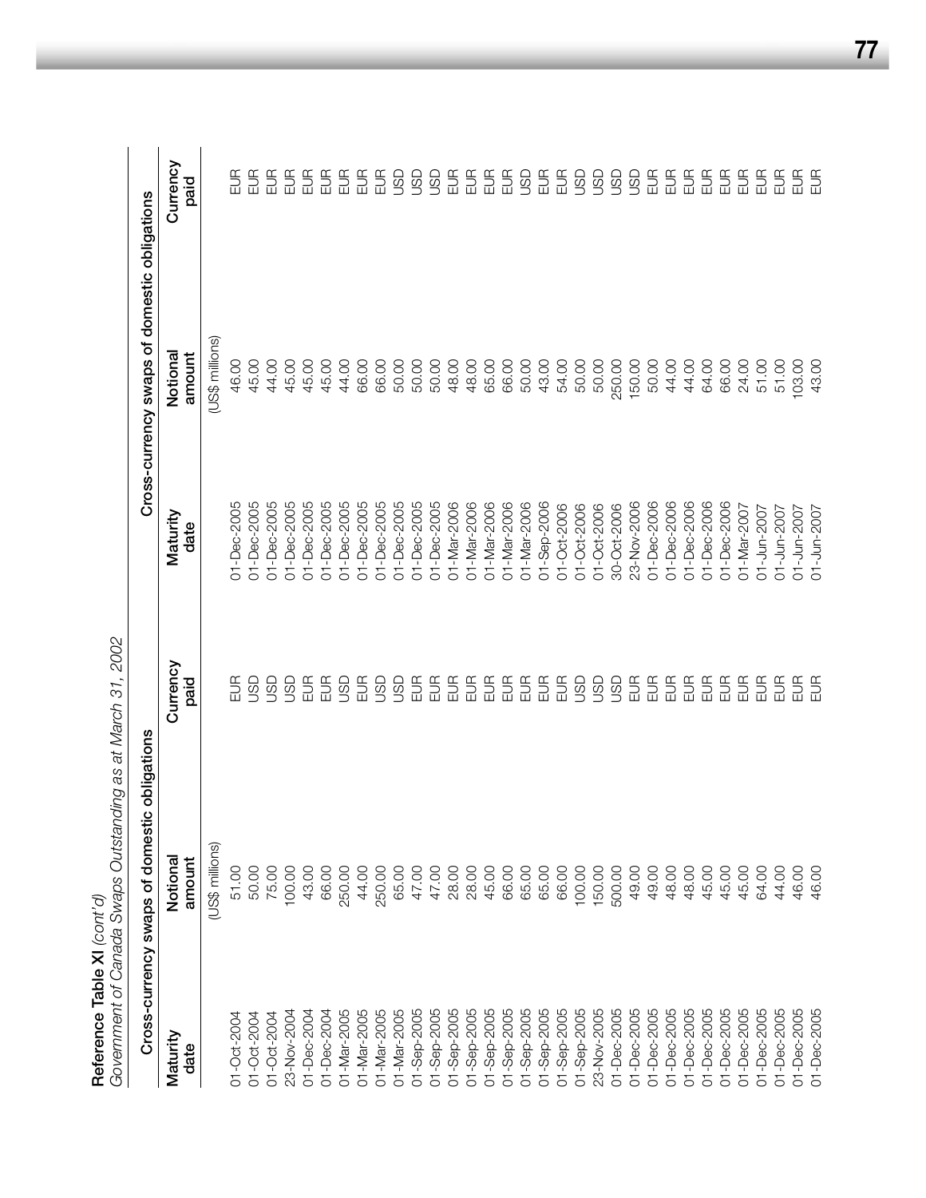**Reference Table XI** *(cont'd)*

*Government of Canada Swaps Outstanding as at March 31, 2002*

| Cross-currency swaps of domestic obligations | | | Cross-currency swaps of domestic obligations | | |
|---|---|---|---|---|---|
| Maturity date | Notional amount | Currency paid | Maturity date | Notional amount | Currency paid |
| | (US$ millions) | | | (US$ millions) | |
| 01-Oct-2004 | 51.00 | EUR | 01-Dec-2005 | 46.00 | EUR |
| 01-Oct-2004 | 50.00 | USD | 01-Dec-2005 | 45.00 | EUR |
| 01-Oct-2004 | 75.00 | USD | 01-Dec-2005 | 44.00 | EUR |
| 23-Nov-2004 | 100.00 | USD | 01-Dec-2005 | 45.00 | EUR |
| 01-Dec-2004 | 43.00 | EUR | 01-Dec-2005 | 45.00 | EUR |
| 01-Dec-2004 | 66.00 | EUR | 01-Dec-2005 | 45.00 | EUR |
| 01-Mar-2005 | 250.00 | USD | 01-Dec-2005 | 44.00 | EUR |
| 01-Mar-2005 | 44.00 | EUR | 01-Dec-2005 | 66.00 | EUR |
| 01-Mar-2005 | 250.00 | USD | 01-Dec-2005 | 66.00 | EUR |
| 01-Mar-2005 | 65.00 | USD | 01-Dec-2005 | 50.00 | USD |
| 01-Sep-2005 | 47.00 | EUR | 01-Dec-2005 | 50.00 | USD |
| 01-Sep-2005 | 47.00 | EUR | 01-Dec-2005 | 50.00 | USD |
| 01-Sep-2005 | 28.00 | EUR | 01-Mar-2006 | 48.00 | EUR |
| 01-Sep-2005 | 28.00 | EUR | 01-Mar-2006 | 48.00 | EUR |
| 01-Sep-2005 | 45.00 | EUR | 01-Mar-2006 | 65.00 | EUR |
| 01-Sep-2005 | 66.00 | EUR | 01-Mar-2006 | 66.00 | EUR |
| 01-Sep-2005 | 65.00 | EUR | 01-Mar-2006 | 50.00 | USD |
| 01-Sep-2005 | 65.00 | EUR | 01-Sep-2006 | 43.00 | EUR |
| 01-Sep-2005 | 66.00 | EUR | 01-Oct-2006 | 54.00 | EUR |
| 01-Sep-2005 | 100.00 | USD | 01-Oct-2006 | 50.00 | USD |
| 23-Nov-2005 | 150.00 | USD | 01-Oct-2006 | 50.00 | USD |
| 01-Dec-2005 | 500.00 | USD | 30-Oct-2006 | 250.00 | USD |
| 01-Dec-2005 | 49.00 | EUR | 23-Nov-2006 | 150.00 | USD |
| 01-Dec-2005 | 49.00 | EUR | 01-Dec-2006 | 50.00 | EUR |
| 01-Dec-2005 | 48.00 | EUR | 01-Dec-2006 | 44.00 | EUR |
| 01-Dec-2005 | 48.00 | EUR | 01-Dec-2006 | 44.00 | EUR |
| 01-Dec-2005 | 45.00 | EUR | 01-Dec-2006 | 64.00 | EUR |
| 01-Dec-2005 | 45.00 | EUR | 01-Dec-2006 | 66.00 | EUR |
| 01-Dec-2005 | 45.00 | EUR | 01-Mar-2007 | 24.00 | EUR |
| 01-Dec-2005 | 64.00 | EUR | 01-Jun-2007 | 51.00 | EUR |
| 01-Dec-2005 | 44.00 | EUR | 01-Jun-2007 | 103.00 | EUR |
| 01-Dec-2005 | 46.00 | EUR | 01-Jun-2007 | 43.00 | EUR |
| 01-Dec-2005 | 46.00 | EUR | | | |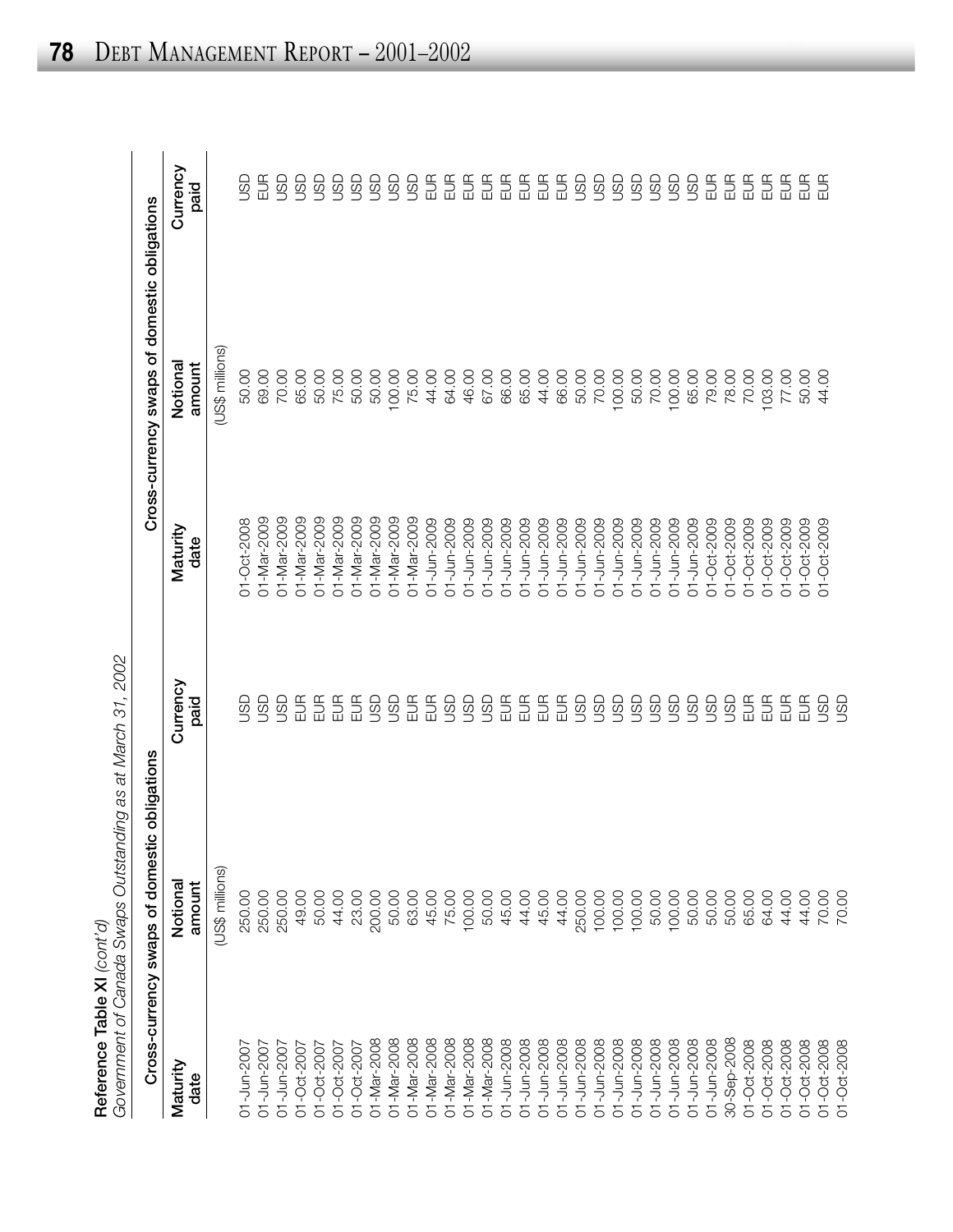**Reference Table XI** *(cont'd)*

*Government of Canada Swaps Outstanding as at March 31, 2002*

| Cross-currency swaps of domestic obligations | | | Cross-currency swaps of domestic obligations | | |
|---|---|---|---|---|---|
| Maturity date | Notional amount | Currency paid | Maturity date | Notional amount | Currency paid |
| | (US$ millions) | | | (US$ millions) | |
| 01-Jun-2007 | 250.00 | USD | 01-Oct-2008 | 50.00 | USD |
| 01-Jun-2007 | 250.00 | USD | 01-Mar-2009 | 69.00 | EUR |
| 01-Jun-2007 | 250.00 | USD | 01-Mar-2009 | 70.00 | USD |
| 01-Oct-2007 | 49.00 | EUR | 01-Mar-2009 | 65.00 | USD |
| 01-Oct-2007 | 50.00 | EUR | 01-Mar-2009 | 50.00 | USD |
| 01-Oct-2007 | 44.00 | EUR | 01-Mar-2009 | 75.00 | USD |
| 01-Oct-2007 | 23.00 | EUR | 01-Mar-2009 | 50.00 | USD |
| 01-Mar-2008 | 200.00 | USD | 01-Mar-2009 | 50.00 | USD |
| 01-Mar-2008 | 50.00 | USD | 01-Mar-2009 | 100.00 | USD |
| 01-Mar-2008 | 63.00 | EUR | 01-Mar-2009 | 75.00 | USD |
| 01-Mar-2008 | 45.00 | EUR | 01-Jun-2009 | 44.00 | EUR |
| 01-Mar-2008 | 75.00 | USD | 01-Jun-2009 | 64.00 | EUR |
| 01-Mar-2008 | 100.00 | USD | 01-Jun-2009 | 46.00 | EUR |
| 01-Mar-2008 | 50.00 | USD | 01-Jun-2009 | 67.00 | EUR |
| 01-Jun-2008 | 45.00 | EUR | 01-Jun-2009 | 66.00 | EUR |
| 01-Jun-2008 | 44.00 | EUR | 01-Jun-2009 | 65.00 | EUR |
| 01-Jun-2008 | 45.00 | EUR | 01-Jun-2009 | 44.00 | EUR |
| 01-Jun-2008 | 44.00 | EUR | 01-Jun-2009 | 66.00 | EUR |
| 01-Jun-2008 | 250.00 | USD | 01-Jun-2009 | 50.00 | USD |
| 01-Jun-2008 | 100.00 | USD | 01-Jun-2009 | 70.00 | USD |
| 01-Jun-2008 | 100.00 | USD | 01-Jun-2009 | 100.00 | USD |
| 01-Jun-2008 | 100.00 | USD | 01-Jun-2009 | 50.00 | USD |
| 01-Jun-2008 | 50.00 | USD | 01-Jun-2009 | 70.00 | USD |
| 01-Jun-2008 | 100.00 | USD | 01-Jun-2009 | 100.00 | USD |
| 01-Jun-2008 | 50.00 | USD | 01-Jun-2009 | 65.00 | USD |
| 01-Jun-2008 | 50.00 | USD | 01-Oct-2009 | 79.00 | EUR |
| 30-Sep-2008 | 50.00 | USD | 01-Oct-2009 | 78.00 | EUR |
| 01-Oct-2008 | 65.00 | EUR | 01-Oct-2009 | 70.00 | EUR |
| 01-Oct-2008 | 64.00 | EUR | 01-Oct-2009 | 103.00 | EUR |
| 01-Oct-2008 | 44.00 | EUR | 01-Oct-2009 | 77.00 | EUR |
| 01-Oct-2008 | 44.00 | EUR | 01-Oct-2009 | 50.00 | EUR |
| 01-Oct-2008 | 70.00 | USD | 01-Oct-2009 | 44.00 | EUR |
| 01-Oct-2008 | 70.00 | USD | | | |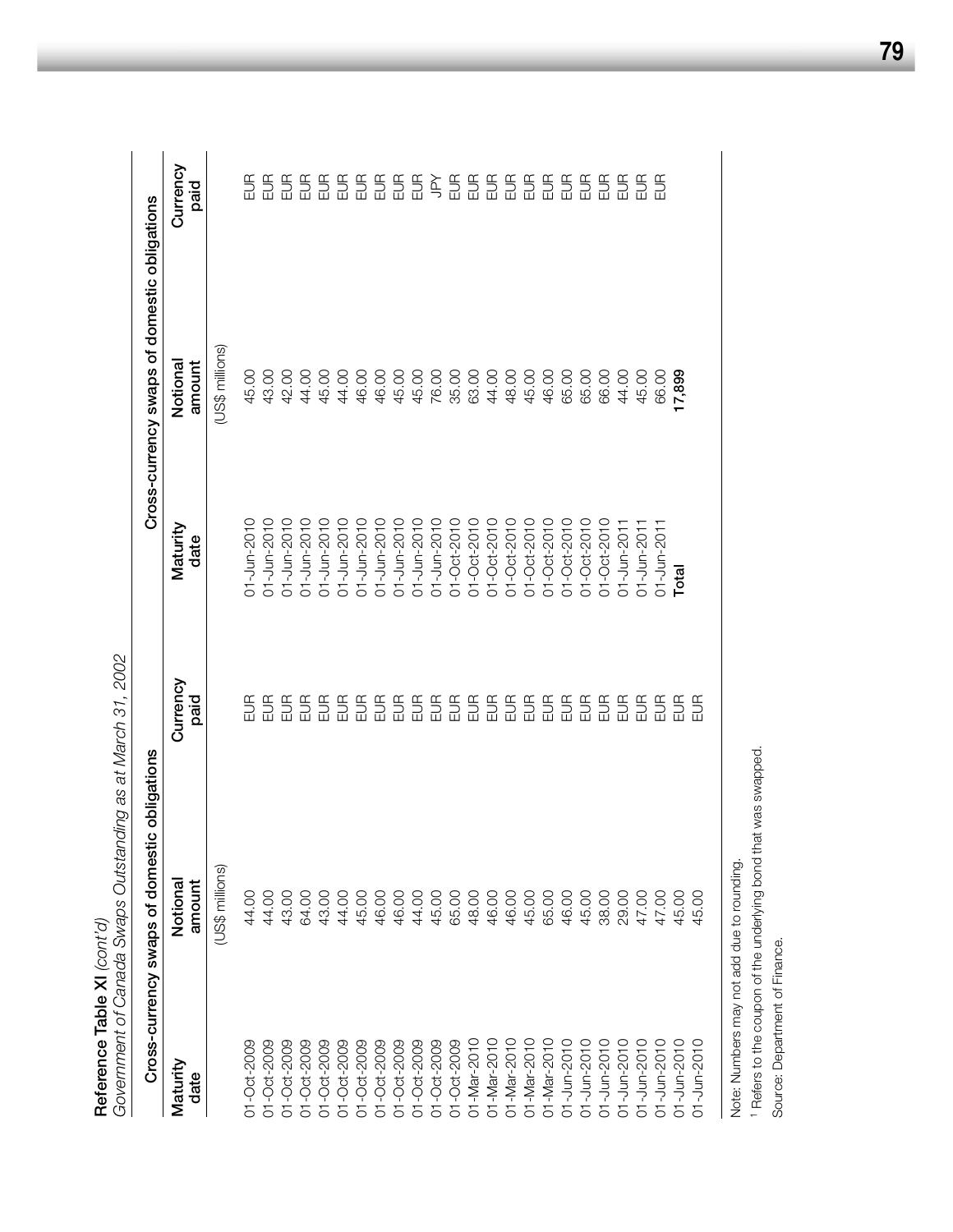**Reference Table XI** *(cont'd)*
*Government of Canada Swaps Outstanding as at March 31, 2002*

| Cross-currency swaps of domestic obligations | | | Cross-currency swaps of domestic obligations | | |
|---|---|---|---|---|---|
| Maturity date | Notional amount | Currency paid | Maturity date | Notional amount | Currency paid |
| | (US$ millions) | | | (US$ millions) | |
| 01-Oct-2009 | 44.00 | EUR | 01-Jun-2010 | 45.00 | EUR |
| 01-Oct-2009 | 44.00 | EUR | 01-Jun-2010 | 43.00 | EUR |
| 01-Oct-2009 | 43.00 | EUR | 01-Jun-2010 | 42.00 | EUR |
| 01-Oct-2009 | 64.00 | EUR | 01-Jun-2010 | 44.00 | EUR |
| 01-Oct-2009 | 43.00 | EUR | 01-Jun-2010 | 45.00 | EUR |
| 01-Oct-2009 | 44.00 | EUR | 01-Jun-2010 | 44.00 | EUR |
| 01-Oct-2009 | 45.00 | EUR | 01-Jun-2010 | 46.00 | EUR |
| 01-Oct-2009 | 46.00 | EUR | 01-Jun-2010 | 46.00 | EUR |
| 01-Oct-2009 | 46.00 | EUR | 01-Jun-2010 | 45.00 | EUR |
| 01-Oct-2009 | 44.00 | EUR | 01-Jun-2010 | 45.00 | EUR |
| 01-Oct-2009 | 45.00 | EUR | 01-Jun-2010 | 76.00 | JPY |
| 01-Oct-2009 | 65.00 | EUR | 01-Oct-2010 | 35.00 | EUR |
| 01-Mar-2010 | 48.00 | EUR | 01-Oct-2010 | 63.00 | EUR |
| 01-Mar-2010 | 46.00 | EUR | 01-Oct-2010 | 44.00 | EUR |
| 01-Mar-2010 | 46.00 | EUR | 01-Oct-2010 | 48.00 | EUR |
| 01-Mar-2010 | 45.00 | EUR | 01-Oct-2010 | 45.00 | EUR |
| 01-Mar-2010 | 65.00 | EUR | 01-Oct-2010 | 46.00 | EUR |
| 01-Jun-2010 | 46.00 | EUR | 01-Oct-2010 | 65.00 | EUR |
| 01-Jun-2010 | 45.00 | EUR | 01-Oct-2010 | 65.00 | EUR |
| 01-Jun-2010 | 38.00 | EUR | 01-Oct-2010 | 66.00 | EUR |
| 01-Jun-2010 | 29.00 | EUR | 01-Jun-2011 | 44.00 | EUR |
| 01-Jun-2010 | 47.00 | EUR | 01-Jun-2011 | 45.00 | EUR |
| 01-Jun-2010 | 45.00 | EUR | 01-Jun-2011 | 66.00 | EUR |
| 01-Jun-2010 | 45.00 | EUR | **Total** | **17,899** | |

Note: Numbers may not add due to rounding.

[1] Refers to the coupon of the underlying bond that was swapped.

Source: Department of Finance.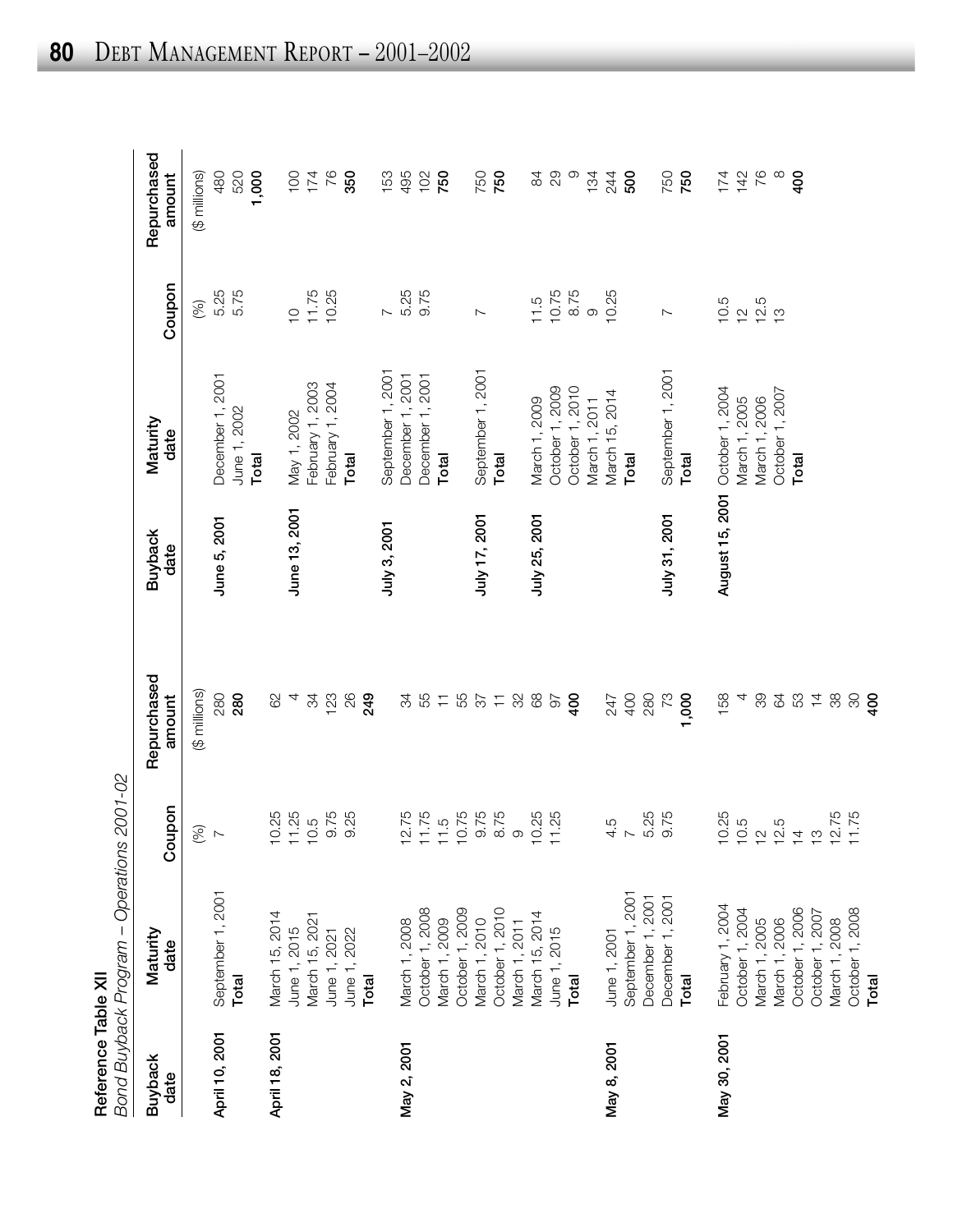**Reference Table XII**
*Bond Buyback Program – Operations 2001-02*

| Buyback date | Maturity date | Coupon | Repurchased amount |
|---|---|---|---|
| | | (%) | ($ millions) |
| **April 10, 2001** | September 1, 2001 | 7 | 280 |
| | **Total** | | **280** |
| **April 18, 2001** | March 15, 2014 | 10.25 | 62 |
| | June 1, 2015 | 11.25 | 4 |
| | March 15, 2021 | 10.5 | 34 |
| | June 1, 2021 | 9.75 | 123 |
| | June 1, 2022 | 9.25 | 26 |
| | **Total** | | **249** |
| **May 2, 2001** | March 1, 2008 | 12.75 | 34 |
| | October 1, 2008 | 11.75 | 55 |
| | March 1, 2009 | 11.5 | 11 |
| | October 1, 2009 | 10.75 | 55 |
| | March 1, 2010 | 9.75 | 37 |
| | October 1, 2010 | 8.75 | 11 |
| | March 1, 2011 | 9 | 32 |
| | March 15, 2014 | 10.25 | 68 |
| | June 1, 2015 | 11.25 | 97 |
| | **Total** | | **400** |
| **May 8, 2001** | June 1, 2001 | 4.5 | 247 |
| | September 1, 2001 | 7 | 400 |
| | December 1, 2001 | 5.25 | 280 |
| | December 1, 2001 | 9.75 | 73 |
| | **Total** | | **1,000** |
| **May 30, 2001** | February 1, 2004 | 10.25 | 158 |
| | October 1, 2004 | 10.5 | 4 |
| | March 1, 2005 | 12 | 39 |
| | March 1, 2006 | 12.5 | 64 |
| | October 1, 2006 | 14 | 53 |
| | October 1, 2007 | 13 | 14 |
| | March 1, 2008 | 12.75 | 38 |
| | October 1, 2008 | 11.75 | 30 |
| | **Total** | | **400** |
| **June 5, 2001** | December 1, 2001 | 5.25 | 480 |
| | June 1, 2002 | 5.75 | 520 |
| | **Total** | | **1,000** |
| **June 13, 2001** | May 1, 2002 | 10 | 100 |
| | February 1, 2003 | 11.75 | 174 |
| | February 1, 2004 | 10.25 | 76 |
| | **Total** | | **350** |
| **July 3, 2001** | September 1, 2001 | 7 | 153 |
| | December 1, 2001 | 5.25 | 495 |
| | December 1, 2001 | 9.75 | 102 |
| | **Total** | | **750** |
| **July 17, 2001** | September 1, 2001 | 7 | 750 |
| | **Total** | | **750** |
| **July 25, 2001** | March 1, 2009 | 11.5 | 84 |
| | October 1, 2009 | 10.75 | 29 |
| | October 1, 2010 | 8.75 | 9 |
| | March 1, 2011 | 9 | 134 |
| | March 15, 2014 | 10.25 | 244 |
| | **Total** | | **500** |
| **July 31, 2001** | September 1, 2001 | 7 | 750 |
| | **Total** | | **750** |
| **August 15, 2001** | October 1, 2004 | 10.5 | 174 |
| | March 1, 2005 | 12 | 142 |
| | March 1, 2006 | 12.5 | 76 |
| | October 1, 2007 | 13 | 8 |
| | **Total** | | **400** |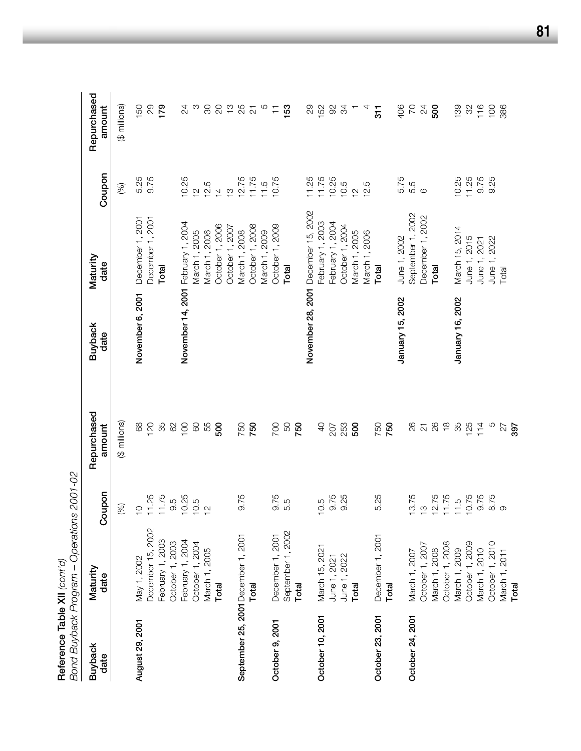**Reference Table XII** *(cont'd)*

*Bond Buyback Program – Operations 2001-02*

| Buyback date | Maturity date | Coupon | Repurchased amount |
|---|---|---|---|
| | | (%) | ($ millions) |
| **August 29, 2001** | May 1, 2002 | 10 | 68 |
| | December 15, 2002 | 11.25 | 120 |
| | February 1, 2003 | 11.75 | 35 |
| | October 1, 2003 | 9.5 | 62 |
| | February 1, 2004 | 10.25 | 100 |
| | October 1, 2004 | 10.5 | 60 |
| | March 1, 2005 | 12 | 55 |
| | **Total** | | **500** |
| **September 25, 2001** | December 1, 2001 | 9.75 | 750 |
| | **Total** | | **750** |
| **October 9, 2001** | December 1, 2001 | 9.75 | 700 |
| | September 1, 2002 | 5.5 | 50 |
| | **Total** | | **750** |
| **October 10, 2001** | March 15, 2021 | 10.5 | 40 |
| | June 1, 2021 | 9.75 | 207 |
| | June 1, 2022 | 9.25 | 253 |
| | **Total** | | **500** |
| **October 23, 2001** | December 1, 2001 | 5.25 | 750 |
| | **Total** | | **750** |
| **October 24, 2001** | March 1, 2007 | 13.75 | 26 |
| | October 1, 2007 | 13 | 21 |
| | March 1, 2008 | 12.75 | 26 |
| | October 1, 2008 | 11.75 | 18 |
| | March 1, 2009 | 11.5 | 35 |
| | October 1, 2009 | 10.75 | 125 |
| | March 1, 2010 | 9.75 | 114 |
| | October 1, 2010 | 8.75 | 5 |
| | March 1, 2011 | 9 | 27 |
| | **Total** | | **397** |
| **November 6, 2001** | December 1, 2001 | 5.25 | 150 |
| | December 1, 2001 | 9.75 | 29 |
| | **Total** | | **179** |
| **November 14, 2001** | February 1, 2004 | 10.25 | 24 |
| | March 1, 2005 | 12 | 3 |
| | March 1, 2006 | 12.5 | 30 |
| | October 1, 2006 | 14 | 20 |
| | October 1, 2007 | 13 | 13 |
| | March 1, 2008 | 12.75 | 25 |
| | October 1, 2008 | 11.75 | 21 |
| | March 1, 2009 | 11.5 | 5 |
| | October 1, 2009 | 10.75 | 11 |
| | **Total** | | **153** |
| **November 28, 2001** | December 15, 2002 | 11.25 | 29 |
| | February 1, 2003 | 11.75 | 152 |
| | February 1, 2004 | 10.25 | 92 |
| | October 1, 2004 | 10.5 | 34 |
| | March 1, 2005 | 12 | 1 |
| | March 1, 2006 | 12.5 | 4 |
| | **Total** | | **311** |
| **January 15, 2002** | June 1, 2002 | 5.75 | 406 |
| | September 1, 2002 | 5.5 | 70 |
| | December 1, 2002 | 6 | 24 |
| | **Total** | | **500** |
| **January 16, 2002** | March 15, 2014 | 10.25 | 139 |
| | June 1, 2015 | 11.25 | 32 |
| | June 1, 2021 | 9.75 | 116 |
| | June 1, 2022 | 9.25 | 100 |
| | Total | | 386 |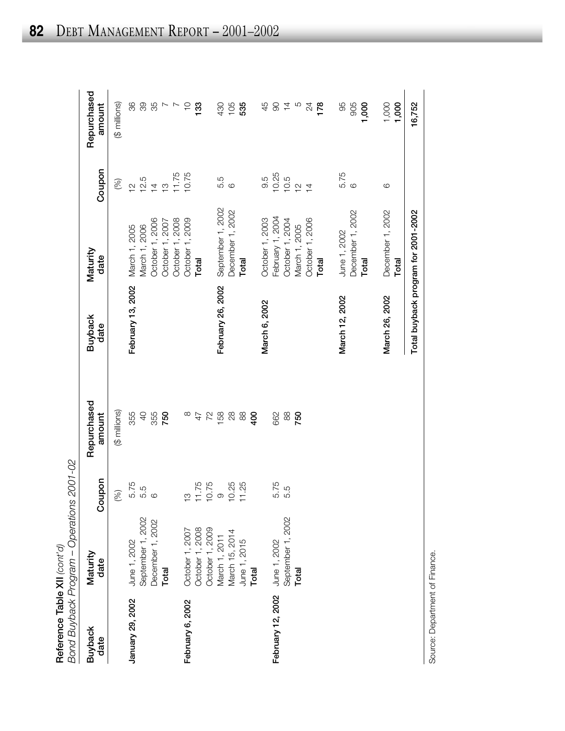**Reference Table XII** *(cont'd)*

*Bond Buyback Program – Operations 2001-02*

| Buyback date | Maturity date | Coupon | Repurchased amount |
|---|---|---|---|
| | | (%) | ($ millions) |
| **January 29, 2002** | June 1, 2002 | 5.75 | 355 |
| | September 1, 2002 | 5.5 | 40 |
| | December 1, 2002 | 6 | 355 |
| | **Total** | | **750** |
| **February 6, 2002** | October 1, 2007 | 13 | 8 |
| | October 1, 2008 | 11.75 | 47 |
| | October 1, 2009 | 10.75 | 72 |
| | March 1, 2011 | 9 | 158 |
| | March 15, 2014 | 10.25 | 28 |
| | June 1, 2015 | 11.25 | 88 |
| | **Total** | | **400** |
| **February 12, 2002** | June 1, 2002 | 5.75 | 662 |
| | September 1, 2002 | 5.5 | 88 |
| | **Total** | | **750** |
| **February 13, 2002** | March 1, 2005 | 12 | 36 |
| | March 1, 2006 | 12.5 | 39 |
| | October 1, 2006 | 14 | 35 |
| | October 1, 2007 | 13 | 7 |
| | October 1, 2008 | 11.75 | 7 |
| | October 1, 2009 | 10.75 | 10 |
| | **Total** | | **133** |
| **February 26, 2002** | September 1, 2002 | 5.5 | 430 |
| | December 1, 2002 | 6 | 105 |
| | **Total** | | **535** |
| **March 6, 2002** | October 1, 2003 | 9.5 | 45 |
| | February 1, 2004 | 10.25 | 90 |
| | October 1, 2004 | 10.5 | 14 |
| | March 1, 2005 | 12 | 5 |
| | October 1, 2006 | 14 | 24 |
| | **Total** | | **178** |
| **March 12, 2002** | June 1, 2002 | 5.75 | 95 |
| | December 1, 2002 | 6 | 905 |
| | **Total** | | **1,000** |
| **March 26, 2002** | December 1, 2002 | 6 | 1,000 |
| | **Total** | | **1,000** |
| **Total buyback program for 2001-2002** | | | **16,752** |

Source: Department of Finance.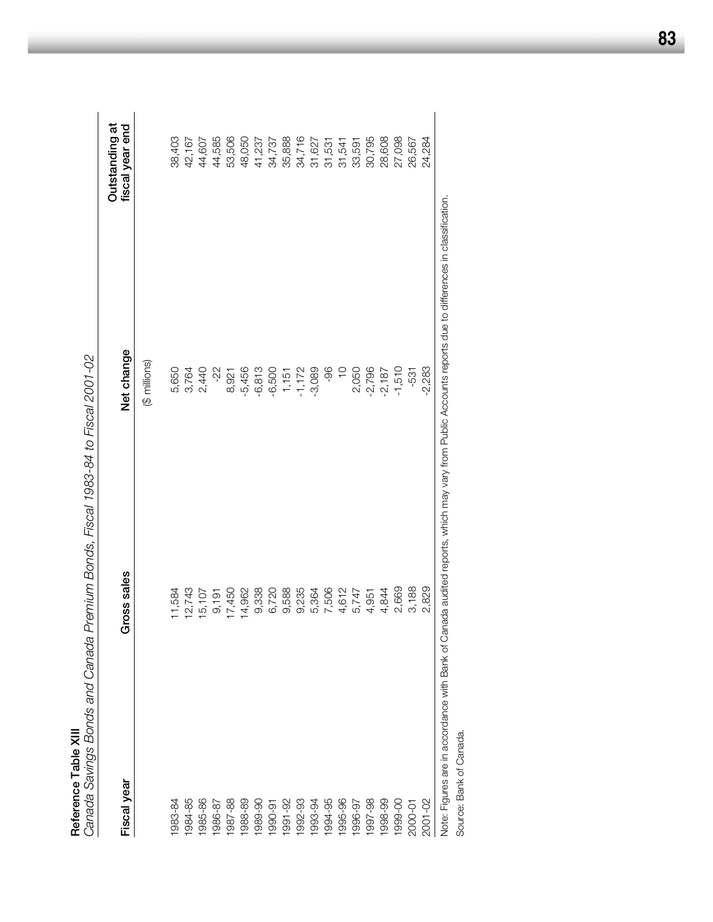## Reference Table XIII

*Canada Savings Bonds and Canada Premium Bonds, Fiscal 1983-84 to Fiscal 2001-02*

| Fiscal year | Gross sales | Net change | Outstanding at fiscal year end |
|---|---|---|---|
| | | ($ millions) | |
| 1983-84 | 11,584 | 5,650 | 38,403 |
| 1984-85 | 12,743 | 3,764 | 42,167 |
| 1985-86 | 15,107 | 2,440 | 44,607 |
| 1986-87 | 9,191 | -22 | 44,585 |
| 1987-88 | 17,450 | 8,921 | 53,506 |
| 1988-89 | 14,962 | -5,456 | 48,050 |
| 1989-90 | 9,338 | -6,813 | 41,237 |
| 1990-91 | 6,720 | -6,500 | 34,737 |
| 1991-92 | 9,588 | 1,151 | 35,888 |
| 1992-93 | 9,235 | -1,172 | 34,716 |
| 1993-94 | 5,364 | -3,089 | 31,627 |
| 1994-95 | 7,506 | -96 | 31,531 |
| 1995-96 | 4,612 | 10 | 31,541 |
| 1996-97 | 5,747 | 2,050 | 33,591 |
| 1997-98 | 4,951 | -2,796 | 30,795 |
| 1998-99 | 4,844 | -2,187 | 28,608 |
| 1999-00 | 2,669 | -1,510 | 27,098 |
| 2000-01 | 3,188 | -531 | 26,567 |
| 2001-02 | 2,829 | -2,283 | 24,284 |

Note: Figures are in accordance with Bank of Canada audited reports, which may vary from Public Accounts reports due to differences in classification.

Source: Bank of Canada.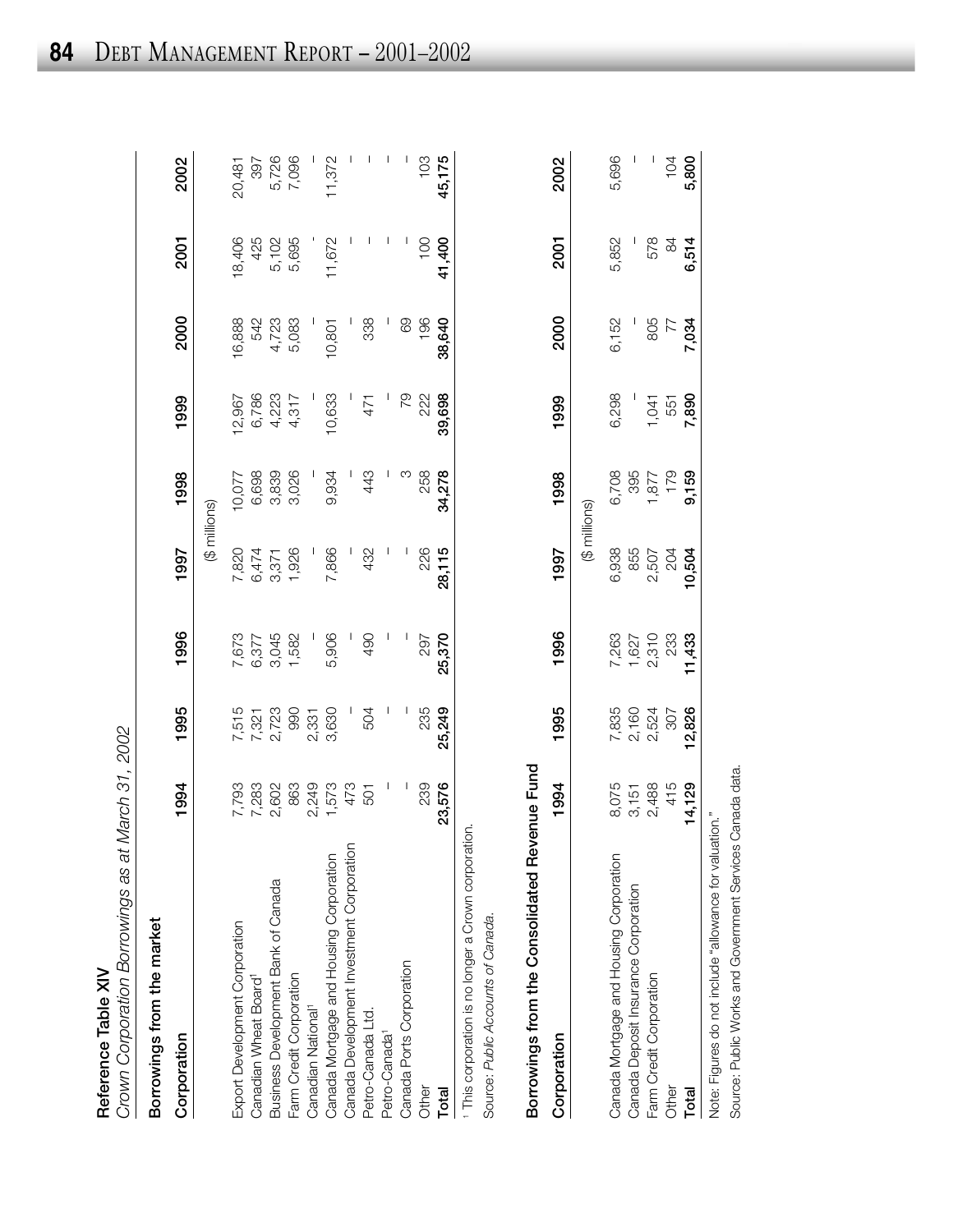**Reference Table XIV**

*Crown Corporation Borrowings as at March 31, 2002*

**Borrowings from the market**

| Corporation | 1994 | 1995 | 1996 | 1997 | 1998 | 1999 | 2000 | 2001 | 2002 |
|---|---|---|---|---|---|---|---|---|---|
| | | | | | ($ millions) | | | | |
| Export Development Corporation | 7,793 | 7,515 | 7,673 | 7,820 | 10,077 | 12,967 | 16,888 | 18,406 | 20,481 |
| Canadian Wheat Board[1] | 7,283 | 7,321 | 6,377 | 6,474 | 6,698 | 6,786 | 542 | 425 | 397 |
| Business Development Bank of Canada | 2,602 | 2,723 | 3,045 | 3,371 | 3,839 | 4,223 | 4,723 | 5,102 | 5,726 |
| Farm Credit Corporation | 863 | 990 | 1,582 | 1,926 | 3,026 | 4,317 | 5,083 | 5,695 | 7,096 |
| Canadian National[1] | 2,249 | 2,331 | – | – | – | – | – | – | – |
| Canada Mortgage and Housing Corporation | 1,573 | 3,630 | 5,906 | 7,866 | 9,934 | 10,633 | 10,801 | 11,672 | 11,372 |
| Canada Development Investment Corporation | 473 | – | – | – | – | – | – | – | – |
| Petro-Canada Ltd. | 501 | 504 | 490 | 432 | 443 | 471 | 338 | – | – |
| Petro-Canada[1] | – | – | – | – | – | – | – | – | – |
| Canada Ports Corporation | – | – | – | – | 3 | 79 | 69 | – | – |
| Other | 239 | 235 | 297 | 226 | 258 | 222 | 196 | 100 | 103 |
| **Total** | **23,576** | **25,249** | **25,370** | **28,115** | **34,278** | **39,698** | **38,640** | **41,400** | **45,175** |

[1] This corporation is no longer a Crown corporation.

Source: *Public Accounts of Canada*.

**Borrowings from the Consolidated Revenue Fund**

| Corporation | 1994 | 1995 | 1996 | 1997 | 1998 | 1999 | 2000 | 2001 | 2002 |
|---|---|---|---|---|---|---|---|---|---|
| | | | | | ($ millions) | | | | |
| Canada Mortgage and Housing Corporation | 8,075 | 7,835 | 7,263 | 6,938 | 6,708 | 6,298 | 6,152 | 5,852 | 5,696 |
| Canada Deposit Insurance Corporation | 3,151 | 2,160 | 1,627 | 855 | 395 | – | – | – | – |
| Farm Credit Corporation | 2,488 | 2,524 | 2,310 | 2,507 | 1,877 | 1,041 | 805 | 578 | – |
| Other | 415 | 307 | 233 | 204 | 179 | 551 | 77 | 84 | 104 |
| **Total** | **14,129** | **12,826** | **11,433** | **10,504** | **9,159** | **7,890** | **7,034** | **6,514** | **5,800** |

Note: Figures do not include "allowance for valuation."

Source: Public Works and Government Services Canada data.